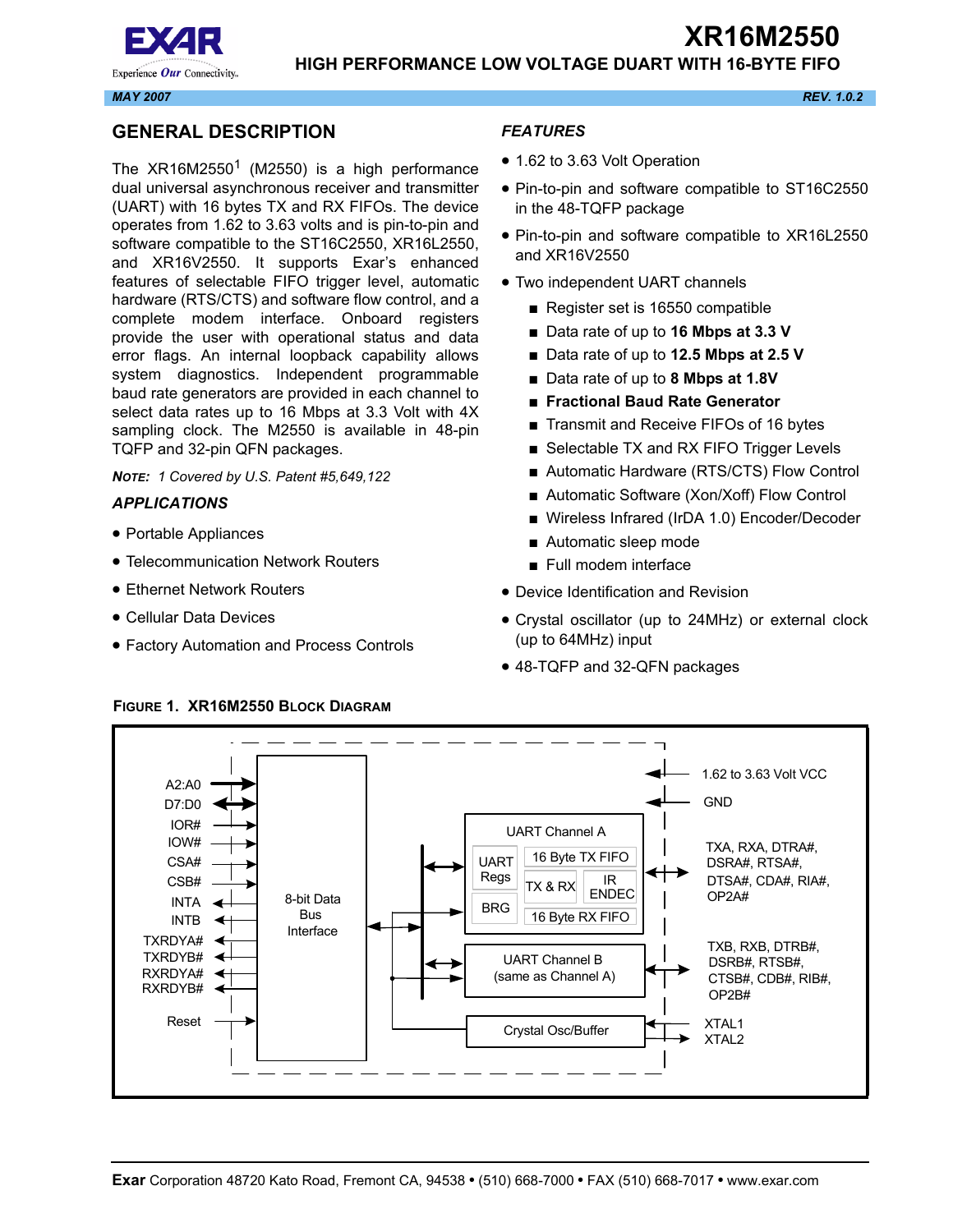# XR16M2550

## HIGH PERFORMANCE LOW VOLTAGE DUART WITH 16-BYTE FIFO

*MAY 2007* *REV. 1.0.2*

## GENERAL DESCRIPTION

The XR16M2550[1] (M2550) is a high performance dual universal asynchronous receiver and transmitter (UART) with 16 bytes TX and RX FIFOs. The device operates from 1.62 to 3.63 volts and is pin-to-pin and software compatible to the ST16C2550, XR16L2550, and XR16V2550. It supports Exar's enhanced features of selectable FIFO trigger level, automatic hardware (RTS/CTS) and software flow control, and a complete modem interface. Onboard registers provide the user with operational status and data error flags. An internal loopback capability allows system diagnostics. Independent programmable baud rate generators are provided in each channel to select data rates up to 16 Mbps at 3.3 Volt with 4X sampling clock. The M2550 is available in 48-pin TQFP and 32-pin QFN packages.

**NOTE:** *1 Covered by U.S. Patent #5,649,122*

### *APPLICATIONS*

- Portable Appliances
- Telecommunication Network Routers
- Ethernet Network Routers
- Cellular Data Devices
- Factory Automation and Process Controls

### *FEATURES*

- 1.62 to 3.63 Volt Operation
- Pin-to-pin and software compatible to ST16C2550 in the 48-TQFP package
- Pin-to-pin and software compatible to XR16L2550 and XR16V2550
- Two independent UART channels
  - Register set is 16550 compatible
  - Data rate of up to **16 Mbps at 3.3 V**
  - Data rate of up to **12.5 Mbps at 2.5 V**
  - Data rate of up to **8 Mbps at 1.8V**
  - **Fractional Baud Rate Generator**
  - Transmit and Receive FIFOs of 16 bytes
  - Selectable TX and RX FIFO Trigger Levels
  - Automatic Hardware (RTS/CTS) Flow Control
  - Automatic Software (Xon/Xoff) Flow Control
  - Wireless Infrared (IrDA 1.0) Encoder/Decoder
  - Automatic sleep mode
  - Full modem interface
- Device Identification and Revision
- Crystal oscillator (up to 24MHz) or external clock (up to 64MHz) input
- 48-TQFP and 32-QFN packages

**FIGURE 1. XR16M2550 BLOCK DIAGRAM**

A2:A0, D7:D0, IOR#, IOW#, CSA#, CSB#, INTA, INTB, TXRDYA#, TXRDYB#, RXRDYA#, RXRDYB#, Reset — 8-bit Data Bus Interface — UART Channel A (UART Regs, BRG, 16 Byte TX FIFO, TX & RX, IR ENDEC, 16 Byte RX FIFO) — UART Channel B (same as Channel A) — Crystal Osc/Buffer

1.62 to 3.63 Volt VCC; GND; TXA, RXA, DTRA#, DSRA#, RTSA#, DTSA#, CDA#, RIA#, OP2A#; TXB, RXB, DTRB#, DSRB#, RTSB#, CTSB#, CDB#, RIB#, OP2B#; XTAL1; XTAL2

**Exar** Corporation 48720 Kato Road, Fremont CA, 94538 • (510) 668-7000 • FAX (510) 668-7017 • www.exar.com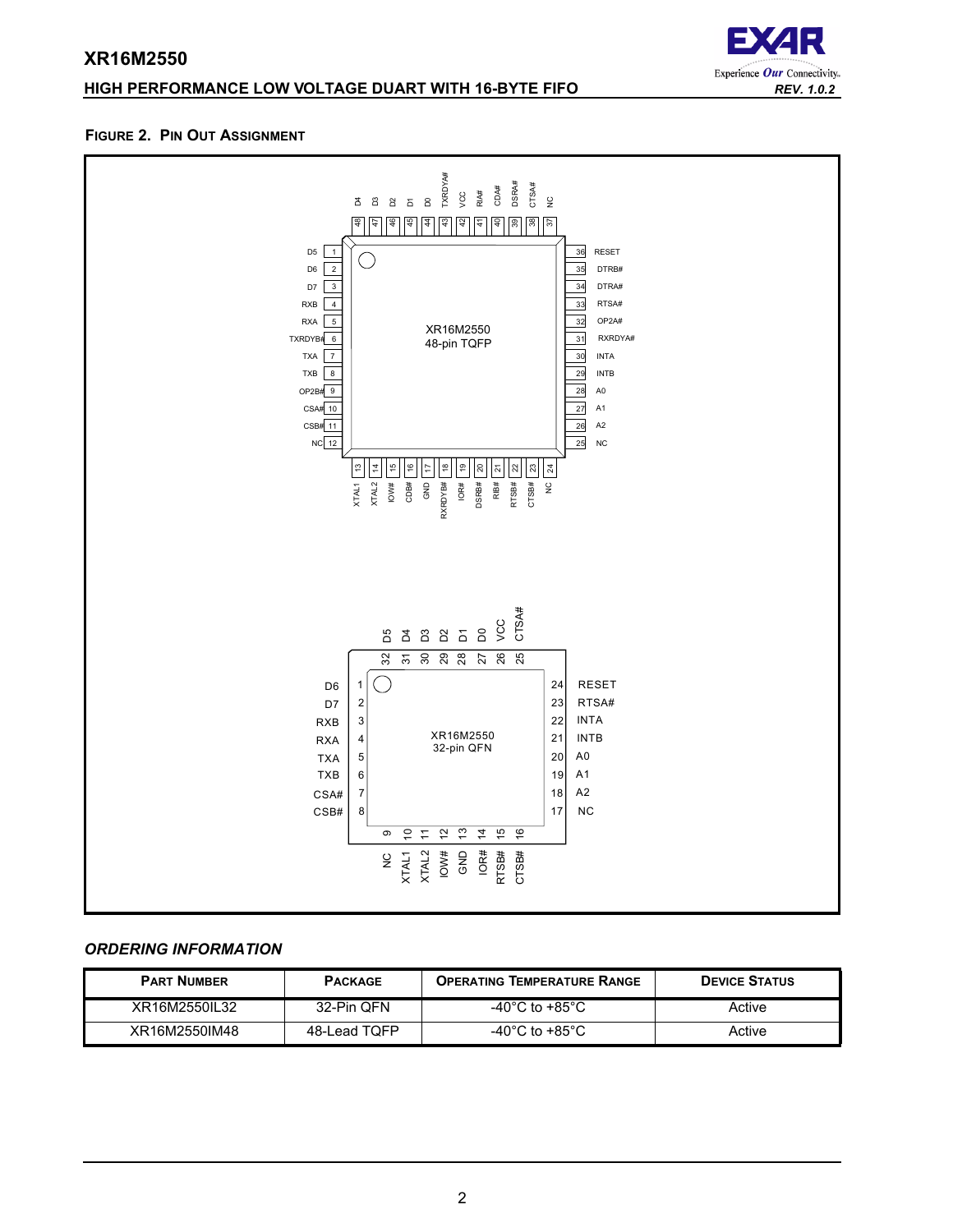**FIGURE 2. PIN OUT ASSIGNMENT**

### ORDERING INFORMATION

| PART NUMBER | PACKAGE | OPERATING TEMPERATURE RANGE | DEVICE STATUS |
|---|---|---|---|
| XR16M2550IL32 | 32-Pin QFN | -40°C to +85°C | Active |
| XR16M2550IM48 | 48-Lead TQFP | -40°C to +85°C | Active |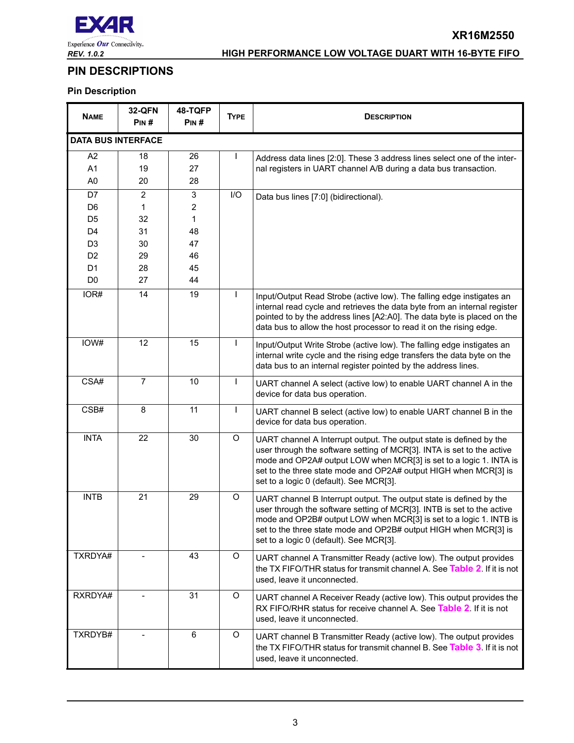## PIN DESCRIPTIONS

### Pin Description

| NAME | 32-QFN PIN # | 48-TQFP PIN # | TYPE | DESCRIPTION |
|---|---|---|---|---|
| **DATA BUS INTERFACE** | | | | |
| A2<br>A1<br>A0 | 18<br>19<br>20 | 26<br>27<br>28 | I | Address data lines [2:0]. These 3 address lines select one of the internal registers in UART channel A/B during a data bus transaction. |
| D7<br>D6<br>D5<br>D4<br>D3<br>D2<br>D1<br>D0 | 2<br>1<br>32<br>31<br>30<br>29<br>28<br>27 | 3<br>2<br>1<br>48<br>47<br>46<br>45<br>44 | I/O | Data bus lines [7:0] (bidirectional). |
| IOR# | 14 | 19 | I | Input/Output Read Strobe (active low). The falling edge instigates an internal read cycle and retrieves the data byte from an internal register pointed to by the address lines [A2:A0]. The data byte is placed on the data bus to allow the host processor to read it on the rising edge. |
| IOW# | 12 | 15 | I | Input/Output Write Strobe (active low). The falling edge instigates an internal write cycle and the rising edge transfers the data byte on the data bus to an internal register pointed by the address lines. |
| CSA# | 7 | 10 | I | UART channel A select (active low) to enable UART channel A in the device for data bus operation. |
| CSB# | 8 | 11 | I | UART channel B select (active low) to enable UART channel B in the device for data bus operation. |
| INTA | 22 | 30 | O | UART channel A Interrupt output. The output state is defined by the user through the software setting of MCR[3]. INTA is set to the active mode and OP2A# output LOW when MCR[3] is set to a logic 1. INTA is set to the three state mode and OP2A# output HIGH when MCR[3] is set to a logic 0 (default). See MCR[3]. |
| INTB | 21 | 29 | O | UART channel B Interrupt output. The output state is defined by the user through the software setting of MCR[3]. INTB is set to the active mode and OP2B# output LOW when MCR[3] is set to a logic 1. INTB is set to the three state mode and OP2B# output HIGH when MCR[3] is set to a logic 0 (default). See MCR[3]. |
| TXRDYA# | - | 43 | O | UART channel A Transmitter Ready (active low). The output provides the TX FIFO/THR status for transmit channel A. See Table 2. If it is not used, leave it unconnected. |
| RXRDYA# | - | 31 | O | UART channel A Receiver Ready (active low). This output provides the RX FIFO/RHR status for receive channel A. See Table 2. If it is not used, leave it unconnected. |
| TXRDYB# | - | 6 | O | UART channel B Transmitter Ready (active low). The output provides the TX FIFO/THR status for transmit channel B. See Table 3. If it is not used, leave it unconnected. |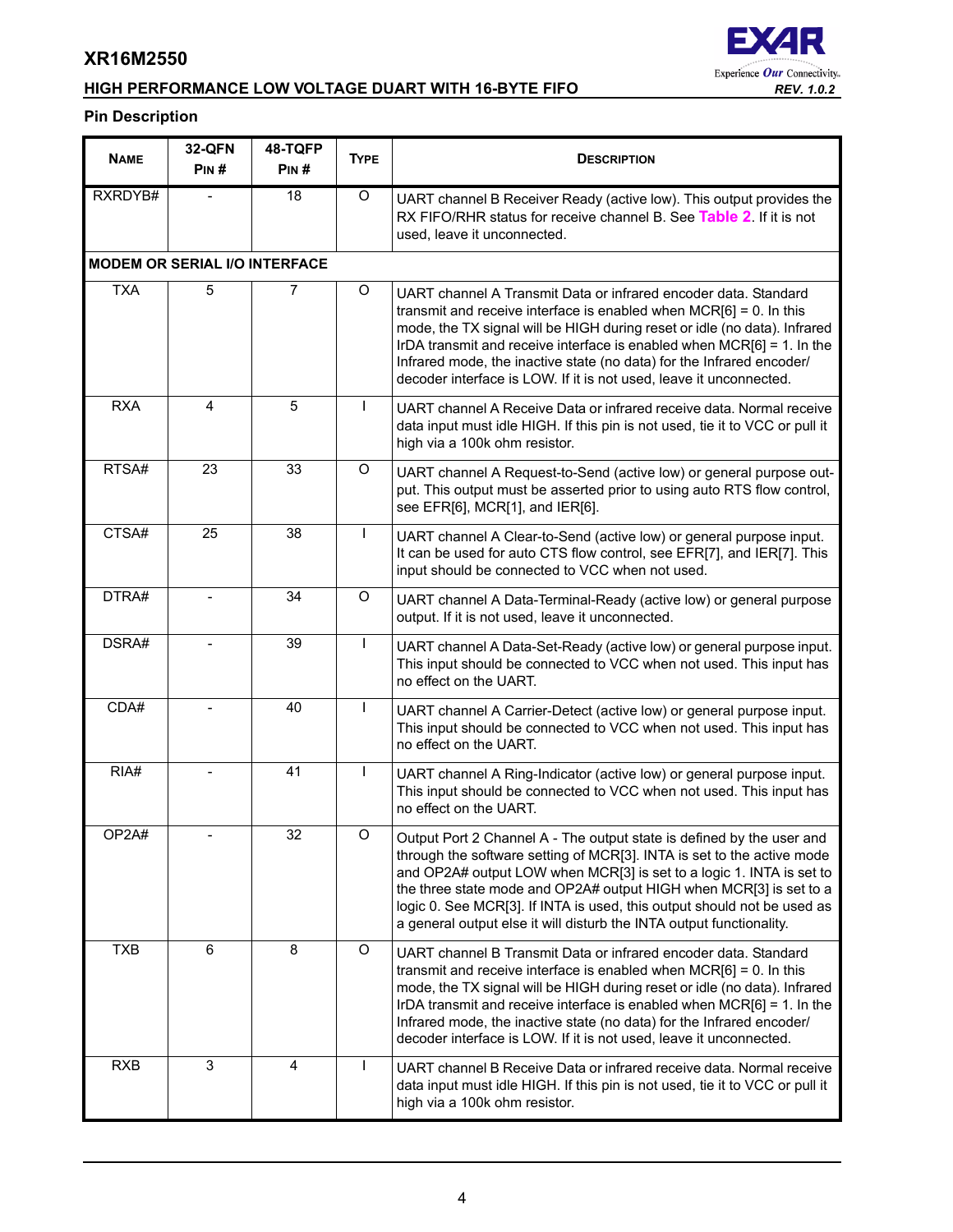### Pin Description

| Name | 32-QFN Pin # | 48-TQFP Pin # | Type | Description |
|---|---|---|---|---|
| RXRDYB# | - | 18 | O | UART channel B Receiver Ready (active low). This output provides the RX FIFO/RHR status for receive channel B. See Table 2. If it is not used, leave it unconnected. |
| **MODEM OR SERIAL I/O INTERFACE** | | | | |
| TXA | 5 | 7 | O | UART channel A Transmit Data or infrared encoder data. Standard transmit and receive interface is enabled when MCR[6] = 0. In this mode, the TX signal will be HIGH during reset or idle (no data). Infrared IrDA transmit and receive interface is enabled when MCR[6] = 1. In the Infrared mode, the inactive state (no data) for the Infrared encoder/decoder interface is LOW. If it is not used, leave it unconnected. |
| RXA | 4 | 5 | I | UART channel A Receive Data or infrared receive data. Normal receive data input must idle HIGH. If this pin is not used, tie it to VCC or pull it high via a 100k ohm resistor. |
| RTSA# | 23 | 33 | O | UART channel A Request-to-Send (active low) or general purpose output. This output must be asserted prior to using auto RTS flow control, see EFR[6], MCR[1], and IER[6]. |
| CTSA# | 25 | 38 | I | UART channel A Clear-to-Send (active low) or general purpose input. It can be used for auto CTS flow control, see EFR[7], and IER[7]. This input should be connected to VCC when not used. |
| DTRA# | - | 34 | O | UART channel A Data-Terminal-Ready (active low) or general purpose output. If it is not used, leave it unconnected. |
| DSRA# | - | 39 | I | UART channel A Data-Set-Ready (active low) or general purpose input. This input should be connected to VCC when not used. This input has no effect on the UART. |
| CDA# | - | 40 | I | UART channel A Carrier-Detect (active low) or general purpose input. This input should be connected to VCC when not used. This input has no effect on the UART. |
| RIA# | - | 41 | I | UART channel A Ring-Indicator (active low) or general purpose input. This input should be connected to VCC when not used. This input has no effect on the UART. |
| OP2A# | - | 32 | O | Output Port 2 Channel A - The output state is defined by the user and through the software setting of MCR[3]. INTA is set to the active mode and OP2A# output LOW when MCR[3] is set to a logic 1. INTA is set to the three state mode and OP2A# output HIGH when MCR[3] is set to a logic 0. See MCR[3]. If INTA is used, this output should not be used as a general output else it will disturb the INTA output functionality. |
| TXB | 6 | 8 | O | UART channel B Transmit Data or infrared encoder data. Standard transmit and receive interface is enabled when MCR[6] = 0. In this mode, the TX signal will be HIGH during reset or idle (no data). Infrared IrDA transmit and receive interface is enabled when MCR[6] = 1. In the Infrared mode, the inactive state (no data) for the Infrared encoder/decoder interface is LOW. If it is not used, leave it unconnected. |
| RXB | 3 | 4 | I | UART channel B Receive Data or infrared receive data. Normal receive data input must idle HIGH. If this pin is not used, tie it to VCC or pull it high via a 100k ohm resistor. |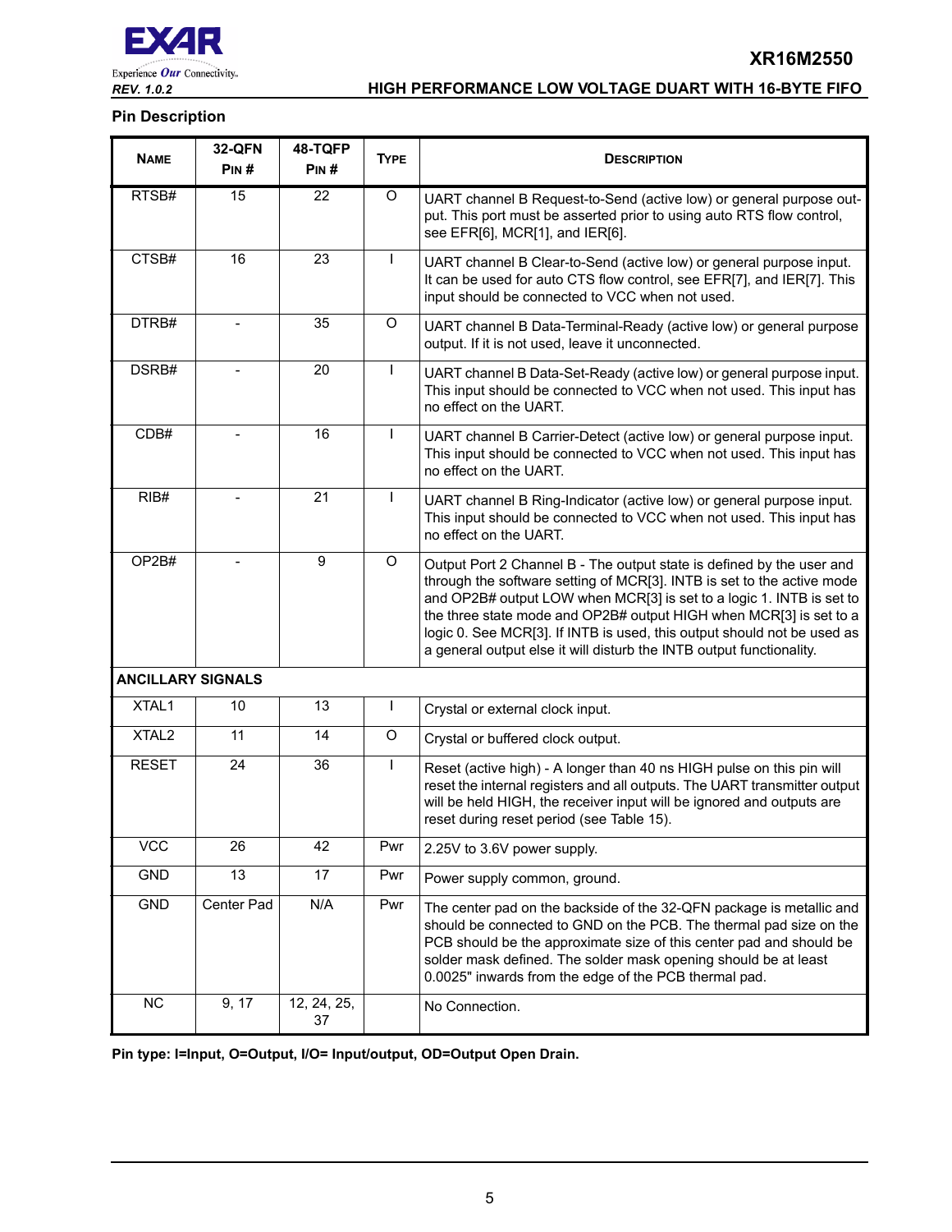## Pin Description

| Name | 32-QFN Pin # | 48-TQFP Pin # | Type | Description |
|---|---|---|---|---|
| RTSB# | 15 | 22 | O | UART channel B Request-to-Send (active low) or general purpose output. This port must be asserted prior to using auto RTS flow control, see EFR[6], MCR[1], and IER[6]. |
| CTSB# | 16 | 23 | I | UART channel B Clear-to-Send (active low) or general purpose input. It can be used for auto CTS flow control, see EFR[7], and IER[7]. This input should be connected to VCC when not used. |
| DTRB# | - | 35 | O | UART channel B Data-Terminal-Ready (active low) or general purpose output. If it is not used, leave it unconnected. |
| DSRB# | - | 20 | I | UART channel B Data-Set-Ready (active low) or general purpose input. This input should be connected to VCC when not used. This input has no effect on the UART. |
| CDB# | - | 16 | I | UART channel B Carrier-Detect (active low) or general purpose input. This input should be connected to VCC when not used. This input has no effect on the UART. |
| RIB# | - | 21 | I | UART channel B Ring-Indicator (active low) or general purpose input. This input should be connected to VCC when not used. This input has no effect on the UART. |
| OP2B# | - | 9 | O | Output Port 2 Channel B - The output state is defined by the user and through the software setting of MCR[3]. INTB is set to the active mode and OP2B# output LOW when MCR[3] is set to a logic 1. INTB is set to the three state mode and OP2B# output HIGH when MCR[3] is set to a logic 0. See MCR[3]. If INTB is used, this output should not be used as a general output else it will disturb the INTB output functionality. |
| **ANCILLARY SIGNALS** | | | | |
| XTAL1 | 10 | 13 | I | Crystal or external clock input. |
| XTAL2 | 11 | 14 | O | Crystal or buffered clock output. |
| RESET | 24 | 36 | I | Reset (active high) - A longer than 40 ns HIGH pulse on this pin will reset the internal registers and all outputs. The UART transmitter output will be held HIGH, the receiver input will be ignored and outputs are reset during reset period (see Table 15). |
| VCC | 26 | 42 | Pwr | 2.25V to 3.6V power supply. |
| GND | 13 | 17 | Pwr | Power supply common, ground. |
| GND | Center Pad | N/A | Pwr | The center pad on the backside of the 32-QFN package is metallic and should be connected to GND on the PCB. The thermal pad size on the PCB should be the approximate size of this center pad and should be solder mask defined. The solder mask opening should be at least 0.0025" inwards from the edge of the PCB thermal pad. |
| NC | 9, 17 | 12, 24, 25, 37 | | No Connection. |

**Pin type: I=Input, O=Output, I/O= Input/output, OD=Output Open Drain.**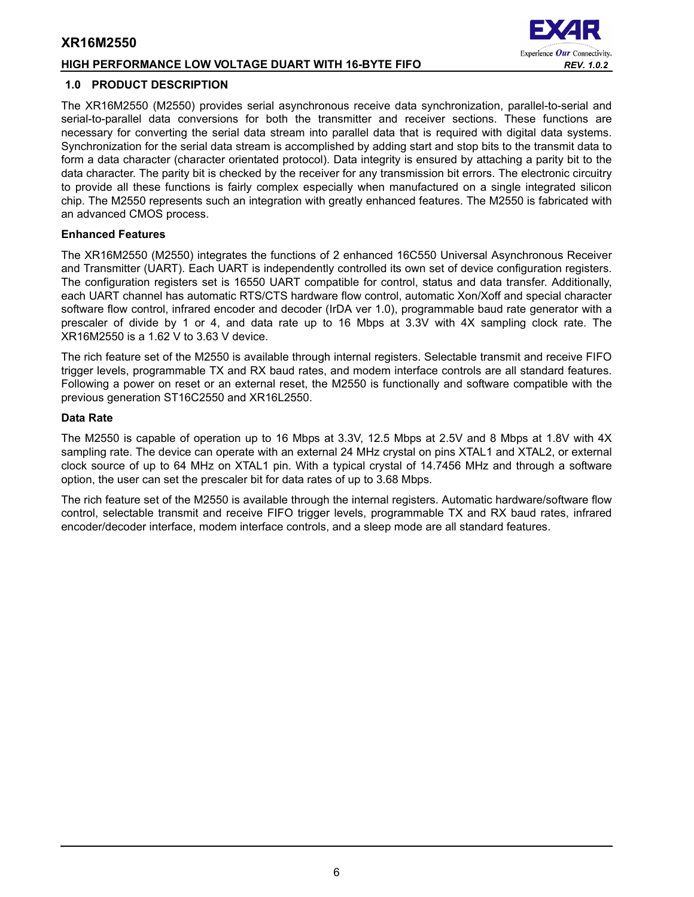## 1.0 PRODUCT DESCRIPTION

The XR16M2550 (M2550) provides serial asynchronous receive data synchronization, parallel-to-serial and serial-to-parallel data conversions for both the transmitter and receiver sections. These functions are necessary for converting the serial data stream into parallel data that is required with digital data systems. Synchronization for the serial data stream is accomplished by adding start and stop bits to the transmit data to form a data character (character orientated protocol). Data integrity is ensured by attaching a parity bit to the data character. The parity bit is checked by the receiver for any transmission bit errors. The electronic circuitry to provide all these functions is fairly complex especially when manufactured on a single integrated silicon chip. The M2550 represents such an integration with greatly enhanced features. The M2550 is fabricated with an advanced CMOS process.

**Enhanced Features**

The XR16M2550 (M2550) integrates the functions of 2 enhanced 16C550 Universal Asynchronous Receiver and Transmitter (UART). Each UART is independently controlled its own set of device configuration registers. The configuration registers set is 16550 UART compatible for control, status and data transfer. Additionally, each UART channel has automatic RTS/CTS hardware flow control, automatic Xon/Xoff and special character software flow control, infrared encoder and decoder (IrDA ver 1.0), programmable baud rate generator with a prescaler of divide by 1 or 4, and data rate up to 16 Mbps at 3.3V with 4X sampling clock rate. The XR16M2550 is a 1.62 V to 3.63 V device.

The rich feature set of the M2550 is available through internal registers. Selectable transmit and receive FIFO trigger levels, programmable TX and RX baud rates, and modem interface controls are all standard features. Following a power on reset or an external reset, the M2550 is functionally and software compatible with the previous generation ST16C2550 and XR16L2550.

**Data Rate**

The M2550 is capable of operation up to 16 Mbps at 3.3V, 12.5 Mbps at 2.5V and 8 Mbps at 1.8V with 4X sampling rate. The device can operate with an external 24 MHz crystal on pins XTAL1 and XTAL2, or external clock source of up to 64 MHz on XTAL1 pin. With a typical crystal of 14.7456 MHz and through a software option, the user can set the prescaler bit for data rates of up to 3.68 Mbps.

The rich feature set of the M2550 is available through the internal registers. Automatic hardware/software flow control, selectable transmit and receive FIFO trigger levels, programmable TX and RX baud rates, infrared encoder/decoder interface, modem interface controls, and a sleep mode are all standard features.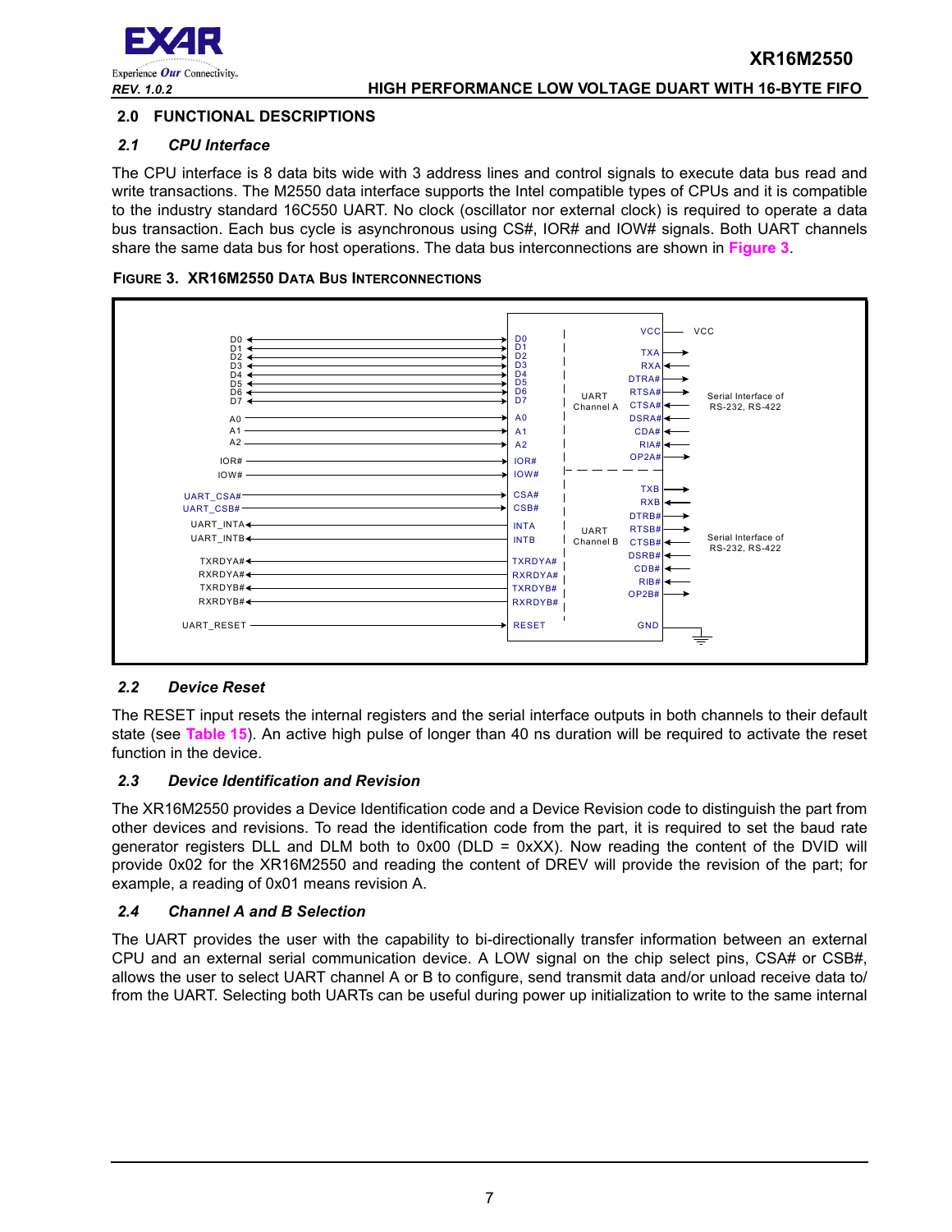## 2.0 FUNCTIONAL DESCRIPTIONS

### *2.1 CPU Interface*

The CPU interface is 8 data bits wide with 3 address lines and control signals to execute data bus read and write transactions. The M2550 data interface supports the Intel compatible types of CPUs and it is compatible to the industry standard 16C550 UART. No clock (oscillator nor external clock) is required to operate a data bus transaction. Each bus cycle is asynchronous using CS#, IOR# and IOW# signals. Both UART channels share the same data bus for host operations. The data bus interconnections are shown in **Figure 3**.

**FIGURE 3. XR16M2550 DATA BUS INTERCONNECTIONS**

### *2.2 Device Reset*

The RESET input resets the internal registers and the serial interface outputs in both channels to their default state (see **Table 15**). An active high pulse of longer than 40 ns duration will be required to activate the reset function in the device.

### *2.3 Device Identification and Revision*

The XR16M2550 provides a Device Identification code and a Device Revision code to distinguish the part from other devices and revisions. To read the identification code from the part, it is required to set the baud rate generator registers DLL and DLM both to 0x00 (DLD = 0xXX). Now reading the content of the DVID will provide 0x02 for the XR16M2550 and reading the content of DREV will provide the revision of the part; for example, a reading of 0x01 means revision A.

### *2.4 Channel A and B Selection*

The UART provides the user with the capability to bi-directionally transfer information between an external CPU and an external serial communication device. A LOW signal on the chip select pins, CSA# or CSB#, allows the user to select UART channel A or B to configure, send transmit data and/or unload receive data to/ from the UART. Selecting both UARTs can be useful during power up initialization to write to the same internal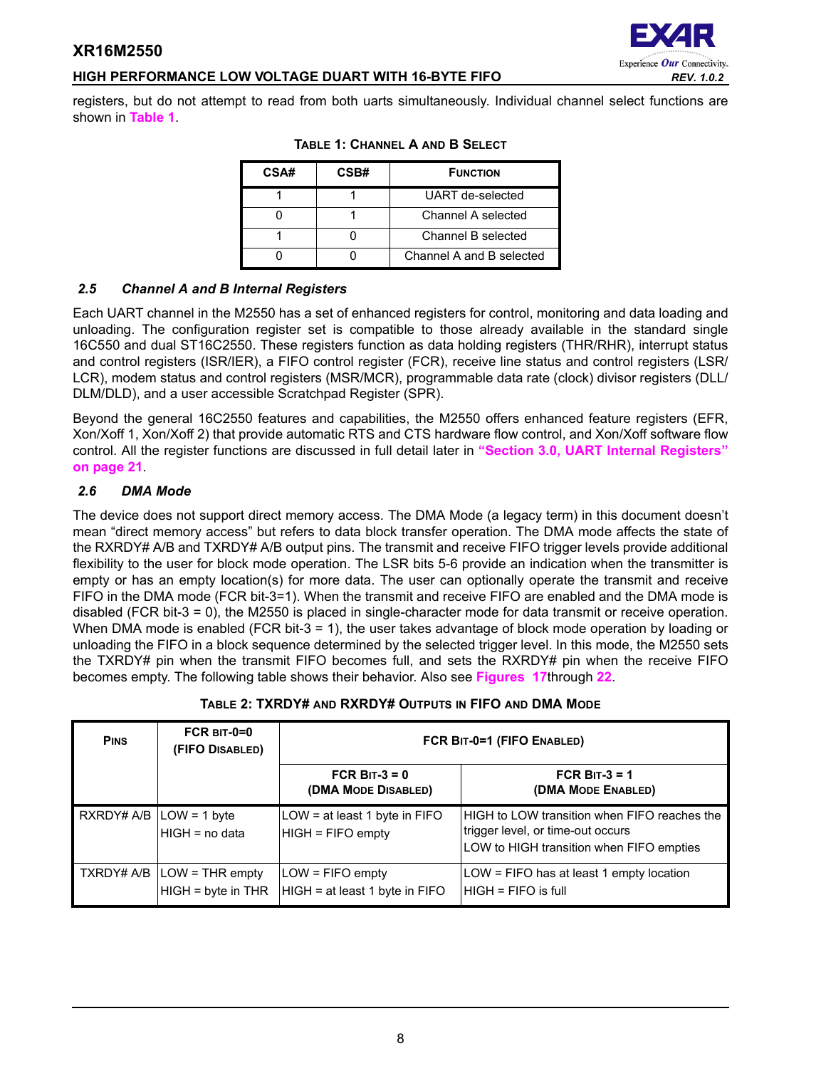registers, but do not attempt to read from both uarts simultaneously. Individual channel select functions are shown in Table 1.

**TABLE 1: CHANNEL A AND B SELECT**

| CSA# | CSB# | FUNCTION |
|---|---|---|
| 1 | 1 | UART de-selected |
| 0 | 1 | Channel A selected |
| 1 | 0 | Channel B selected |
| 0 | 0 | Channel A and B selected |

### 2.5 Channel A and B Internal Registers

Each UART channel in the M2550 has a set of enhanced registers for control, monitoring and data loading and unloading. The configuration register set is compatible to those already available in the standard single 16C550 and dual ST16C2550. These registers function as data holding registers (THR/RHR), interrupt status and control registers (ISR/IER), a FIFO control register (FCR), receive line status and control registers (LSR/LCR), modem status and control registers (MSR/MCR), programmable data rate (clock) divisor registers (DLL/DLM/DLD), and a user accessible Scratchpad Register (SPR).

Beyond the general 16C2550 features and capabilities, the M2550 offers enhanced feature registers (EFR, Xon/Xoff 1, Xon/Xoff 2) that provide automatic RTS and CTS hardware flow control, and Xon/Xoff software flow control. All the register functions are discussed in full detail later in **"Section 3.0, UART Internal Registers" on page 21**.

### 2.6 DMA Mode

The device does not support direct memory access. The DMA Mode (a legacy term) in this document doesn't mean "direct memory access" but refers to data block transfer operation. The DMA mode affects the state of the RXRDY# A/B and TXRDY# A/B output pins. The transmit and receive FIFO trigger levels provide additional flexibility to the user for block mode operation. The LSR bits 5-6 provide an indication when the transmitter is empty or has an empty location(s) for more data. The user can optionally operate the transmit and receive FIFO in the DMA mode (FCR bit-3=1). When the transmit and receive FIFO are enabled and the DMA mode is disabled (FCR bit-3 = 0), the M2550 is placed in single-character mode for data transmit or receive operation. When DMA mode is enabled (FCR bit-3 = 1), the user takes advantage of block mode operation by loading or unloading the FIFO in a block sequence determined by the selected trigger level. In this mode, the M2550 sets the TXRDY# pin when the transmit FIFO becomes full, and sets the RXRDY# pin when the receive FIFO becomes empty. The following table shows their behavior. Also see **Figures 17** through **22**.

**TABLE 2: TXRDY# AND RXRDY# OUTPUTS IN FIFO AND DMA MODE**

| PINS | FCR BIT-0=0 (FIFO DISABLED) | FCR BIT-0=1 (FIFO ENABLED) | |
|---|---|---|---|
| | | FCR BIT-3 = 0 (DMA MODE DISABLED) | FCR BIT-3 = 1 (DMA MODE ENABLED) |
| RXRDY# A/B | LOW = 1 byte<br>HIGH = no data | LOW = at least 1 byte in FIFO<br>HIGH = FIFO empty | HIGH to LOW transition when FIFO reaches the trigger level, or time-out occurs<br>LOW to HIGH transition when FIFO empties |
| TXRDY# A/B | LOW = THR empty<br>HIGH = byte in THR | LOW = FIFO empty<br>HIGH = at least 1 byte in FIFO | LOW = FIFO has at least 1 empty location<br>HIGH = FIFO is full |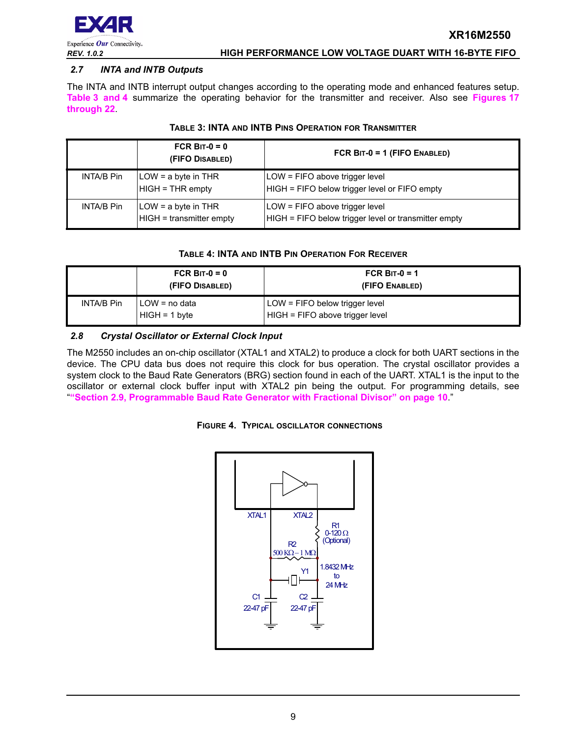## 2.7 INTA and INTB Outputs

The INTA and INTB interrupt output changes according to the operating mode and enhanced features setup. **Table 3 and 4** summarize the operating behavior for the transmitter and receiver. Also see **Figures 17 through 22**.

**TABLE 3: INTA AND INTB PINS OPERATION FOR TRANSMITTER**

| | FCR BIT-0 = 0 (FIFO DISABLED) | FCR BIT-0 = 1 (FIFO ENABLED) |
|---|---|---|
| INTA/B Pin | LOW = a byte in THR<br>HIGH = THR empty | LOW = FIFO above trigger level<br>HIGH = FIFO below trigger level or FIFO empty |
| INTA/B Pin | LOW = a byte in THR<br>HIGH = transmitter empty | LOW = FIFO above trigger level<br>HIGH = FIFO below trigger level or transmitter empty |

**TABLE 4: INTA AND INTB PIN OPERATION FOR RECEIVER**

| | FCR BIT-0 = 0 (FIFO DISABLED) | FCR BIT-0 = 1 (FIFO ENABLED) |
|---|---|---|
| INTA/B Pin | LOW = no data<br>HIGH = 1 byte | LOW = FIFO below trigger level<br>HIGH = FIFO above trigger level |

## 2.8 Crystal Oscillator or External Clock Input

The M2550 includes an on-chip oscillator (XTAL1 and XTAL2) to produce a clock for both UART sections in the device. The CPU data bus does not require this clock for bus operation. The crystal oscillator provides a system clock to the Baud Rate Generators (BRG) section found in each of the UART. XTAL1 is the input to the oscillator or external clock buffer input with XTAL2 pin being the output. For programming details, see "**"Section 2.9, Programmable Baud Rate Generator with Fractional Divisor" on page 10**."

**FIGURE 4. TYPICAL OSCILLATOR CONNECTIONS**

XTAL1 XTAL2 R1 0-120 Ω (Optional) R2 500 KΩ – 1 MΩ Y1 1.8432 MHz to 24 MHz C1 22-47 pF C2 22-47 pF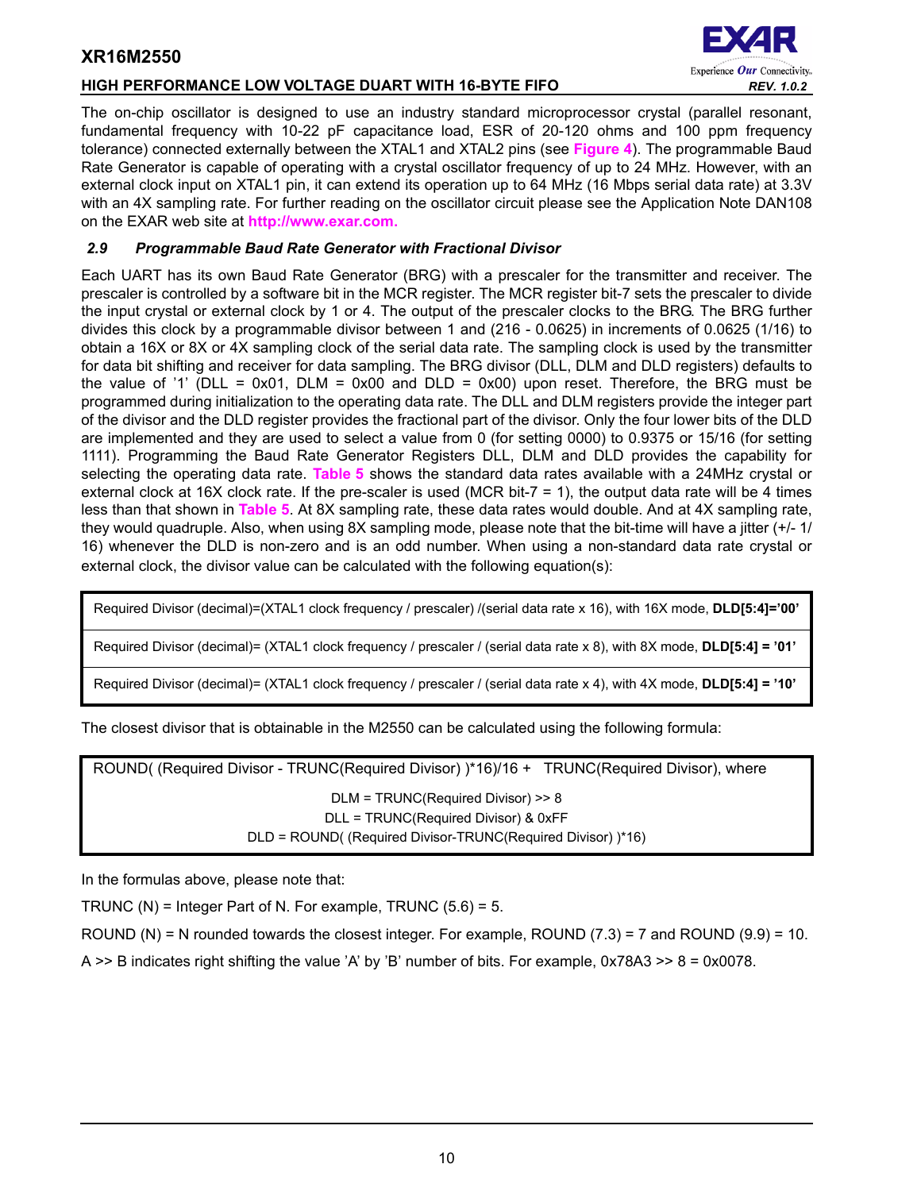The on-chip oscillator is designed to use an industry standard microprocessor crystal (parallel resonant, fundamental frequency with 10-22 pF capacitance load, ESR of 20-120 ohms and 100 ppm frequency tolerance) connected externally between the XTAL1 and XTAL2 pins (see **Figure 4**). The programmable Baud Rate Generator is capable of operating with a crystal oscillator frequency of up to 24 MHz. However, with an external clock input on XTAL1 pin, it can extend its operation up to 64 MHz (16 Mbps serial data rate) at 3.3V with an 4X sampling rate. For further reading on the oscillator circuit please see the Application Note DAN108 on the EXAR web site at **http://www.exar.com.**

### *2.9 Programmable Baud Rate Generator with Fractional Divisor*

Each UART has its own Baud Rate Generator (BRG) with a prescaler for the transmitter and receiver. The prescaler is controlled by a software bit in the MCR register. The MCR register bit-7 sets the prescaler to divide the input crystal or external clock by 1 or 4. The output of the prescaler clocks to the BRG. The BRG further divides this clock by a programmable divisor between 1 and (216 - 0.0625) in increments of 0.0625 (1/16) to obtain a 16X or 8X or 4X sampling clock of the serial data rate. The sampling clock is used by the transmitter for data bit shifting and receiver for data sampling. The BRG divisor (DLL, DLM and DLD registers) defaults to the value of '1' (DLL = 0x01, DLM = 0x00 and DLD = 0x00) upon reset. Therefore, the BRG must be programmed during initialization to the operating data rate. The DLL and DLM registers provide the integer part of the divisor and the DLD register provides the fractional part of the divisor. Only the four lower bits of the DLD are implemented and they are used to select a value from 0 (for setting 0000) to 0.9375 or 15/16 (for setting 1111). Programming the Baud Rate Generator Registers DLL, DLM and DLD provides the capability for selecting the operating data rate. **Table 5** shows the standard data rates available with a 24MHz crystal or external clock at 16X clock rate. If the pre-scaler is used (MCR bit-7 = 1), the output data rate will be 4 times less than that shown in **Table 5**. At 8X sampling rate, these data rates would double. And at 4X sampling rate, they would quadruple. Also, when using 8X sampling mode, please note that the bit-time will have a jitter (+/- 1/16) whenever the DLD is non-zero and is an odd number. When using a non-standard data rate crystal or external clock, the divisor value can be calculated with the following equation(s):

| |
|---|
| Required Divisor (decimal)=(XTAL1 clock frequency / prescaler) /(serial data rate x 16), with 16X mode, **DLD[5:4]='00'** |
| Required Divisor (decimal)= (XTAL1 clock frequency / prescaler / (serial data rate x 8), with 8X mode, **DLD[5:4] = '01'** |
| Required Divisor (decimal)= (XTAL1 clock frequency / prescaler / (serial data rate x 4), with 4X mode, **DLD[5:4] = '10'** |

The closest divisor that is obtainable in the M2550 can be calculated using the following formula:

| |
|---|
| ROUND( (Required Divisor - TRUNC(Required Divisor) )*16)/16 + TRUNC(Required Divisor), where<br>DLM = TRUNC(Required Divisor) >> 8<br>DLL = TRUNC(Required Divisor) & 0xFF<br>DLD = ROUND( (Required Divisor-TRUNC(Required Divisor) )*16) |

In the formulas above, please note that:

TRUNC (N) = Integer Part of N. For example, TRUNC (5.6) = 5.

ROUND (N) = N rounded towards the closest integer. For example, ROUND (7.3) = 7 and ROUND (9.9) = 10.

A >> B indicates right shifting the value 'A' by 'B' number of bits. For example, 0x78A3 >> 8 = 0x0078.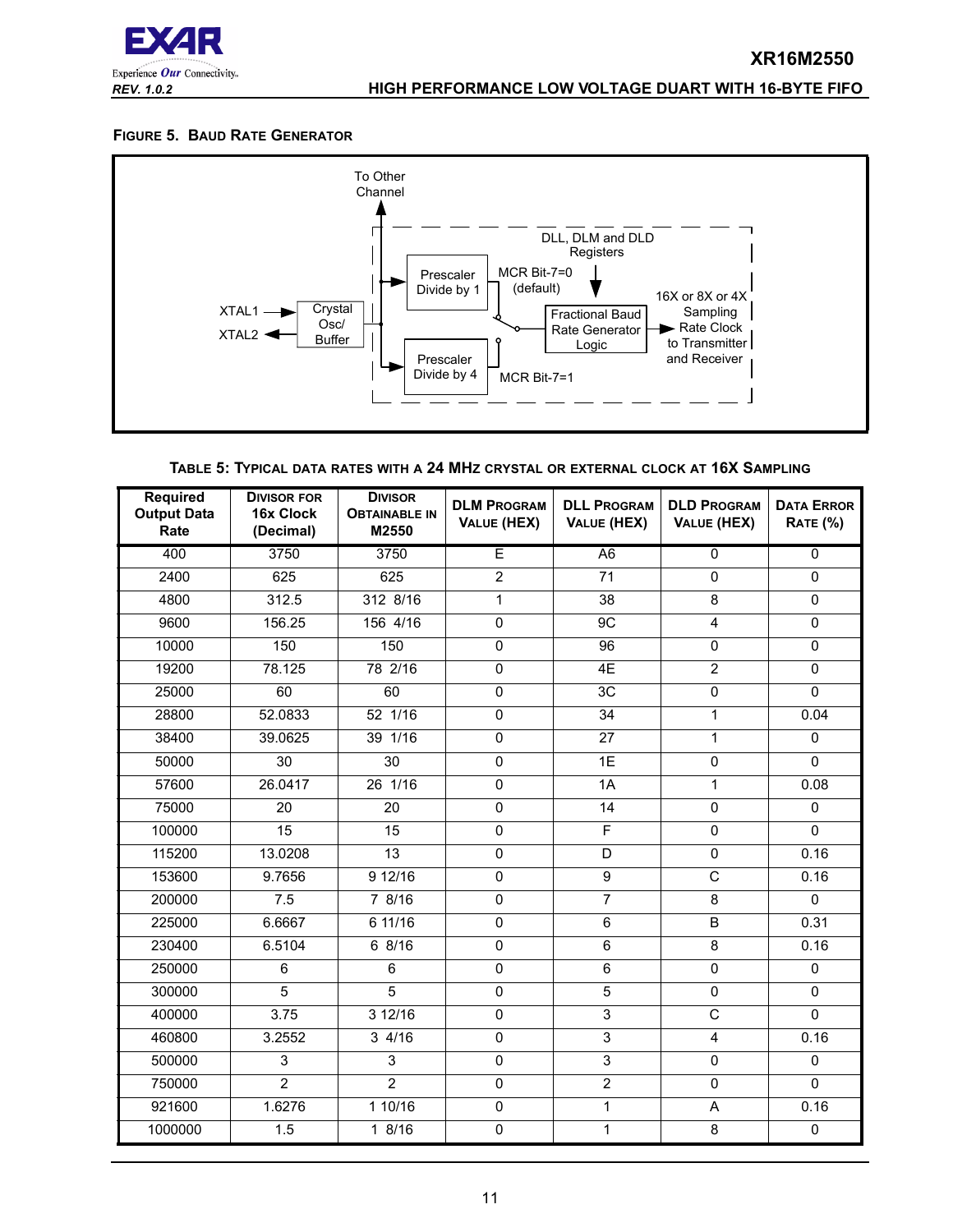**FIGURE 5. BAUD RATE GENERATOR**

To Other Channel

DLL, DLM and DLD Registers

XTAL1

XTAL2

Crystal Osc/ Buffer

Prescaler Divide by 1

Prescaler Divide by 4

MCR Bit-7=0 (default)

MCR Bit-7=1

Fractional Baud Rate Generator Logic

16X or 8X or 4X Sampling Rate Clock to Transmitter and Receiver

**TABLE 5: TYPICAL DATA RATES WITH A 24 MHZ CRYSTAL OR EXTERNAL CLOCK AT 16X SAMPLING**

| Required Output Data Rate | DIVISOR FOR 16x Clock (Decimal) | DIVISOR OBTAINABLE IN M2550 | DLM PROGRAM VALUE (HEX) | DLL PROGRAM VALUE (HEX) | DLD PROGRAM VALUE (HEX) | DATA ERROR RATE (%) |
|---|---|---|---|---|---|---|
| 400 | 3750 | 3750 | E | A6 | 0 | 0 |
| 2400 | 625 | 625 | 2 | 71 | 0 | 0 |
| 4800 | 312.5 | 312 8/16 | 1 | 38 | 8 | 0 |
| 9600 | 156.25 | 156 4/16 | 0 | 9C | 4 | 0 |
| 10000 | 150 | 150 | 0 | 96 | 0 | 0 |
| 19200 | 78.125 | 78 2/16 | 0 | 4E | 2 | 0 |
| 25000 | 60 | 60 | 0 | 3C | 0 | 0 |
| 28800 | 52.0833 | 52 1/16 | 0 | 34 | 1 | 0.04 |
| 38400 | 39.0625 | 39 1/16 | 0 | 27 | 1 | 0 |
| 50000 | 30 | 30 | 0 | 1E | 0 | 0 |
| 57600 | 26.0417 | 26 1/16 | 0 | 1A | 1 | 0.08 |
| 75000 | 20 | 20 | 0 | 14 | 0 | 0 |
| 100000 | 15 | 15 | 0 | F | 0 | 0 |
| 115200 | 13.0208 | 13 | 0 | D | 0 | 0.16 |
| 153600 | 9.7656 | 9 12/16 | 0 | 9 | C | 0.16 |
| 200000 | 7.5 | 7 8/16 | 0 | 7 | 8 | 0 |
| 225000 | 6.6667 | 6 11/16 | 0 | 6 | B | 0.31 |
| 230400 | 6.5104 | 6 8/16 | 0 | 6 | 8 | 0.16 |
| 250000 | 6 | 6 | 0 | 6 | 0 | 0 |
| 300000 | 5 | 5 | 0 | 5 | 0 | 0 |
| 400000 | 3.75 | 3 12/16 | 0 | 3 | C | 0 |
| 460800 | 3.2552 | 3 4/16 | 0 | 3 | 4 | 0.16 |
| 500000 | 3 | 3 | 0 | 3 | 0 | 0 |
| 750000 | 2 | 2 | 0 | 2 | 0 | 0 |
| 921600 | 1.6276 | 1 10/16 | 0 | 1 | A | 0.16 |
| 1000000 | 1.5 | 1 8/16 | 0 | 1 | 8 | 0 |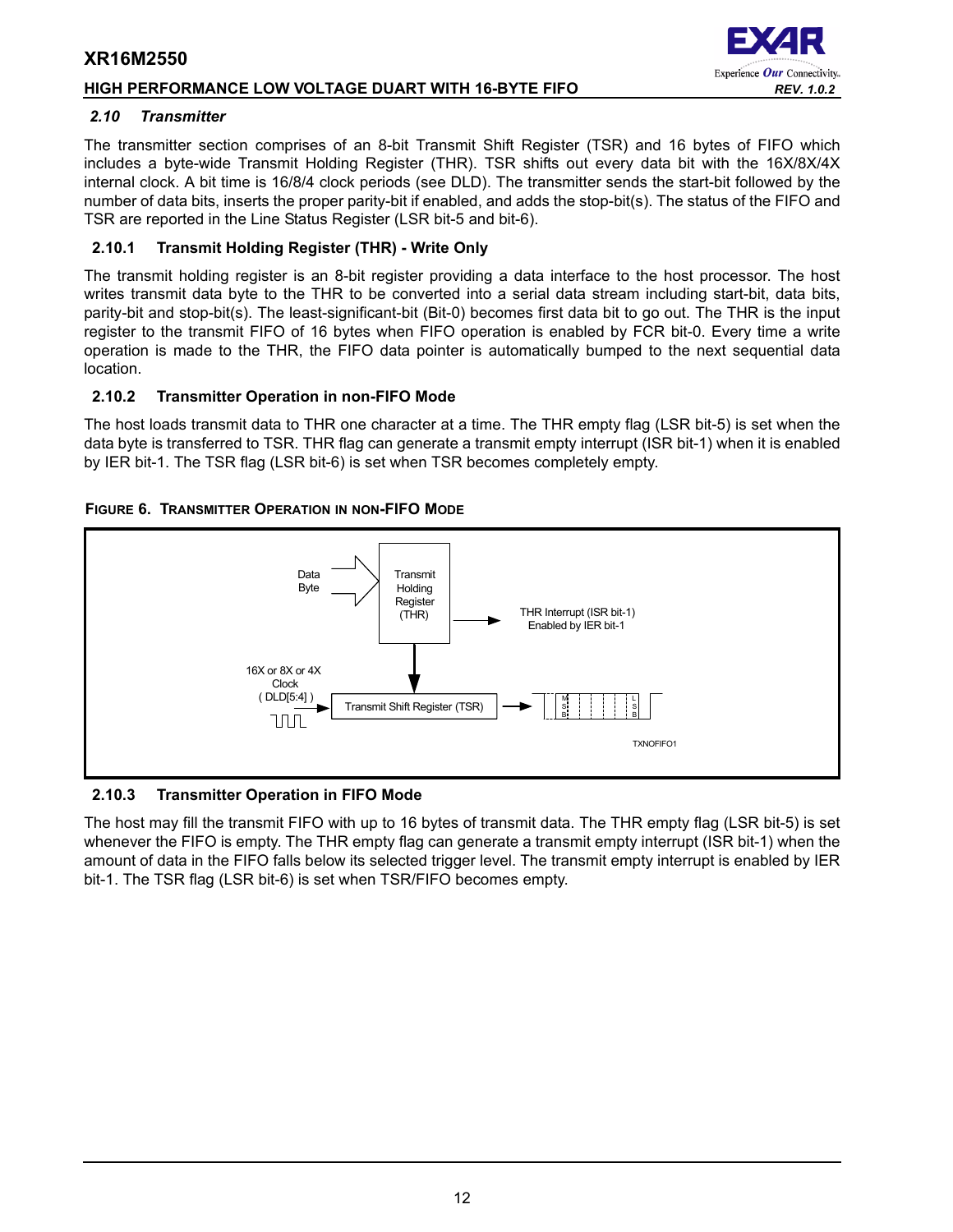### 2.10 Transmitter

The transmitter section comprises of an 8-bit Transmit Shift Register (TSR) and 16 bytes of FIFO which includes a byte-wide Transmit Holding Register (THR). TSR shifts out every data bit with the 16X/8X/4X internal clock. A bit time is 16/8/4 clock periods (see DLD). The transmitter sends the start-bit followed by the number of data bits, inserts the proper parity-bit if enabled, and adds the stop-bit(s). The status of the FIFO and TSR are reported in the Line Status Register (LSR bit-5 and bit-6).

#### 2.10.1 Transmit Holding Register (THR) - Write Only

The transmit holding register is an 8-bit register providing a data interface to the host processor. The host writes transmit data byte to the THR to be converted into a serial data stream including start-bit, data bits, parity-bit and stop-bit(s). The least-significant-bit (Bit-0) becomes first data bit to go out. The THR is the input register to the transmit FIFO of 16 bytes when FIFO operation is enabled by FCR bit-0. Every time a write operation is made to the THR, the FIFO data pointer is automatically bumped to the next sequential data location.

#### 2.10.2 Transmitter Operation in non-FIFO Mode

The host loads transmit data to THR one character at a time. The THR empty flag (LSR bit-5) is set when the data byte is transferred to TSR. THR flag can generate a transmit empty interrupt (ISR bit-1) when it is enabled by IER bit-1. The TSR flag (LSR bit-6) is set when TSR becomes completely empty.

**FIGURE 6. TRANSMITTER OPERATION IN NON-FIFO MODE**

Data Byte → Transmit Holding Register (THR) → THR Interrupt (ISR bit-1) Enabled by IER bit-1

16X or 8X or 4X Clock ( DLD[5:4] ) → Transmit Shift Register (TSR) → M S B ... L S B

TXNOFIFO1

#### 2.10.3 Transmitter Operation in FIFO Mode

The host may fill the transmit FIFO with up to 16 bytes of transmit data. The THR empty flag (LSR bit-5) is set whenever the FIFO is empty. The THR empty flag can generate a transmit empty interrupt (ISR bit-1) when the amount of data in the FIFO falls below its selected trigger level. The transmit empty interrupt is enabled by IER bit-1. The TSR flag (LSR bit-6) is set when TSR/FIFO becomes empty.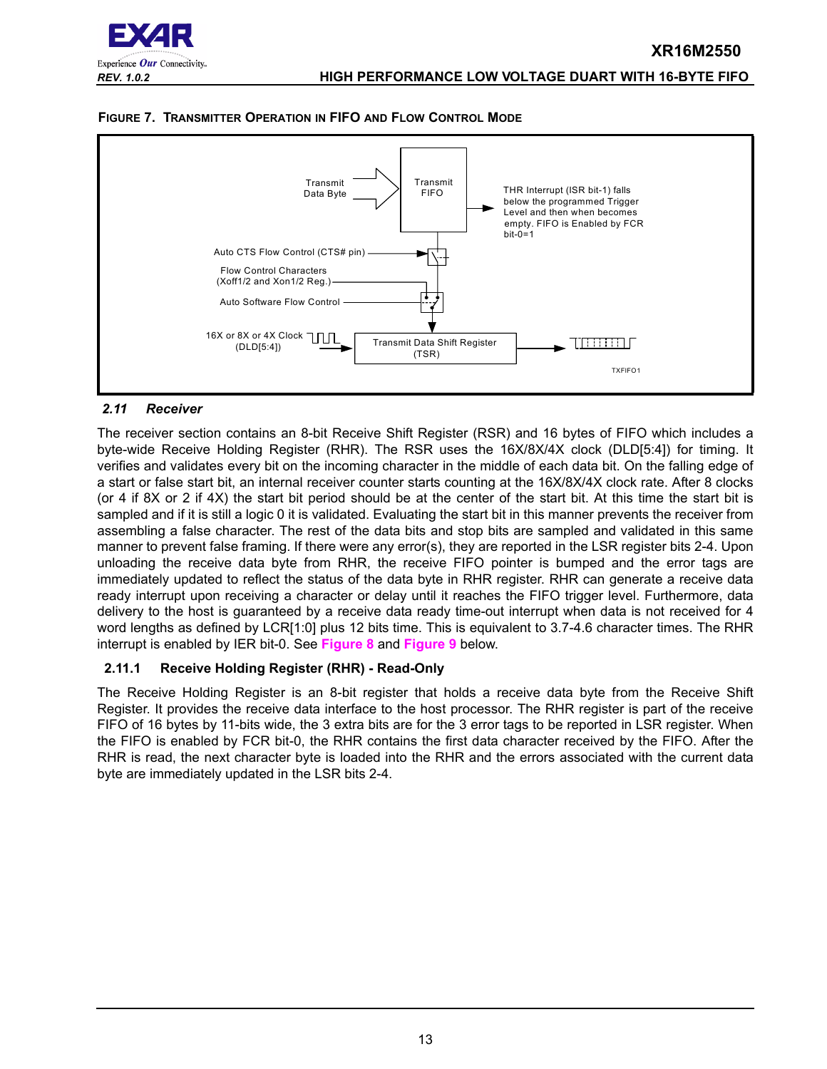**FIGURE 7. TRANSMITTER OPERATION IN FIFO AND FLOW CONTROL MODE**

Transmit Data Byte

Transmit FIFO

THR Interrupt (ISR bit-1) falls below the programmed Trigger Level and then when becomes empty. FIFO is Enabled by FCR bit-0=1

Auto CTS Flow Control (CTS# pin)

Flow Control Characters (Xoff1/2 and Xon1/2 Reg.)

Auto Software Flow Control

16X or 8X or 4X Clock (DLD[5:4])

Transmit Data Shift Register (TSR)

TXFIFO1

### 2.11 Receiver

The receiver section contains an 8-bit Receive Shift Register (RSR) and 16 bytes of FIFO which includes a byte-wide Receive Holding Register (RHR). The RSR uses the 16X/8X/4X clock (DLD[5:4]) for timing. It verifies and validates every bit on the incoming character in the middle of each data bit. On the falling edge of a start or false start bit, an internal receiver counter starts counting at the 16X/8X/4X clock rate. After 8 clocks (or 4 if 8X or 2 if 4X) the start bit period should be at the center of the start bit. At this time the start bit is sampled and if it is still a logic 0 it is validated. Evaluating the start bit in this manner prevents the receiver from assembling a false character. The rest of the data bits and stop bits are sampled and validated in this same manner to prevent false framing. If there were any error(s), they are reported in the LSR register bits 2-4. Upon unloading the receive data byte from RHR, the receive FIFO pointer is bumped and the error tags are immediately updated to reflect the status of the data byte in RHR register. RHR can generate a receive data ready interrupt upon receiving a character or delay until it reaches the FIFO trigger level. Furthermore, data delivery to the host is guaranteed by a receive data ready time-out interrupt when data is not received for 4 word lengths as defined by LCR[1:0] plus 12 bits time. This is equivalent to 3.7-4.6 character times. The RHR interrupt is enabled by IER bit-0. See **Figure 8** and **Figure 9** below.

#### 2.11.1 Receive Holding Register (RHR) - Read-Only

The Receive Holding Register is an 8-bit register that holds a receive data byte from the Receive Shift Register. It provides the receive data interface to the host processor. The RHR register is part of the receive FIFO of 16 bytes by 11-bits wide, the 3 extra bits are for the 3 error tags to be reported in LSR register. When the FIFO is enabled by FCR bit-0, the RHR contains the first data character received by the FIFO. After the RHR is read, the next character byte is loaded into the RHR and the errors associated with the current data byte are immediately updated in the LSR bits 2-4.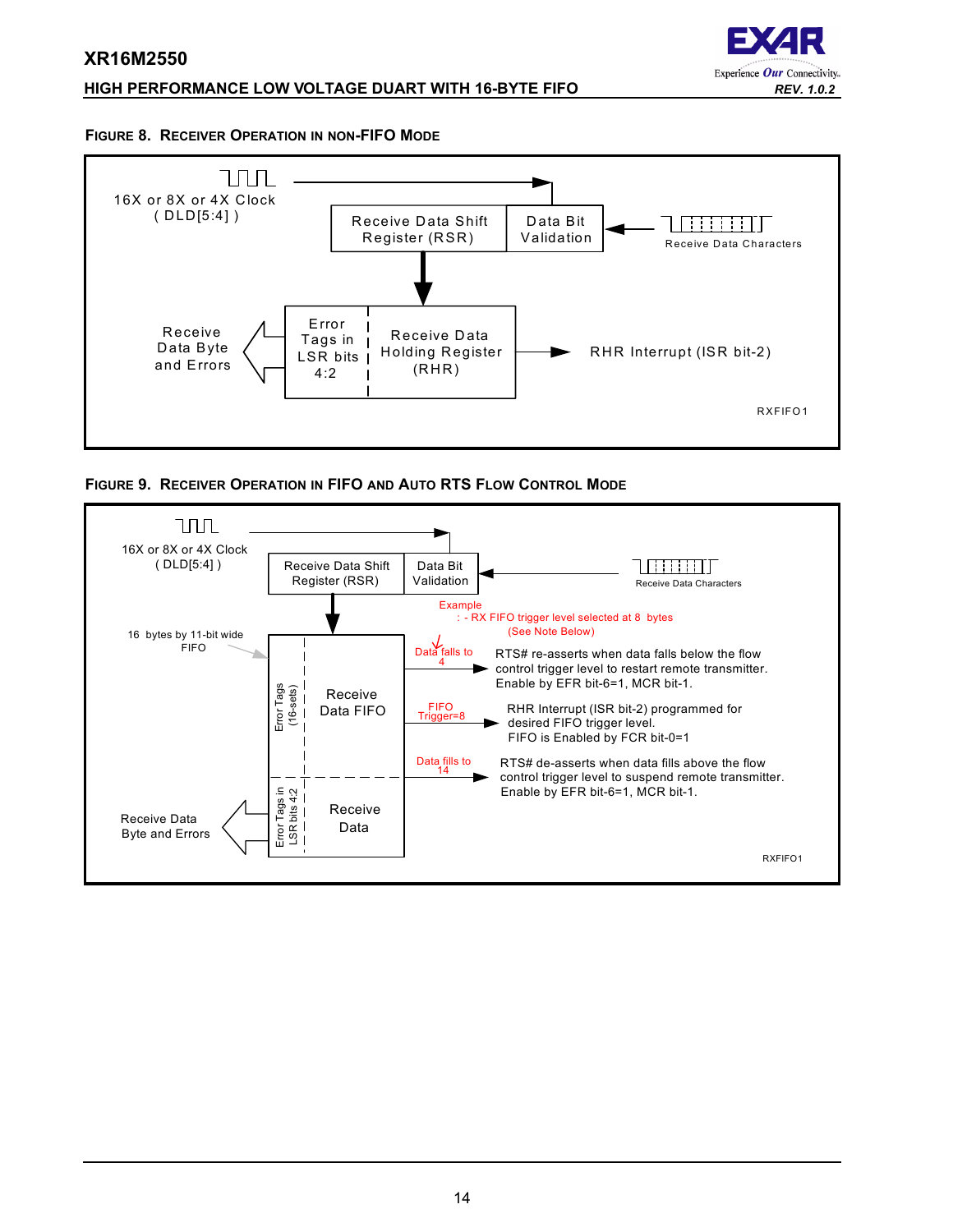### FIGURE 8. RECEIVER OPERATION IN NON-FIFO MODE

16X or 8X or 4X Clock
( DLD[5:4] )

Receive Data Shift Register (RSR)

Data Bit Validation

Receive Data Characters

Receive Data Byte and Errors

Error Tags in LSR bits 4:2

Receive Data Holding Register (RHR)

RHR Interrupt (ISR bit-2)

RXFIFO1

### FIGURE 9. RECEIVER OPERATION IN FIFO AND AUTO RTS FLOW CONTROL MODE

16X or 8X or 4X Clock
( DLD[5:4] )

Receive Data Shift Register (RSR)

Data Bit Validation

Receive Data Characters

Example
: - RX FIFO trigger level selected at 8 bytes
(See Note Below)

16 bytes by 11-bit wide FIFO

Error Tags (16-sets)

Receive Data FIFO

Data falls to 4

RTS# re-asserts when data falls below the flow control trigger level to restart remote transmitter. Enable by EFR bit-6=1, MCR bit-1.

FIFO Trigger=8

RHR Interrupt (ISR bit-2) programmed for desired FIFO trigger level.
FIFO is Enabled by FCR bit-0=1

Data fills to 14

RTS# de-asserts when data fills above the flow control trigger level to suspend remote transmitter. Enable by EFR bit-6=1, MCR bit-1.

Receive Data Byte and Errors

Error Tags in LSR bits 4:2

Receive Data

RXFIFO1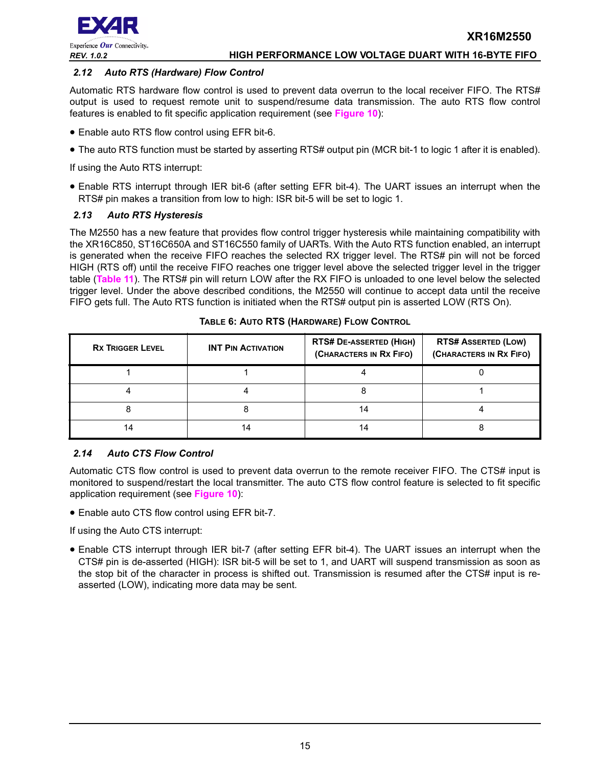### 2.12 Auto RTS (Hardware) Flow Control

Automatic RTS hardware flow control is used to prevent data overrun to the local receiver FIFO. The RTS# output is used to request remote unit to suspend/resume data transmission. The auto RTS flow control features is enabled to fit specific application requirement (see **Figure 10**):

- Enable auto RTS flow control using EFR bit-6.
- The auto RTS function must be started by asserting RTS# output pin (MCR bit-1 to logic 1 after it is enabled).

If using the Auto RTS interrupt:

- Enable RTS interrupt through IER bit-6 (after setting EFR bit-4). The UART issues an interrupt when the RTS# pin makes a transition from low to high: ISR bit-5 will be set to logic 1.

### 2.13 Auto RTS Hysteresis

The M2550 has a new feature that provides flow control trigger hysteresis while maintaining compatibility with the XR16C850, ST16C650A and ST16C550 family of UARTs. With the Auto RTS function enabled, an interrupt is generated when the receive FIFO reaches the selected RX trigger level. The RTS# pin will not be forced HIGH (RTS off) until the receive FIFO reaches one trigger level above the selected trigger level in the trigger table (**Table 11**). The RTS# pin will return LOW after the RX FIFO is unloaded to one level below the selected trigger level. Under the above described conditions, the M2550 will continue to accept data until the receive FIFO gets full. The Auto RTS function is initiated when the RTS# output pin is asserted LOW (RTS On).

**TABLE 6: AUTO RTS (HARDWARE) FLOW CONTROL**

| RX TRIGGER LEVEL | INT PIN ACTIVATION | RTS# DE-ASSERTED (HIGH) (CHARACTERS IN RX FIFO) | RTS# ASSERTED (LOW) (CHARACTERS IN RX FIFO) |
|---|---|---|---|
| 1 | 1 | 4 | 0 |
| 4 | 4 | 8 | 1 |
| 8 | 8 | 14 | 4 |
| 14 | 14 | 14 | 8 |

### 2.14 Auto CTS Flow Control

Automatic CTS flow control is used to prevent data overrun to the remote receiver FIFO. The CTS# input is monitored to suspend/restart the local transmitter. The auto CTS flow control feature is selected to fit specific application requirement (see **Figure 10**):

- Enable auto CTS flow control using EFR bit-7.

If using the Auto CTS interrupt:

- Enable CTS interrupt through IER bit-7 (after setting EFR bit-4). The UART issues an interrupt when the CTS# pin is de-asserted (HIGH): ISR bit-5 will be set to 1, and UART will suspend transmission as soon as the stop bit of the character in process is shifted out. Transmission is resumed after the CTS# input is re-asserted (LOW), indicating more data may be sent.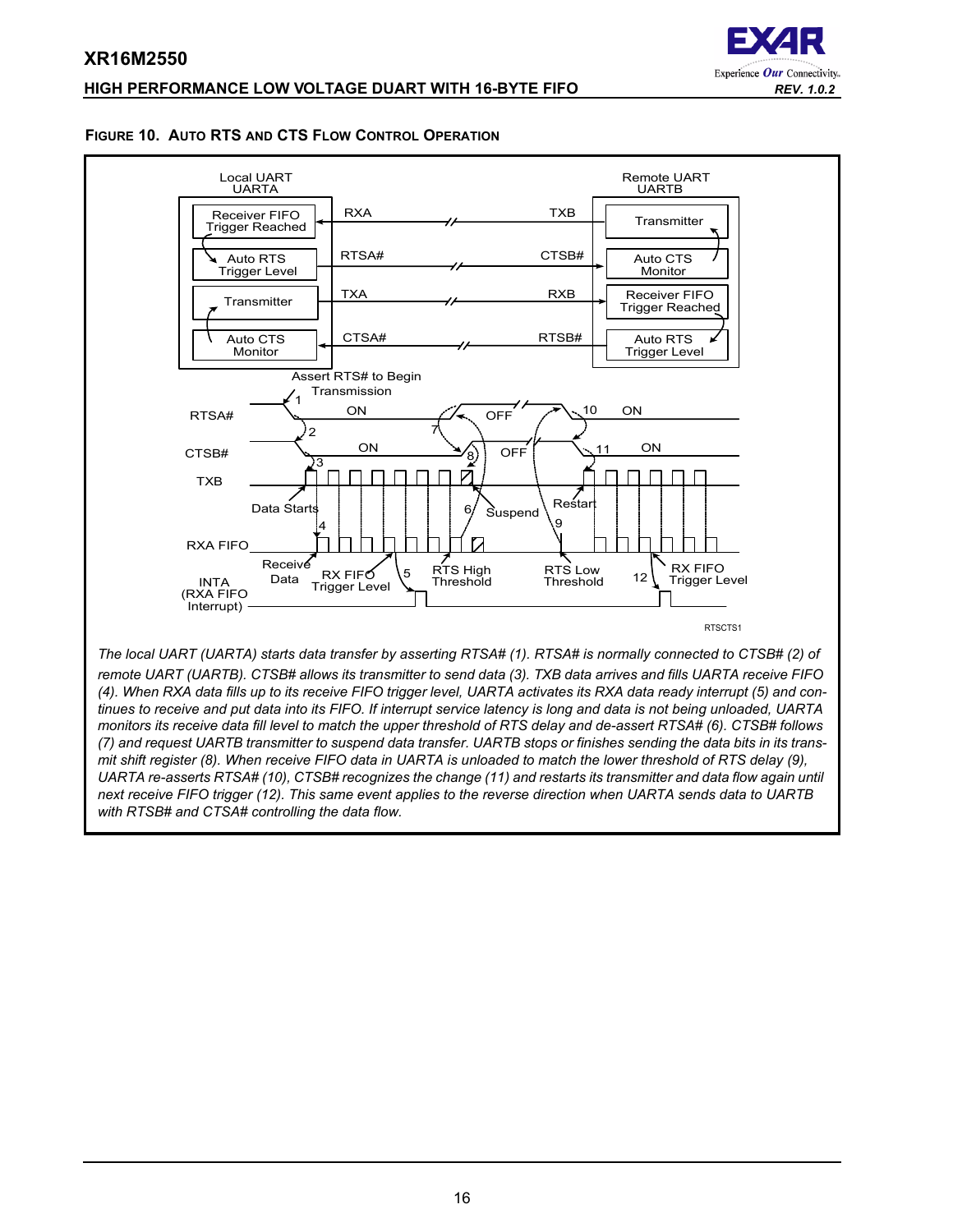### FIGURE 10. AUTO RTS AND CTS FLOW CONTROL OPERATION

*The local UART (UARTA) starts data transfer by asserting RTSA# (1). RTSA# is normally connected to CTSB# (2) of remote UART (UARTB). CTSB# allows its transmitter to send data (3). TXB data arrives and fills UARTA receive FIFO (4). When RXA data fills up to its receive FIFO trigger level, UARTA activates its RXA data ready interrupt (5) and continues to receive and put data into its FIFO. If interrupt service latency is long and data is not being unloaded, UARTA monitors its receive data fill level to match the upper threshold of RTS delay and de-assert RTSA# (6). CTSB# follows (7) and request UARTB transmitter to suspend data transfer. UARTB stops or finishes sending the data bits in its transmit shift register (8). When receive FIFO data in UARTA is unloaded to match the lower threshold of RTS delay (9), UARTA re-asserts RTSA# (10), CTSB# recognizes the change (11) and restarts its transmitter and data flow again until next receive FIFO trigger (12). This same event applies to the reverse direction when UARTA sends data to UARTB with RTSB# and CTSA# controlling the data flow.*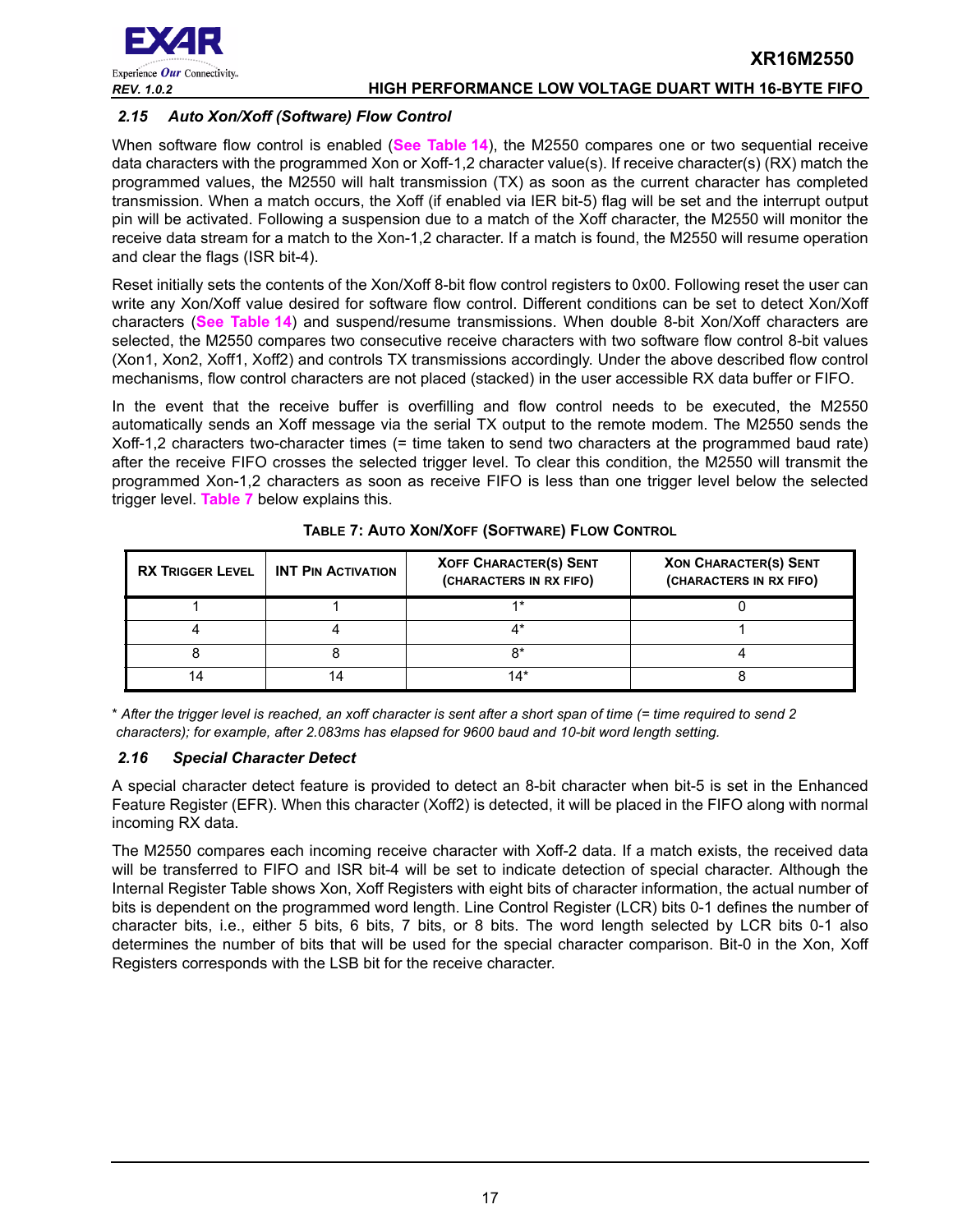### *2.15 Auto Xon/Xoff (Software) Flow Control*

When software flow control is enabled (**See Table 14**), the M2550 compares one or two sequential receive data characters with the programmed Xon or Xoff-1,2 character value(s). If receive character(s) (RX) match the programmed values, the M2550 will halt transmission (TX) as soon as the current character has completed transmission. When a match occurs, the Xoff (if enabled via IER bit-5) flag will be set and the interrupt output pin will be activated. Following a suspension due to a match of the Xoff character, the M2550 will monitor the receive data stream for a match to the Xon-1,2 character. If a match is found, the M2550 will resume operation and clear the flags (ISR bit-4).

Reset initially sets the contents of the Xon/Xoff 8-bit flow control registers to 0x00. Following reset the user can write any Xon/Xoff value desired for software flow control. Different conditions can be set to detect Xon/Xoff characters (**See Table 14**) and suspend/resume transmissions. When double 8-bit Xon/Xoff characters are selected, the M2550 compares two consecutive receive characters with two software flow control 8-bit values (Xon1, Xon2, Xoff1, Xoff2) and controls TX transmissions accordingly. Under the above described flow control mechanisms, flow control characters are not placed (stacked) in the user accessible RX data buffer or FIFO.

In the event that the receive buffer is overfilling and flow control needs to be executed, the M2550 automatically sends an Xoff message via the serial TX output to the remote modem. The M2550 sends the Xoff-1,2 characters two-character times (= time taken to send two characters at the programmed baud rate) after the receive FIFO crosses the selected trigger level. To clear this condition, the M2550 will transmit the programmed Xon-1,2 characters as soon as receive FIFO is less than one trigger level below the selected trigger level. **Table 7** below explains this.

**TABLE 7: AUTO XON/XOFF (SOFTWARE) FLOW CONTROL**

| RX TRIGGER LEVEL | INT PIN ACTIVATION | XOFF CHARACTER(S) SENT (CHARACTERS IN RX FIFO) | XON CHARACTER(S) SENT (CHARACTERS IN RX FIFO) |
|---|---|---|---|
| 1 | 1 | 1* | 0 |
| 4 | 4 | 4* | 1 |
| 8 | 8 | 8* | 4 |
| 14 | 14 | 14* | 8 |

\* *After the trigger level is reached, an xoff character is sent after a short span of time (= time required to send 2 characters); for example, after 2.083ms has elapsed for 9600 baud and 10-bit word length setting.*

### *2.16 Special Character Detect*

A special character detect feature is provided to detect an 8-bit character when bit-5 is set in the Enhanced Feature Register (EFR). When this character (Xoff2) is detected, it will be placed in the FIFO along with normal incoming RX data.

The M2550 compares each incoming receive character with Xoff-2 data. If a match exists, the received data will be transferred to FIFO and ISR bit-4 will be set to indicate detection of special character. Although the Internal Register Table shows Xon, Xoff Registers with eight bits of character information, the actual number of bits is dependent on the programmed word length. Line Control Register (LCR) bits 0-1 defines the number of character bits, i.e., either 5 bits, 6 bits, 7 bits, or 8 bits. The word length selected by LCR bits 0-1 also determines the number of bits that will be used for the special character comparison. Bit-0 in the Xon, Xoff Registers corresponds with the LSB bit for the receive character.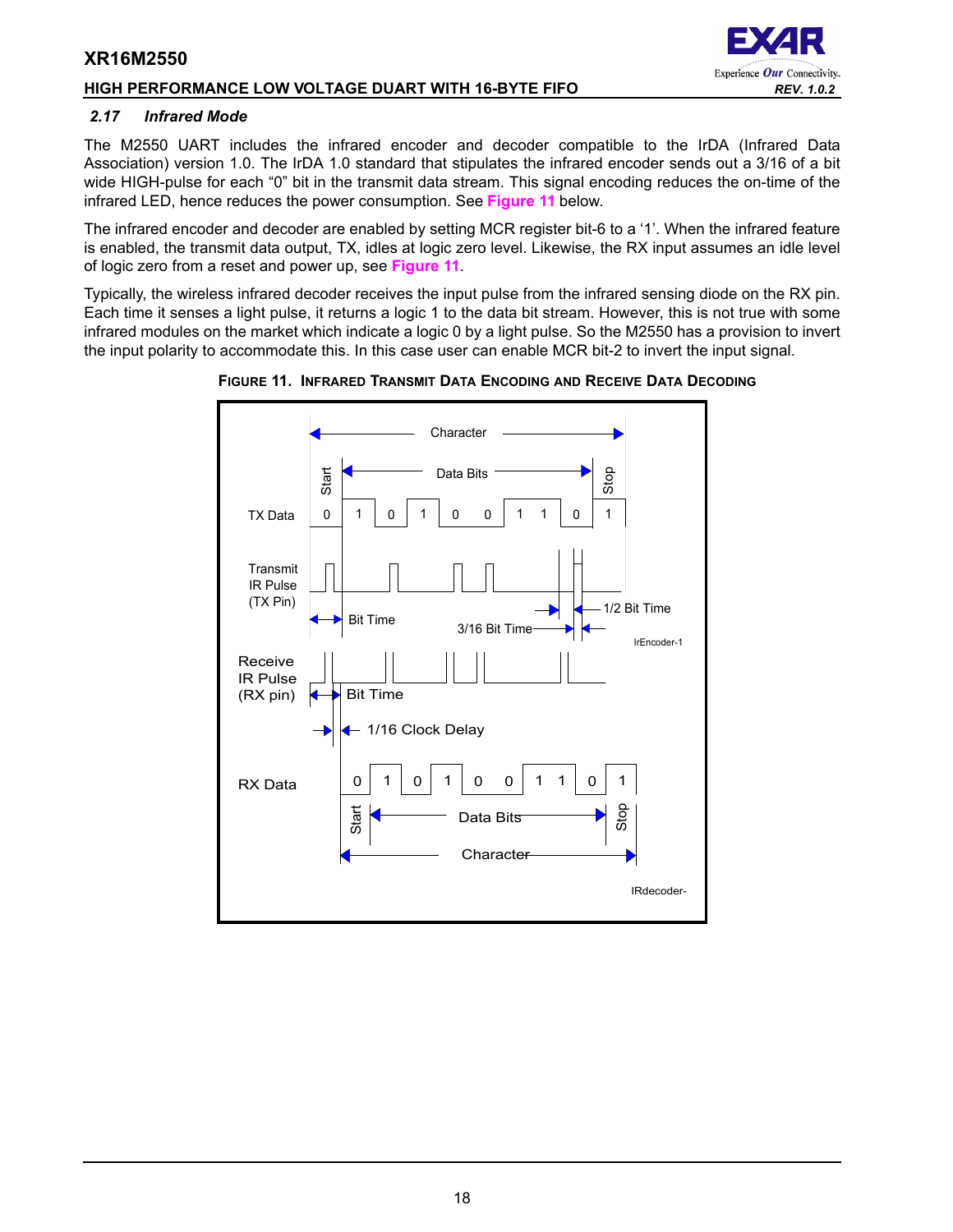### 2.17 Infrared Mode

The M2550 UART includes the infrared encoder and decoder compatible to the IrDA (Infrared Data Association) version 1.0. The IrDA 1.0 standard that stipulates the infrared encoder sends out a 3/16 of a bit wide HIGH-pulse for each "0" bit in the transmit data stream. This signal encoding reduces the on-time of the infrared LED, hence reduces the power consumption. See **Figure 11** below.

The infrared encoder and decoder are enabled by setting MCR register bit-6 to a '1'. When the infrared feature is enabled, the transmit data output, TX, idles at logic zero level. Likewise, the RX input assumes an idle level of logic zero from a reset and power up, see **Figure 11**.

Typically, the wireless infrared decoder receives the input pulse from the infrared sensing diode on the RX pin. Each time it senses a light pulse, it returns a logic 1 to the data bit stream. However, this is not true with some infrared modules on the market which indicate a logic 0 by a light pulse. So the M2550 has a provision to invert the input polarity to accommodate this. In this case user can enable MCR bit-2 to invert the input signal.

**FIGURE 11. INFRARED TRANSMIT DATA ENCODING AND RECEIVE DATA DECODING**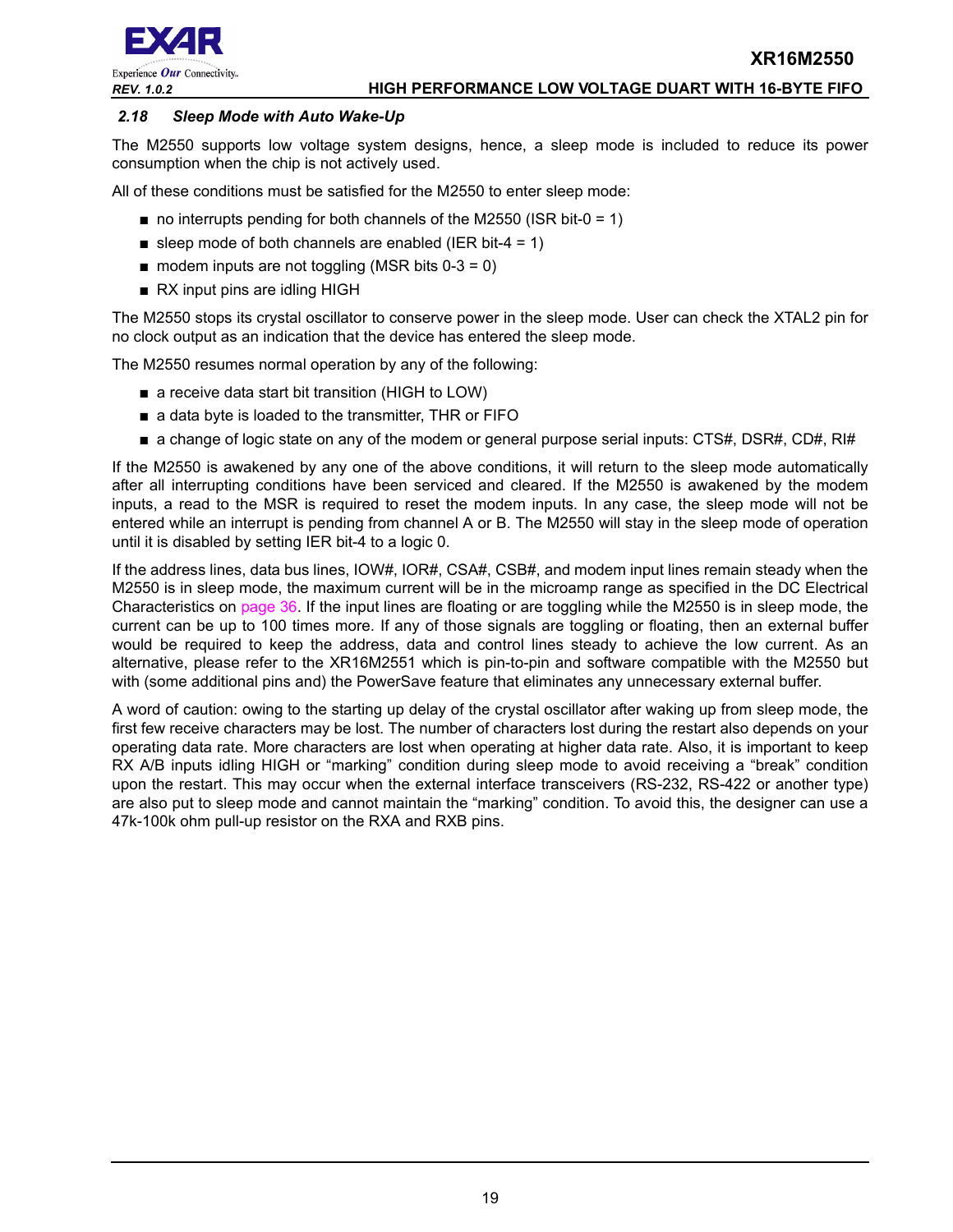### *2.18 Sleep Mode with Auto Wake-Up*

The M2550 supports low voltage system designs, hence, a sleep mode is included to reduce its power consumption when the chip is not actively used.

All of these conditions must be satisfied for the M2550 to enter sleep mode:

- no interrupts pending for both channels of the M2550 (ISR bit-0 = 1)
- sleep mode of both channels are enabled (IER bit-4 = 1)
- modem inputs are not toggling (MSR bits 0-3 = 0)
- RX input pins are idling HIGH

The M2550 stops its crystal oscillator to conserve power in the sleep mode. User can check the XTAL2 pin for no clock output as an indication that the device has entered the sleep mode.

The M2550 resumes normal operation by any of the following:

- a receive data start bit transition (HIGH to LOW)
- a data byte is loaded to the transmitter, THR or FIFO
- a change of logic state on any of the modem or general purpose serial inputs: CTS#, DSR#, CD#, RI#

If the M2550 is awakened by any one of the above conditions, it will return to the sleep mode automatically after all interrupting conditions have been serviced and cleared. If the M2550 is awakened by the modem inputs, a read to the MSR is required to reset the modem inputs. In any case, the sleep mode will not be entered while an interrupt is pending from channel A or B. The M2550 will stay in the sleep mode of operation until it is disabled by setting IER bit-4 to a logic 0.

If the address lines, data bus lines, IOW#, IOR#, CSA#, CSB#, and modem input lines remain steady when the M2550 is in sleep mode, the maximum current will be in the microamp range as specified in the DC Electrical Characteristics on page 36. If the input lines are floating or are toggling while the M2550 is in sleep mode, the current can be up to 100 times more. If any of those signals are toggling or floating, then an external buffer would be required to keep the address, data and control lines steady to achieve the low current. As an alternative, please refer to the XR16M2551 which is pin-to-pin and software compatible with the M2550 but with (some additional pins and) the PowerSave feature that eliminates any unnecessary external buffer.

A word of caution: owing to the starting up delay of the crystal oscillator after waking up from sleep mode, the first few receive characters may be lost. The number of characters lost during the restart also depends on your operating data rate. More characters are lost when operating at higher data rate. Also, it is important to keep RX A/B inputs idling HIGH or "marking" condition during sleep mode to avoid receiving a "break" condition upon the restart. This may occur when the external interface transceivers (RS-232, RS-422 or another type) are also put to sleep mode and cannot maintain the "marking" condition. To avoid this, the designer can use a 47k-100k ohm pull-up resistor on the RXA and RXB pins.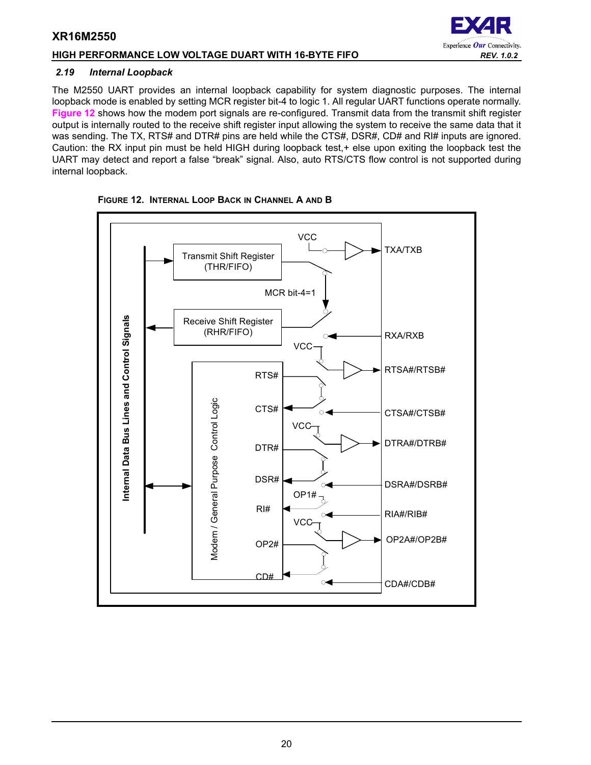### 2.19 Internal Loopback

The M2550 UART provides an internal loopback capability for system diagnostic purposes. The internal loopback mode is enabled by setting MCR register bit-4 to logic 1. All regular UART functions operate normally. Figure 12 shows how the modem port signals are re-configured. Transmit data from the transmit shift register output is internally routed to the receive shift register input allowing the system to receive the same data that it was sending. The TX, RTS# and DTR# pins are held while the CTS#, DSR#, CD# and RI# inputs are ignored. Caution: the RX input pin must be held HIGH during loopback test,+ else upon exiting the loopback test the UART may detect and report a false "break" signal. Also, auto RTS/CTS flow control is not supported during internal loopback.

**FIGURE 12. INTERNAL LOOP BACK IN CHANNEL A AND B**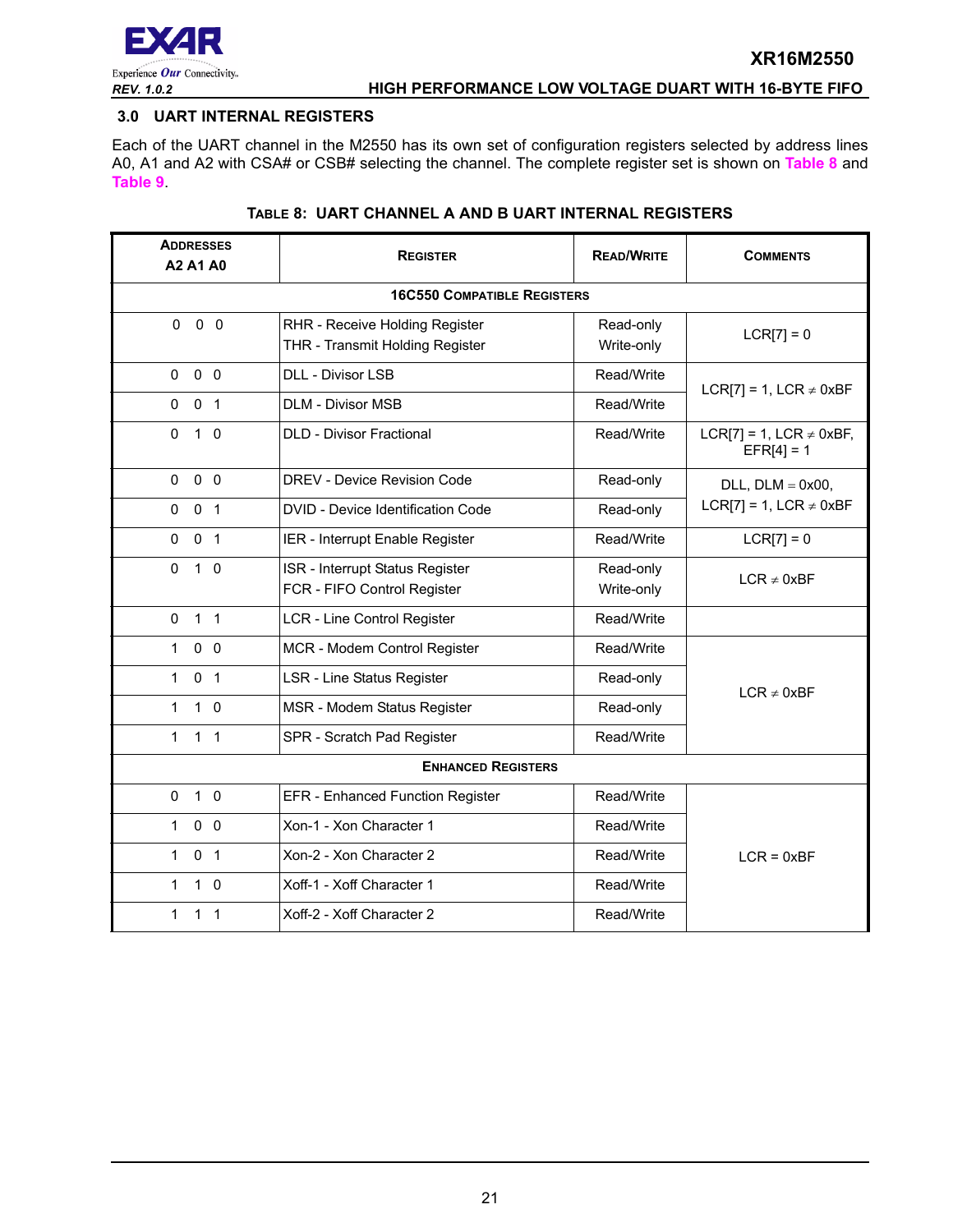## 3.0 UART INTERNAL REGISTERS

Each of the UART channel in the M2550 has its own set of configuration registers selected by address lines A0, A1 and A2 with CSA# or CSB# selecting the channel. The complete register set is shown on Table 8 and Table 9.

**TABLE 8: UART CHANNEL A AND B UART INTERNAL REGISTERS**

| ADDRESSES A2 A1 A0 | REGISTER | READ/WRITE | COMMENTS |
|---|---|---|---|
| **16C550 COMPATIBLE REGISTERS** | | | |
| 0 0 0 | RHR - Receive Holding Register<br>THR - Transmit Holding Register | Read-only<br>Write-only | LCR[7] = 0 |
| 0 0 0 | DLL - Divisor LSB | Read/Write | LCR[7] = 1, LCR ≠ 0xBF |
| 0 0 1 | DLM - Divisor MSB | Read/Write | |
| 0 1 0 | DLD - Divisor Fractional | Read/Write | LCR[7] = 1, LCR ≠ 0xBF, EFR[4] = 1 |
| 0 0 0 | DREV - Device Revision Code | Read-only | DLL, DLM = 0x00, LCR[7] = 1, LCR ≠ 0xBF |
| 0 0 1 | DVID - Device Identification Code | Read-only | |
| 0 0 1 | IER - Interrupt Enable Register | Read/Write | LCR[7] = 0 |
| 0 1 0 | ISR - Interrupt Status Register<br>FCR - FIFO Control Register | Read-only<br>Write-only | LCR ≠ 0xBF |
| 0 1 1 | LCR - Line Control Register | Read/Write | |
| 1 0 0 | MCR - Modem Control Register | Read/Write | LCR ≠ 0xBF |
| 1 0 1 | LSR - Line Status Register | Read-only | |
| 1 1 0 | MSR - Modem Status Register | Read-only | |
| 1 1 1 | SPR - Scratch Pad Register | Read/Write | |
| **ENHANCED REGISTERS** | | | |
| 0 1 0 | EFR - Enhanced Function Register | Read/Write | LCR = 0xBF |
| 1 0 0 | Xon-1 - Xon Character 1 | Read/Write | |
| 1 0 1 | Xon-2 - Xon Character 2 | Read/Write | |
| 1 1 0 | Xoff-1 - Xoff Character 1 | Read/Write | |
| 1 1 1 | Xoff-2 - Xoff Character 2 | Read/Write | |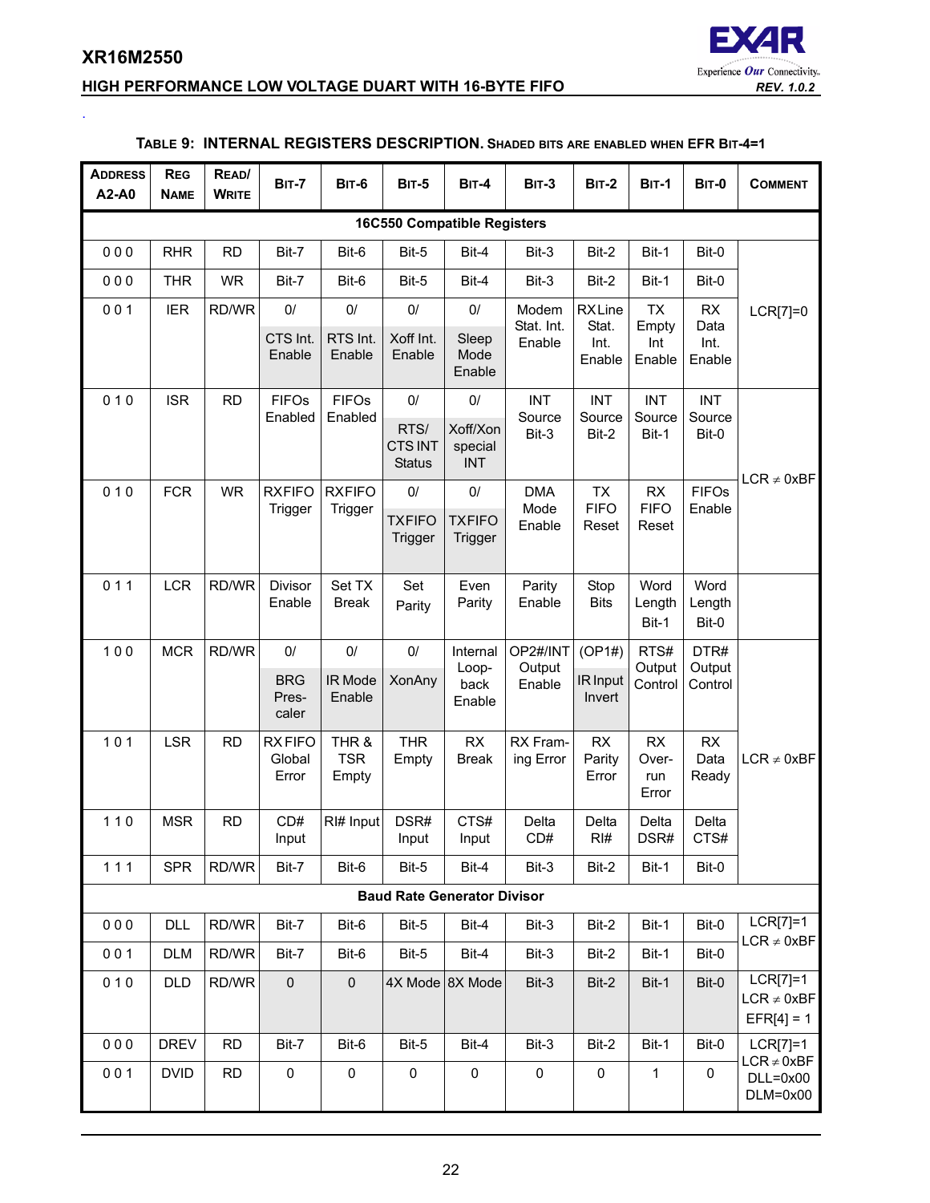**TABLE 9: INTERNAL REGISTERS DESCRIPTION.** SHADED BITS ARE ENABLED WHEN EFR BIT-4=1

| ADDRESS A2-A0 | REG NAME | READ/ WRITE | BIT-7 | BIT-6 | BIT-5 | BIT-4 | BIT-3 | BIT-2 | BIT-1 | BIT-0 | COMMENT |
|---|---|---|---|---|---|---|---|---|---|---|---|
| **16C550 Compatible Registers** | | | | | | | | | | | |
| 0 0 0 | RHR | RD | Bit-7 | Bit-6 | Bit-5 | Bit-4 | Bit-3 | Bit-2 | Bit-1 | Bit-0 | LCR[7]=0 |
| 0 0 0 | THR | WR | Bit-7 | Bit-6 | Bit-5 | Bit-4 | Bit-3 | Bit-2 | Bit-1 | Bit-0 | |
| 0 0 1 | IER | RD/WR | 0/ CTS Int. Enable | 0/ RTS Int. Enable | 0/ Xoff Int. Enable | 0/ Sleep Mode Enable | Modem Stat. Int. Enable | RX Line Stat. Int. Enable | TX Empty Int Enable | RX Data Int. Enable | |
| 0 1 0 | ISR | RD | FIFOs Enabled | FIFOs Enabled | 0/ RTS/ CTS INT Status | 0/ Xoff/Xon special INT | INT Source Bit-3 | INT Source Bit-2 | INT Source Bit-1 | INT Source Bit-0 | LCR ≠ 0xBF |
| 0 1 0 | FCR | WR | RXFIFO Trigger | RXFIFO Trigger | 0/ TXFIFO Trigger | 0/ TXFIFO Trigger | DMA Mode Enable | TX FIFO Reset | RX FIFO Reset | FIFOs Enable | |
| 0 1 1 | LCR | RD/WR | Divisor Enable | Set TX Break | Set Parity | Even Parity | Parity Enable | Stop Bits | Word Length Bit-1 | Word Length Bit-0 | |
| 1 0 0 | MCR | RD/WR | 0/ BRG Pres- caler | 0/ IR Mode Enable | 0/ XonAny | Internal Loop- back Enable | OP2#/INT Output Enable | (OP1#) IR Input Invert | RTS# Output Control | DTR# Output Control | LCR ≠ 0xBF |
| 1 0 1 | LSR | RD | RX FIFO Global Error | THR & TSR Empty | THR Empty | RX Break | RX Fram- ing Error | RX Parity Error | RX Over- run Error | RX Data Ready | |
| 1 1 0 | MSR | RD | CD# Input | RI# Input | DSR# Input | CTS# Input | Delta CD# | Delta RI# | Delta DSR# | Delta CTS# | |
| 1 1 1 | SPR | RD/WR | Bit-7 | Bit-6 | Bit-5 | Bit-4 | Bit-3 | Bit-2 | Bit-1 | Bit-0 | |
| **Baud Rate Generator Divisor** | | | | | | | | | | | |
| 0 0 0 | DLL | RD/WR | Bit-7 | Bit-6 | Bit-5 | Bit-4 | Bit-3 | Bit-2 | Bit-1 | Bit-0 | LCR[7]=1 LCR ≠ 0xBF |
| 0 0 1 | DLM | RD/WR | Bit-7 | Bit-6 | Bit-5 | Bit-4 | Bit-3 | Bit-2 | Bit-1 | Bit-0 | |
| 0 1 0 | DLD | RD/WR | 0 | 0 | 4X Mode | 8X Mode | Bit-3 | Bit-2 | Bit-1 | Bit-0 | LCR[7]=1 LCR ≠ 0xBF EFR[4] = 1 |
| 0 0 0 | DREV | RD | Bit-7 | Bit-6 | Bit-5 | Bit-4 | Bit-3 | Bit-2 | Bit-1 | Bit-0 | LCR[7]=1 LCR ≠ 0xBF DLL=0x00 DLM=0x00 |
| 0 0 1 | DVID | RD | 0 | 0 | 0 | 0 | 0 | 0 | 1 | 0 | |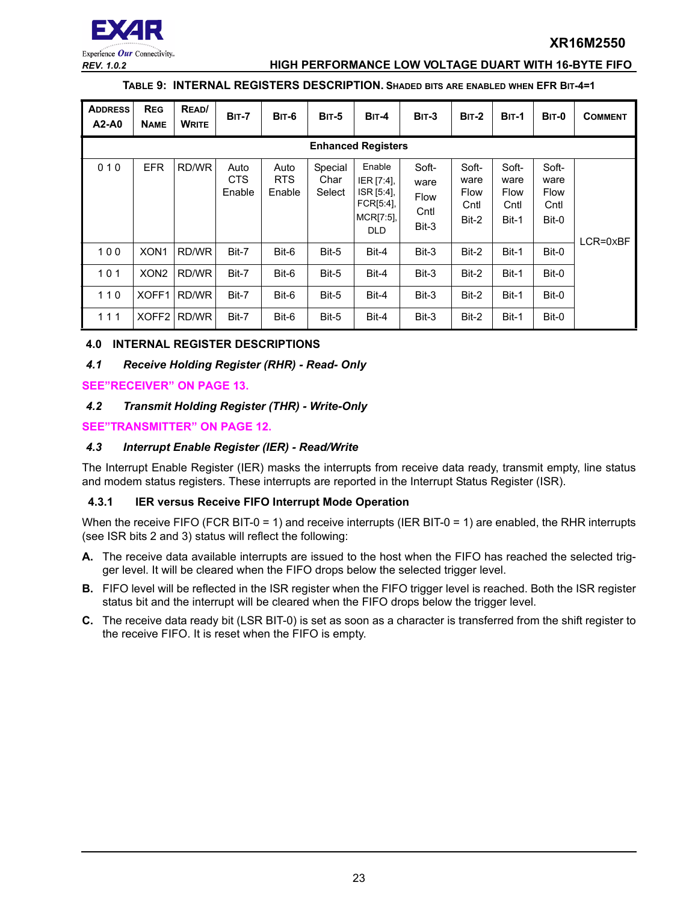**TABLE 9: INTERNAL REGISTERS DESCRIPTION. SHADED BITS ARE ENABLED WHEN EFR BIT-4=1**

| ADDRESS A2-A0 | REG NAME | READ/ WRITE | BIT-7 | BIT-6 | BIT-5 | BIT-4 | BIT-3 | BIT-2 | BIT-1 | BIT-0 | COMMENT |
|---|---|---|---|---|---|---|---|---|---|---|---|
| **Enhanced Registers** | | | | | | | | | | | |
| 0 1 0 | EFR | RD/WR | Auto CTS Enable | Auto RTS Enable | Special Char Select | Enable IER [7:4], ISR [5:4], FCR[5:4], MCR[7:5], DLD | Soft-ware Flow Cntl Bit-3 | Soft-ware Flow Cntl Bit-2 | Soft-ware Flow Cntl Bit-1 | Soft-ware Flow Cntl Bit-0 | LCR=0xBF |
| 1 0 0 | XON1 | RD/WR | Bit-7 | Bit-6 | Bit-5 | Bit-4 | Bit-3 | Bit-2 | Bit-1 | Bit-0 | |
| 1 0 1 | XON2 | RD/WR | Bit-7 | Bit-6 | Bit-5 | Bit-4 | Bit-3 | Bit-2 | Bit-1 | Bit-0 | |
| 1 1 0 | XOFF1 | RD/WR | Bit-7 | Bit-6 | Bit-5 | Bit-4 | Bit-3 | Bit-2 | Bit-1 | Bit-0 | |
| 1 1 1 | XOFF2 | RD/WR | Bit-7 | Bit-6 | Bit-5 | Bit-4 | Bit-3 | Bit-2 | Bit-1 | Bit-0 | |

## 4.0 INTERNAL REGISTER DESCRIPTIONS

### *4.1 Receive Holding Register (RHR) - Read- Only*

**SEE"RECEIVER" ON PAGE 13.**

### *4.2 Transmit Holding Register (THR) - Write-Only*

**SEE"TRANSMITTER" ON PAGE 12.**

### *4.3 Interrupt Enable Register (IER) - Read/Write*

The Interrupt Enable Register (IER) masks the interrupts from receive data ready, transmit empty, line status and modem status registers. These interrupts are reported in the Interrupt Status Register (ISR).

#### 4.3.1 IER versus Receive FIFO Interrupt Mode Operation

When the receive FIFO (FCR BIT-0 = 1) and receive interrupts (IER BIT-0 = 1) are enabled, the RHR interrupts (see ISR bits 2 and 3) status will reflect the following:

**A.** The receive data available interrupts are issued to the host when the FIFO has reached the selected trigger level. It will be cleared when the FIFO drops below the selected trigger level.

**B.** FIFO level will be reflected in the ISR register when the FIFO trigger level is reached. Both the ISR register status bit and the interrupt will be cleared when the FIFO drops below the trigger level.

**C.** The receive data ready bit (LSR BIT-0) is set as soon as a character is transferred from the shift register to the receive FIFO. It is reset when the FIFO is empty.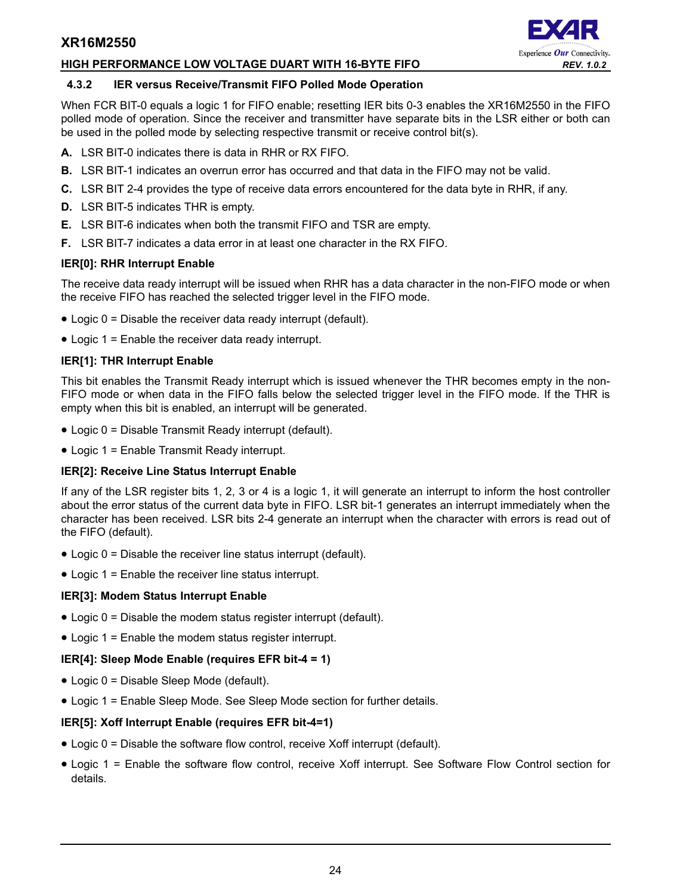### 4.3.2 IER versus Receive/Transmit FIFO Polled Mode Operation

When FCR BIT-0 equals a logic 1 for FIFO enable; resetting IER bits 0-3 enables the XR16M2550 in the FIFO polled mode of operation. Since the receiver and transmitter have separate bits in the LSR either or both can be used in the polled mode by selecting respective transmit or receive control bit(s).

**A.** LSR BIT-0 indicates there is data in RHR or RX FIFO.

**B.** LSR BIT-1 indicates an overrun error has occurred and that data in the FIFO may not be valid.

**C.** LSR BIT 2-4 provides the type of receive data errors encountered for the data byte in RHR, if any.

**D.** LSR BIT-5 indicates THR is empty.

**E.** LSR BIT-6 indicates when both the transmit FIFO and TSR are empty.

**F.** LSR BIT-7 indicates a data error in at least one character in the RX FIFO.

**IER[0]: RHR Interrupt Enable**

The receive data ready interrupt will be issued when RHR has a data character in the non-FIFO mode or when the receive FIFO has reached the selected trigger level in the FIFO mode.

- Logic 0 = Disable the receiver data ready interrupt (default).
- Logic 1 = Enable the receiver data ready interrupt.

**IER[1]: THR Interrupt Enable**

This bit enables the Transmit Ready interrupt which is issued whenever the THR becomes empty in the non-FIFO mode or when data in the FIFO falls below the selected trigger level in the FIFO mode. If the THR is empty when this bit is enabled, an interrupt will be generated.

- Logic 0 = Disable Transmit Ready interrupt (default).
- Logic 1 = Enable Transmit Ready interrupt.

**IER[2]: Receive Line Status Interrupt Enable**

If any of the LSR register bits 1, 2, 3 or 4 is a logic 1, it will generate an interrupt to inform the host controller about the error status of the current data byte in FIFO. LSR bit-1 generates an interrupt immediately when the character has been received. LSR bits 2-4 generate an interrupt when the character with errors is read out of the FIFO (default).

- Logic 0 = Disable the receiver line status interrupt (default).
- Logic 1 = Enable the receiver line status interrupt.

**IER[3]: Modem Status Interrupt Enable**

- Logic 0 = Disable the modem status register interrupt (default).
- Logic 1 = Enable the modem status register interrupt.

**IER[4]: Sleep Mode Enable (requires EFR bit-4 = 1)**

- Logic 0 = Disable Sleep Mode (default).
- Logic 1 = Enable Sleep Mode. See Sleep Mode section for further details.

**IER[5]: Xoff Interrupt Enable (requires EFR bit-4=1)**

- Logic 0 = Disable the software flow control, receive Xoff interrupt (default).
- Logic 1 = Enable the software flow control, receive Xoff interrupt. See Software Flow Control section for details.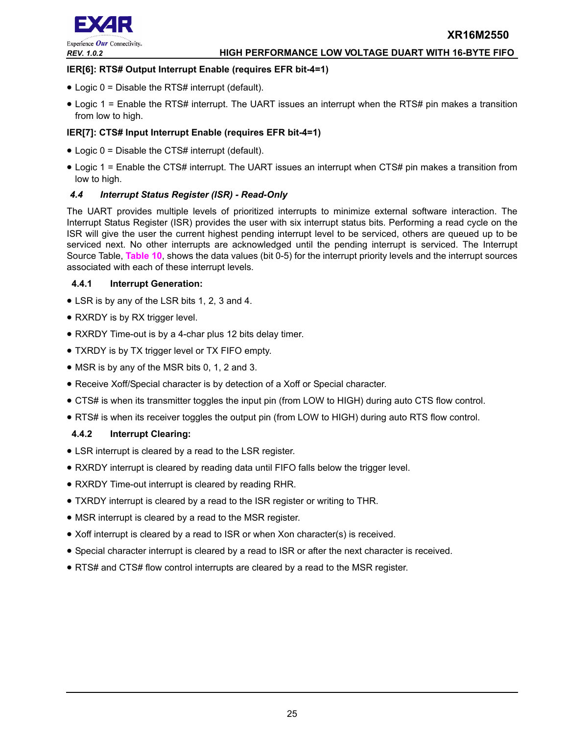**IER[6]: RTS# Output Interrupt Enable (requires EFR bit-4=1)**

- Logic 0 = Disable the RTS# interrupt (default).
- Logic 1 = Enable the RTS# interrupt. The UART issues an interrupt when the RTS# pin makes a transition from low to high.

**IER[7]: CTS# Input Interrupt Enable (requires EFR bit-4=1)**

- Logic 0 = Disable the CTS# interrupt (default).
- Logic 1 = Enable the CTS# interrupt. The UART issues an interrupt when CTS# pin makes a transition from low to high.

### *4.4 Interrupt Status Register (ISR) - Read-Only*

The UART provides multiple levels of prioritized interrupts to minimize external software interaction. The Interrupt Status Register (ISR) provides the user with six interrupt status bits. Performing a read cycle on the ISR will give the user the current highest pending interrupt level to be serviced, others are queued up to be serviced next. No other interrupts are acknowledged until the pending interrupt is serviced. The Interrupt Source Table, **Table 10**, shows the data values (bit 0-5) for the interrupt priority levels and the interrupt sources associated with each of these interrupt levels.

#### 4.4.1 Interrupt Generation:

- LSR is by any of the LSR bits 1, 2, 3 and 4.
- RXRDY is by RX trigger level.
- RXRDY Time-out is by a 4-char plus 12 bits delay timer.
- TXRDY is by TX trigger level or TX FIFO empty.
- MSR is by any of the MSR bits 0, 1, 2 and 3.
- Receive Xoff/Special character is by detection of a Xoff or Special character.
- CTS# is when its transmitter toggles the input pin (from LOW to HIGH) during auto CTS flow control.
- RTS# is when its receiver toggles the output pin (from LOW to HIGH) during auto RTS flow control.

#### 4.4.2 Interrupt Clearing:

- LSR interrupt is cleared by a read to the LSR register.
- RXRDY interrupt is cleared by reading data until FIFO falls below the trigger level.
- RXRDY Time-out interrupt is cleared by reading RHR.
- TXRDY interrupt is cleared by a read to the ISR register or writing to THR.
- MSR interrupt is cleared by a read to the MSR register.
- Xoff interrupt is cleared by a read to ISR or when Xon character(s) is received.
- Special character interrupt is cleared by a read to ISR or after the next character is received.
- RTS# and CTS# flow control interrupts are cleared by a read to the MSR register.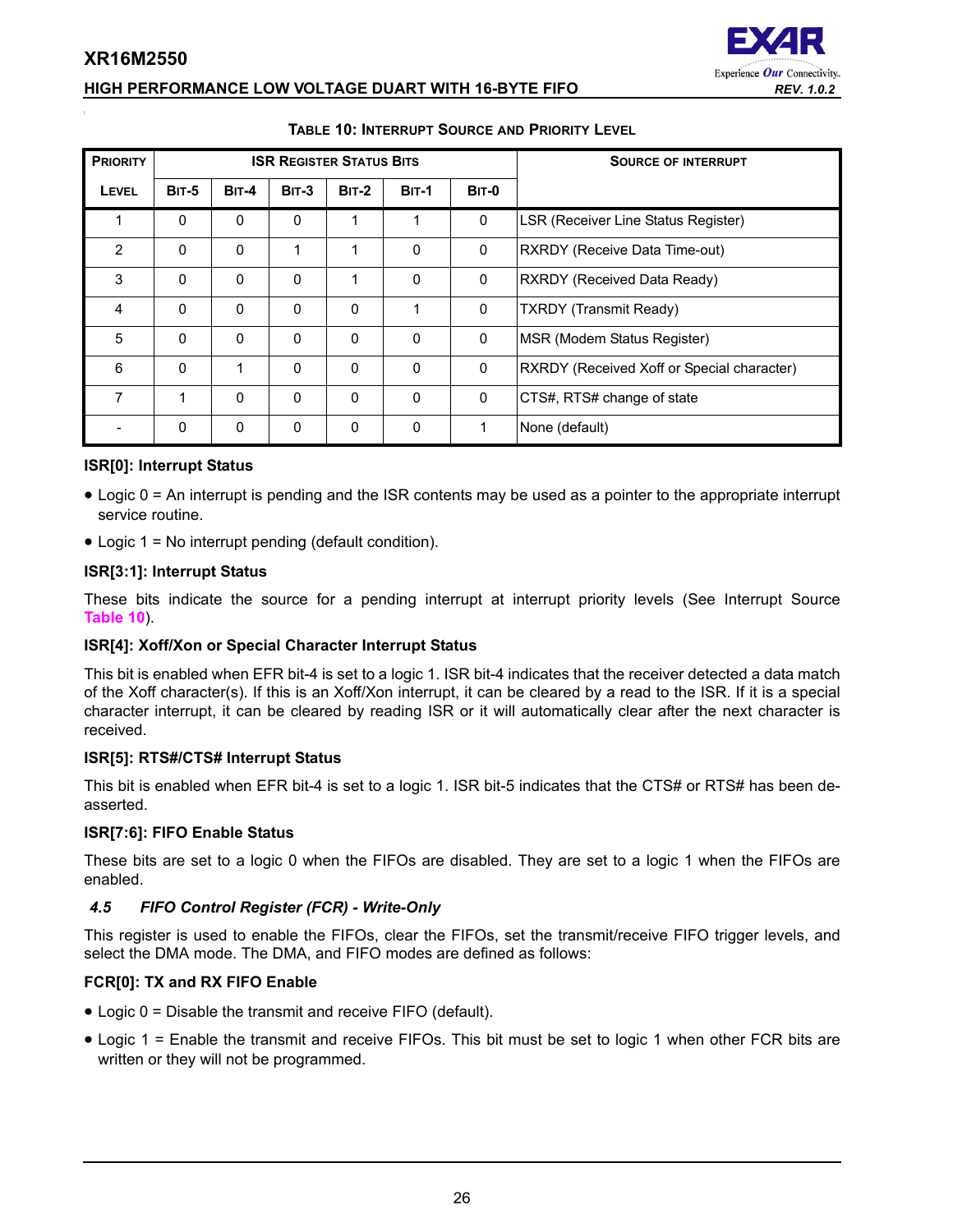**Table 10: Interrupt Source and Priority Level**

| Priority Level | ISR Register Status Bits | | | | | | Source of Interrupt |
|---|---|---|---|---|---|---|---|
| | Bit-5 | Bit-4 | Bit-3 | Bit-2 | Bit-1 | Bit-0 | |
| 1 | 0 | 0 | 0 | 1 | 1 | 0 | LSR (Receiver Line Status Register) |
| 2 | 0 | 0 | 1 | 1 | 0 | 0 | RXRDY (Receive Data Time-out) |
| 3 | 0 | 0 | 0 | 1 | 0 | 0 | RXRDY (Received Data Ready) |
| 4 | 0 | 0 | 0 | 0 | 1 | 0 | TXRDY (Transmit Ready) |
| 5 | 0 | 0 | 0 | 0 | 0 | 0 | MSR (Modem Status Register) |
| 6 | 0 | 1 | 0 | 0 | 0 | 0 | RXRDY (Received Xoff or Special character) |
| 7 | 1 | 0 | 0 | 0 | 0 | 0 | CTS#, RTS# change of state |
| - | 0 | 0 | 0 | 0 | 0 | 1 | None (default) |

**ISR[0]: Interrupt Status**

- Logic 0 = An interrupt is pending and the ISR contents may be used as a pointer to the appropriate interrupt service routine.
- Logic 1 = No interrupt pending (default condition).

**ISR[3:1]: Interrupt Status**

These bits indicate the source for a pending interrupt at interrupt priority levels (See Interrupt Source Table 10).

**ISR[4]: Xoff/Xon or Special Character Interrupt Status**

This bit is enabled when EFR bit-4 is set to a logic 1. ISR bit-4 indicates that the receiver detected a data match of the Xoff character(s). If this is an Xoff/Xon interrupt, it can be cleared by a read to the ISR. If it is a special character interrupt, it can be cleared by reading ISR or it will automatically clear after the next character is received.

**ISR[5]: RTS#/CTS# Interrupt Status**

This bit is enabled when EFR bit-4 is set to a logic 1. ISR bit-5 indicates that the CTS# or RTS# has been de-asserted.

**ISR[7:6]: FIFO Enable Status**

These bits are set to a logic 0 when the FIFOs are disabled. They are set to a logic 1 when the FIFOs are enabled.

### *4.5 FIFO Control Register (FCR) - Write-Only*

This register is used to enable the FIFOs, clear the FIFOs, set the transmit/receive FIFO trigger levels, and select the DMA mode. The DMA, and FIFO modes are defined as follows:

**FCR[0]: TX and RX FIFO Enable**

- Logic 0 = Disable the transmit and receive FIFO (default).
- Logic 1 = Enable the transmit and receive FIFOs. This bit must be set to logic 1 when other FCR bits are written or they will not be programmed.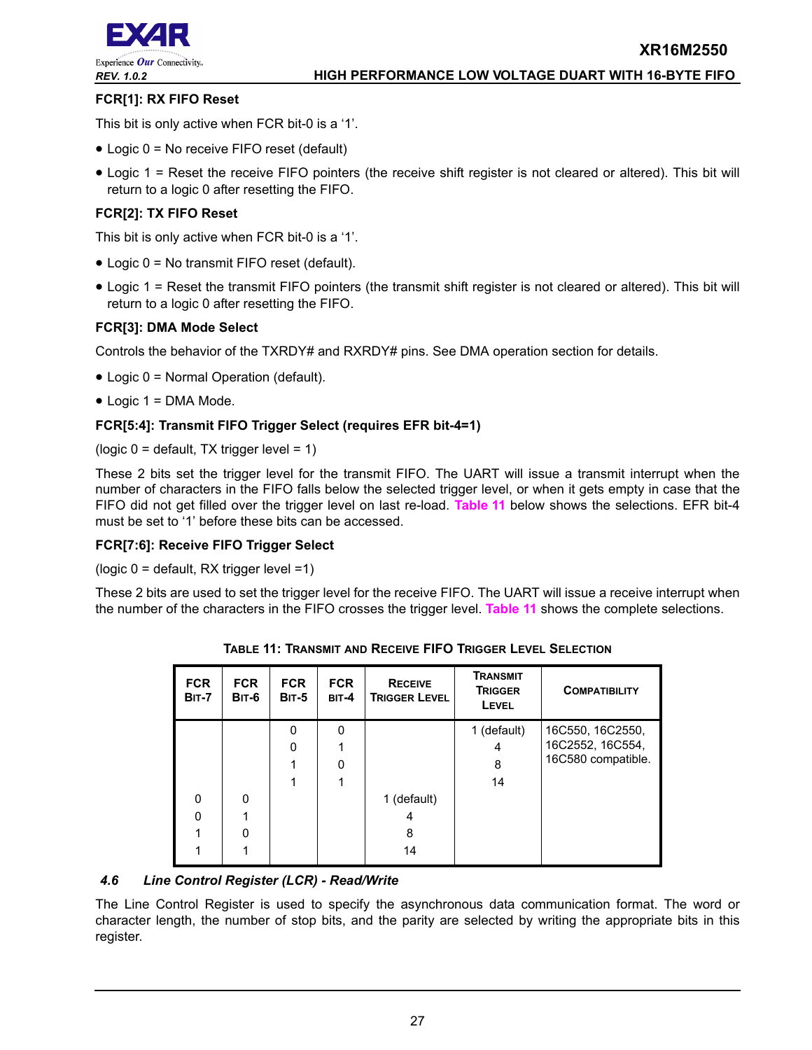**FCR[1]: RX FIFO Reset**

This bit is only active when FCR bit-0 is a '1'.

- Logic 0 = No receive FIFO reset (default)
- Logic 1 = Reset the receive FIFO pointers (the receive shift register is not cleared or altered). This bit will return to a logic 0 after resetting the FIFO.

**FCR[2]: TX FIFO Reset**

This bit is only active when FCR bit-0 is a '1'.

- Logic 0 = No transmit FIFO reset (default).
- Logic 1 = Reset the transmit FIFO pointers (the transmit shift register is not cleared or altered). This bit will return to a logic 0 after resetting the FIFO.

**FCR[3]: DMA Mode Select**

Controls the behavior of the TXRDY# and RXRDY# pins. See DMA operation section for details.

- Logic 0 = Normal Operation (default).
- Logic 1 = DMA Mode.

**FCR[5:4]: Transmit FIFO Trigger Select (requires EFR bit-4=1)**

(logic 0 = default, TX trigger level = 1)

These 2 bits set the trigger level for the transmit FIFO. The UART will issue a transmit interrupt when the number of characters in the FIFO falls below the selected trigger level, or when it gets empty in case that the FIFO did not get filled over the trigger level on last re-load. Table 11 below shows the selections. EFR bit-4 must be set to '1' before these bits can be accessed.

**FCR[7:6]: Receive FIFO Trigger Select**

(logic 0 = default, RX trigger level =1)

These 2 bits are used to set the trigger level for the receive FIFO. The UART will issue a receive interrupt when the number of the characters in the FIFO crosses the trigger level. Table 11 shows the complete selections.

**TABLE 11: TRANSMIT AND RECEIVE FIFO TRIGGER LEVEL SELECTION**

| FCR BIT-7 | FCR BIT-6 | FCR BIT-5 | FCR BIT-4 | RECEIVE TRIGGER LEVEL | TRANSMIT TRIGGER LEVEL | COMPATIBILITY |
|---|---|---|---|---|---|---|
| | | 0 | 0 | | 1 (default) | 16C550, 16C2550, 16C2552, 16C554, 16C580 compatible. |
| | | 0 | 1 | | 4 | |
| | | 1 | 0 | | 8 | |
| | | 1 | 1 | | 14 | |
| 0 | 0 | | | 1 (default) | | |
| 0 | 1 | | | 4 | | |
| 1 | 0 | | | 8 | | |
| 1 | 1 | | | 14 | | |

### *4.6 Line Control Register (LCR) - Read/Write*

The Line Control Register is used to specify the asynchronous data communication format. The word or character length, the number of stop bits, and the parity are selected by writing the appropriate bits in this register.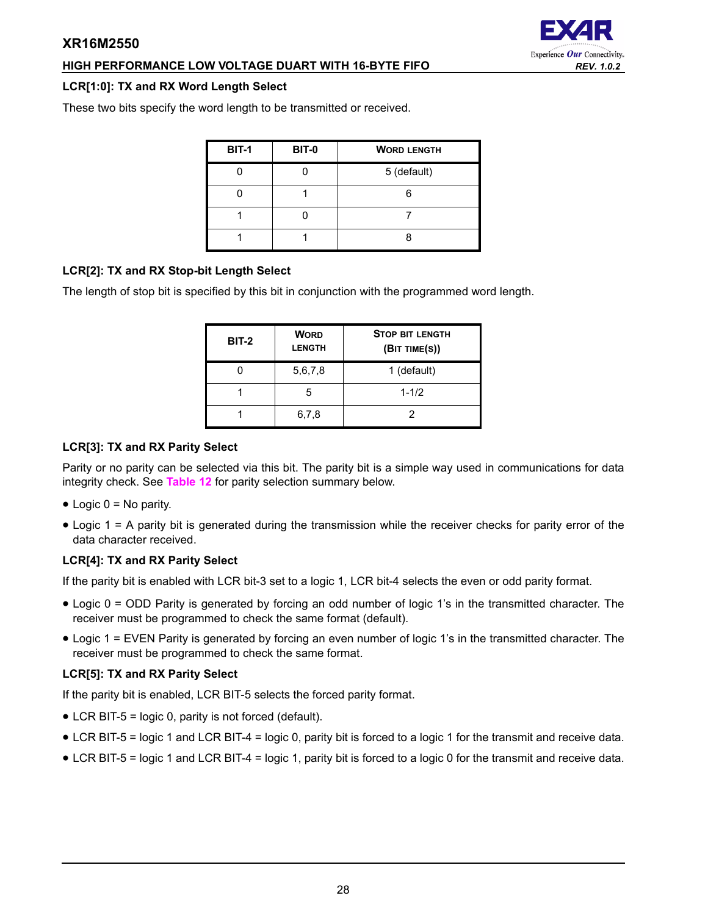### LCR[1:0]: TX and RX Word Length Select

These two bits specify the word length to be transmitted or received.

| BIT-1 | BIT-0 | WORD LENGTH |
|---|---|---|
| 0 | 0 | 5 (default) |
| 0 | 1 | 6 |
| 1 | 0 | 7 |
| 1 | 1 | 8 |

### LCR[2]: TX and RX Stop-bit Length Select

The length of stop bit is specified by this bit in conjunction with the programmed word length.

| BIT-2 | WORD LENGTH | STOP BIT LENGTH (BIT TIME(S)) |
|---|---|---|
| 0 | 5,6,7,8 | 1 (default) |
| 1 | 5 | 1-1/2 |
| 1 | 6,7,8 | 2 |

### LCR[3]: TX and RX Parity Select

Parity or no parity can be selected via this bit. The parity bit is a simple way used in communications for data integrity check. See Table 12 for parity selection summary below.

- Logic 0 = No parity.
- Logic 1 = A parity bit is generated during the transmission while the receiver checks for parity error of the data character received.

### LCR[4]: TX and RX Parity Select

If the parity bit is enabled with LCR bit-3 set to a logic 1, LCR bit-4 selects the even or odd parity format.

- Logic 0 = ODD Parity is generated by forcing an odd number of logic 1's in the transmitted character. The receiver must be programmed to check the same format (default).
- Logic 1 = EVEN Parity is generated by forcing an even number of logic 1's in the transmitted character. The receiver must be programmed to check the same format.

### LCR[5]: TX and RX Parity Select

If the parity bit is enabled, LCR BIT-5 selects the forced parity format.

- LCR BIT-5 = logic 0, parity is not forced (default).
- LCR BIT-5 = logic 1 and LCR BIT-4 = logic 0, parity bit is forced to a logic 1 for the transmit and receive data.
- LCR BIT-5 = logic 1 and LCR BIT-4 = logic 1, parity bit is forced to a logic 0 for the transmit and receive data.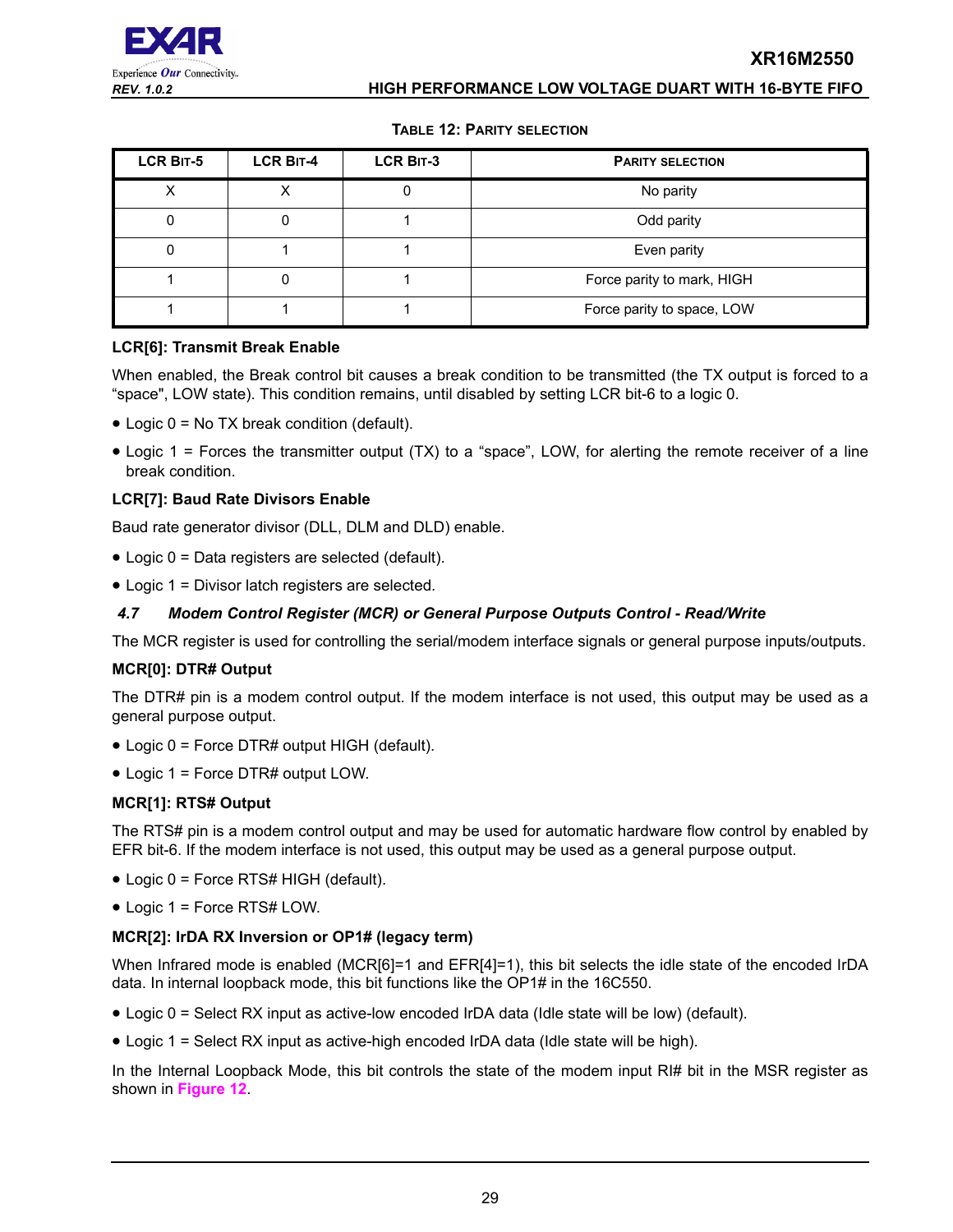**Table 12: Parity Selection**

| LCR Bit-5 | LCR Bit-4 | LCR Bit-3 | Parity selection |
|---|---|---|---|
| X | X | 0 | No parity |
| 0 | 0 | 1 | Odd parity |
| 0 | 1 | 1 | Even parity |
| 1 | 0 | 1 | Force parity to mark, HIGH |
| 1 | 1 | 1 | Force parity to space, LOW |

**LCR[6]: Transmit Break Enable**

When enabled, the Break control bit causes a break condition to be transmitted (the TX output is forced to a "space", LOW state). This condition remains, until disabled by setting LCR bit-6 to a logic 0.

- Logic 0 = No TX break condition (default).
- Logic 1 = Forces the transmitter output (TX) to a "space", LOW, for alerting the remote receiver of a line break condition.

**LCR[7]: Baud Rate Divisors Enable**

Baud rate generator divisor (DLL, DLM and DLD) enable.

- Logic 0 = Data registers are selected (default).
- Logic 1 = Divisor latch registers are selected.

### 4.7 Modem Control Register (MCR) or General Purpose Outputs Control - Read/Write

The MCR register is used for controlling the serial/modem interface signals or general purpose inputs/outputs.

**MCR[0]: DTR# Output**

The DTR# pin is a modem control output. If the modem interface is not used, this output may be used as a general purpose output.

- Logic 0 = Force DTR# output HIGH (default).
- Logic 1 = Force DTR# output LOW.

**MCR[1]: RTS# Output**

The RTS# pin is a modem control output and may be used for automatic hardware flow control by enabled by EFR bit-6. If the modem interface is not used, this output may be used as a general purpose output.

- Logic 0 = Force RTS# HIGH (default).
- Logic 1 = Force RTS# LOW.

**MCR[2]: IrDA RX Inversion or OP1# (legacy term)**

When Infrared mode is enabled (MCR[6]=1 and EFR[4]=1), this bit selects the idle state of the encoded IrDA data. In internal loopback mode, this bit functions like the OP1# in the 16C550.

- Logic 0 = Select RX input as active-low encoded IrDA data (Idle state will be low) (default).
- Logic 1 = Select RX input as active-high encoded IrDA data (Idle state will be high).

In the Internal Loopback Mode, this bit controls the state of the modem input RI# bit in the MSR register as shown in Figure 12.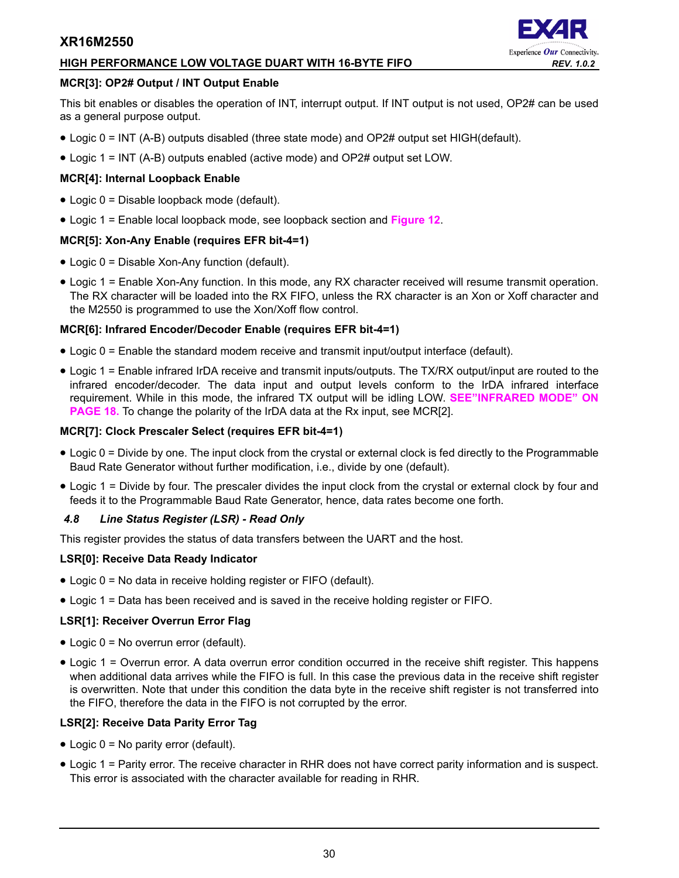**MCR[3]: OP2# Output / INT Output Enable**

This bit enables or disables the operation of INT, interrupt output. If INT output is not used, OP2# can be used as a general purpose output.

- Logic 0 = INT (A-B) outputs disabled (three state mode) and OP2# output set HIGH(default).
- Logic 1 = INT (A-B) outputs enabled (active mode) and OP2# output set LOW.

**MCR[4]: Internal Loopback Enable**

- Logic 0 = Disable loopback mode (default).
- Logic 1 = Enable local loopback mode, see loopback section and **Figure 12**.

**MCR[5]: Xon-Any Enable (requires EFR bit-4=1)**

- Logic 0 = Disable Xon-Any function (default).
- Logic 1 = Enable Xon-Any function. In this mode, any RX character received will resume transmit operation. The RX character will be loaded into the RX FIFO, unless the RX character is an Xon or Xoff character and the M2550 is programmed to use the Xon/Xoff flow control.

**MCR[6]: Infrared Encoder/Decoder Enable (requires EFR bit-4=1)**

- Logic 0 = Enable the standard modem receive and transmit input/output interface (default).
- Logic 1 = Enable infrared IrDA receive and transmit inputs/outputs. The TX/RX output/input are routed to the infrared encoder/decoder. The data input and output levels conform to the IrDA infrared interface requirement. While in this mode, the infrared TX output will be idling LOW. **SEE"INFRARED MODE" ON PAGE 18.** To change the polarity of the IrDA data at the Rx input, see MCR[2].

**MCR[7]: Clock Prescaler Select (requires EFR bit-4=1)**

- Logic 0 = Divide by one. The input clock from the crystal or external clock is fed directly to the Programmable Baud Rate Generator without further modification, i.e., divide by one (default).
- Logic 1 = Divide by four. The prescaler divides the input clock from the crystal or external clock by four and feeds it to the Programmable Baud Rate Generator, hence, data rates become one forth.

### *4.8 Line Status Register (LSR) - Read Only*

This register provides the status of data transfers between the UART and the host.

**LSR[0]: Receive Data Ready Indicator**

- Logic 0 = No data in receive holding register or FIFO (default).
- Logic 1 = Data has been received and is saved in the receive holding register or FIFO.

**LSR[1]: Receiver Overrun Error Flag**

- Logic 0 = No overrun error (default).
- Logic 1 = Overrun error. A data overrun error condition occurred in the receive shift register. This happens when additional data arrives while the FIFO is full. In this case the previous data in the receive shift register is overwritten. Note that under this condition the data byte in the receive shift register is not transferred into the FIFO, therefore the data in the FIFO is not corrupted by the error.

**LSR[2]: Receive Data Parity Error Tag**

- Logic 0 = No parity error (default).
- Logic 1 = Parity error. The receive character in RHR does not have correct parity information and is suspect. This error is associated with the character available for reading in RHR.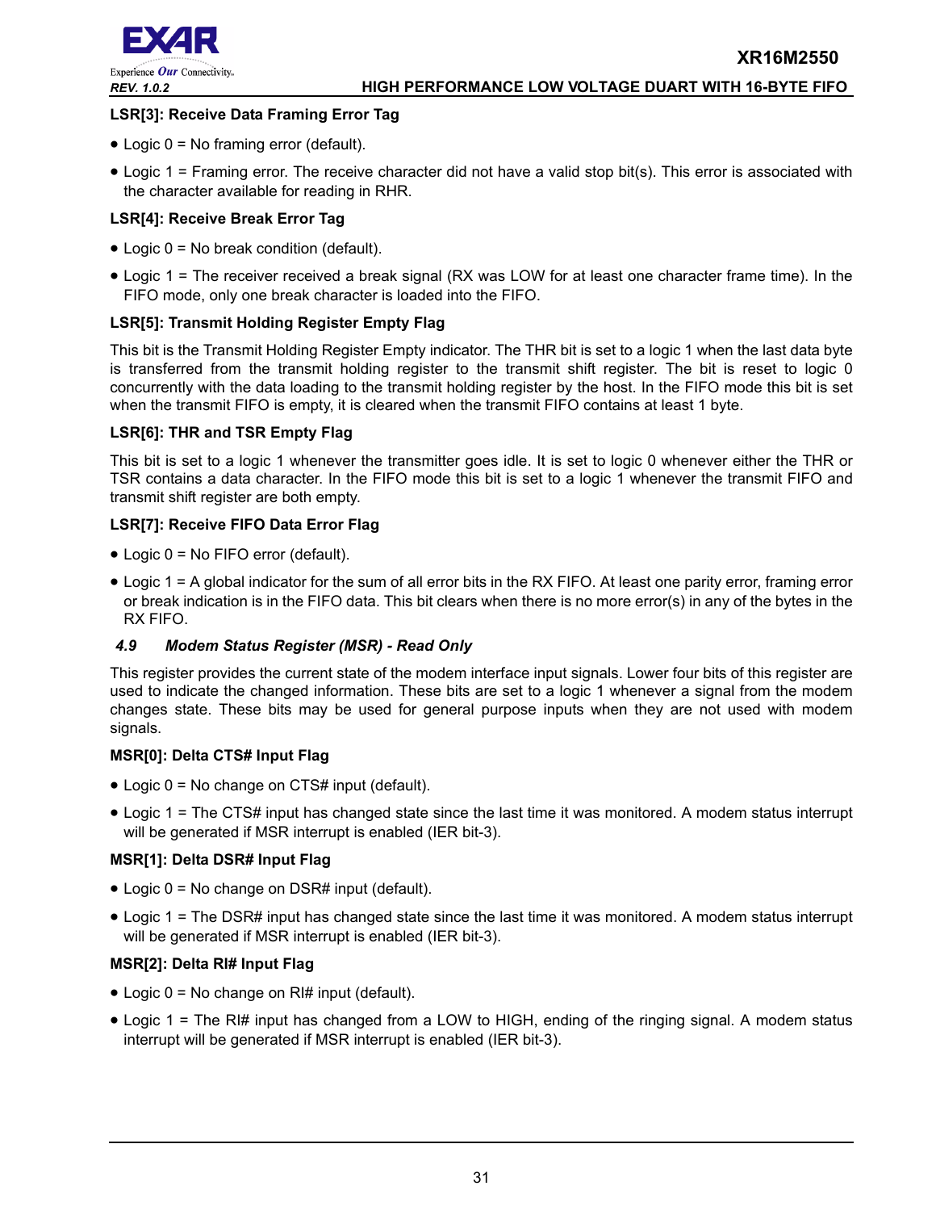#### LSR[3]: Receive Data Framing Error Tag

- Logic 0 = No framing error (default).
- Logic 1 = Framing error. The receive character did not have a valid stop bit(s). This error is associated with the character available for reading in RHR.

#### LSR[4]: Receive Break Error Tag

- Logic 0 = No break condition (default).
- Logic 1 = The receiver received a break signal (RX was LOW for at least one character frame time). In the FIFO mode, only one break character is loaded into the FIFO.

#### LSR[5]: Transmit Holding Register Empty Flag

This bit is the Transmit Holding Register Empty indicator. The THR bit is set to a logic 1 when the last data byte is transferred from the transmit holding register to the transmit shift register. The bit is reset to logic 0 concurrently with the data loading to the transmit holding register by the host. In the FIFO mode this bit is set when the transmit FIFO is empty, it is cleared when the transmit FIFO contains at least 1 byte.

#### LSR[6]: THR and TSR Empty Flag

This bit is set to a logic 1 whenever the transmitter goes idle. It is set to logic 0 whenever either the THR or TSR contains a data character. In the FIFO mode this bit is set to a logic 1 whenever the transmit FIFO and transmit shift register are both empty.

#### LSR[7]: Receive FIFO Data Error Flag

- Logic 0 = No FIFO error (default).
- Logic 1 = A global indicator for the sum of all error bits in the RX FIFO. At least one parity error, framing error or break indication is in the FIFO data. This bit clears when there is no more error(s) in any of the bytes in the RX FIFO.

### *4.9 Modem Status Register (MSR) - Read Only*

This register provides the current state of the modem interface input signals. Lower four bits of this register are used to indicate the changed information. These bits are set to a logic 1 whenever a signal from the modem changes state. These bits may be used for general purpose inputs when they are not used with modem signals.

#### MSR[0]: Delta CTS# Input Flag

- Logic 0 = No change on CTS# input (default).
- Logic 1 = The CTS# input has changed state since the last time it was monitored. A modem status interrupt will be generated if MSR interrupt is enabled (IER bit-3).

#### MSR[1]: Delta DSR# Input Flag

- Logic 0 = No change on DSR# input (default).
- Logic 1 = The DSR# input has changed state since the last time it was monitored. A modem status interrupt will be generated if MSR interrupt is enabled (IER bit-3).

#### MSR[2]: Delta RI# Input Flag

- Logic 0 = No change on RI# input (default).
- Logic 1 = The RI# input has changed from a LOW to HIGH, ending of the ringing signal. A modem status interrupt will be generated if MSR interrupt is enabled (IER bit-3).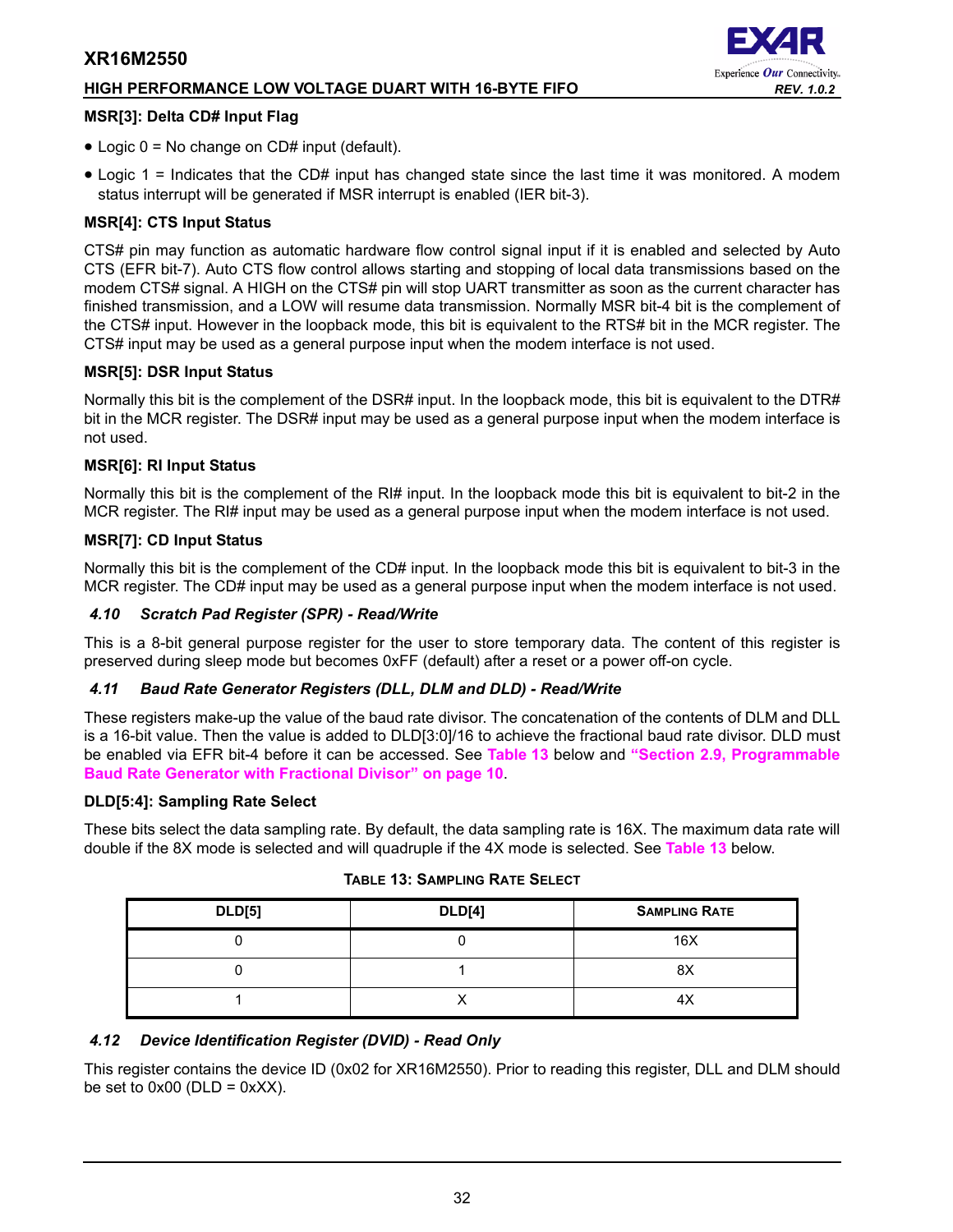**MSR[3]: Delta CD# Input Flag**

- Logic 0 = No change on CD# input (default).
- Logic 1 = Indicates that the CD# input has changed state since the last time it was monitored. A modem status interrupt will be generated if MSR interrupt is enabled (IER bit-3).

**MSR[4]: CTS Input Status**

CTS# pin may function as automatic hardware flow control signal input if it is enabled and selected by Auto CTS (EFR bit-7). Auto CTS flow control allows starting and stopping of local data transmissions based on the modem CTS# signal. A HIGH on the CTS# pin will stop UART transmitter as soon as the current character has finished transmission, and a LOW will resume data transmission. Normally MSR bit-4 bit is the complement of the CTS# input. However in the loopback mode, this bit is equivalent to the RTS# bit in the MCR register. The CTS# input may be used as a general purpose input when the modem interface is not used.

**MSR[5]: DSR Input Status**

Normally this bit is the complement of the DSR# input. In the loopback mode, this bit is equivalent to the DTR# bit in the MCR register. The DSR# input may be used as a general purpose input when the modem interface is not used.

**MSR[6]: RI Input Status**

Normally this bit is the complement of the RI# input. In the loopback mode this bit is equivalent to bit-2 in the MCR register. The RI# input may be used as a general purpose input when the modem interface is not used.

**MSR[7]: CD Input Status**

Normally this bit is the complement of the CD# input. In the loopback mode this bit is equivalent to bit-3 in the MCR register. The CD# input may be used as a general purpose input when the modem interface is not used.

### *4.10 Scratch Pad Register (SPR) - Read/Write*

This is a 8-bit general purpose register for the user to store temporary data. The content of this register is preserved during sleep mode but becomes 0xFF (default) after a reset or a power off-on cycle.

### *4.11 Baud Rate Generator Registers (DLL, DLM and DLD) - Read/Write*

These registers make-up the value of the baud rate divisor. The concatenation of the contents of DLM and DLL is a 16-bit value. Then the value is added to DLD[3:0]/16 to achieve the fractional baud rate divisor. DLD must be enabled via EFR bit-4 before it can be accessed. See **Table 13** below and **"Section 2.9, Programmable Baud Rate Generator with Fractional Divisor" on page 10**.

**DLD[5:4]: Sampling Rate Select**

These bits select the data sampling rate. By default, the data sampling rate is 16X. The maximum data rate will double if the 8X mode is selected and will quadruple if the 4X mode is selected. See **Table 13** below.

**TABLE 13: SAMPLING RATE SELECT**

| DLD[5] | DLD[4] | SAMPLING RATE |
|---|---|---|
| 0 | 0 | 16X |
| 0 | 1 | 8X |
| 1 | X | 4X |

### *4.12 Device Identification Register (DVID) - Read Only*

This register contains the device ID (0x02 for XR16M2550). Prior to reading this register, DLL and DLM should be set to 0x00 (DLD = 0xXX).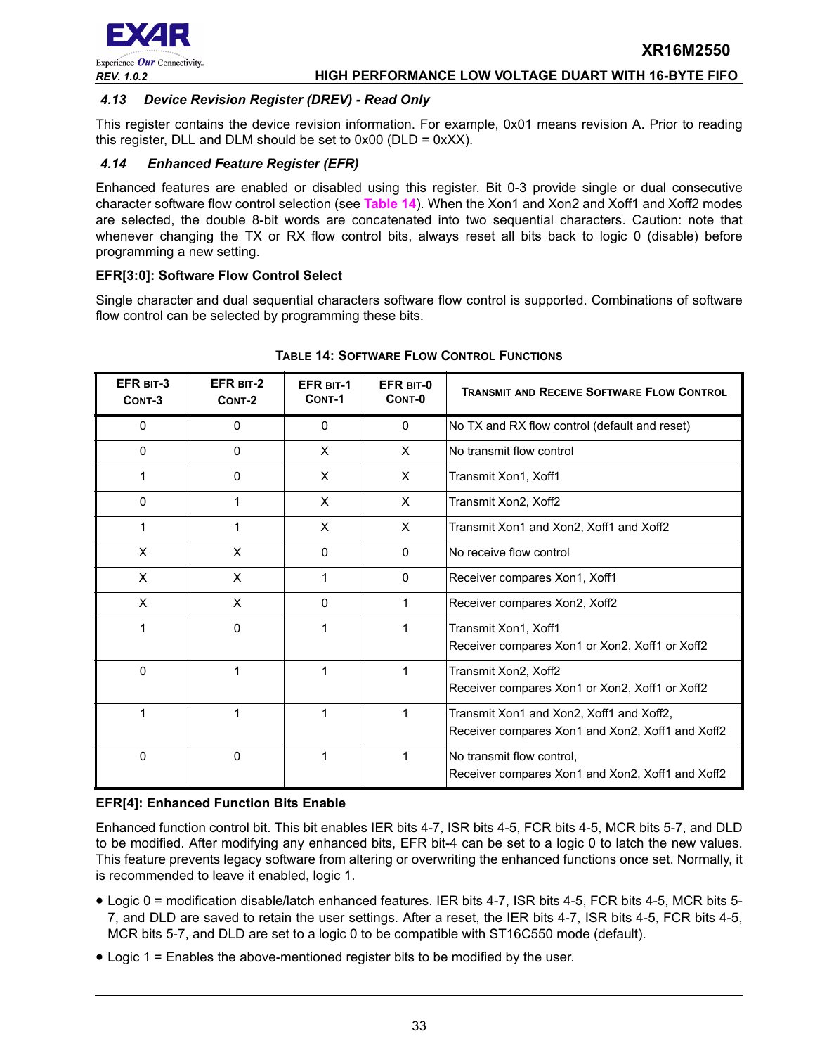### 4.13 Device Revision Register (DREV) - Read Only

This register contains the device revision information. For example, 0x01 means revision A. Prior to reading this register, DLL and DLM should be set to 0x00 (DLD = 0xXX).

### 4.14 Enhanced Feature Register (EFR)

Enhanced features are enabled or disabled using this register. Bit 0-3 provide single or dual consecutive character software flow control selection (see Table 14). When the Xon1 and Xon2 and Xoff1 and Xoff2 modes are selected, the double 8-bit words are concatenated into two sequential characters. Caution: note that whenever changing the TX or RX flow control bits, always reset all bits back to logic 0 (disable) before programming a new setting.

**EFR[3:0]: Software Flow Control Select**

Single character and dual sequential characters software flow control is supported. Combinations of software flow control can be selected by programming these bits.

**TABLE 14: SOFTWARE FLOW CONTROL FUNCTIONS**

| EFR BIT-3 CONT-3 | EFR BIT-2 CONT-2 | EFR BIT-1 CONT-1 | EFR BIT-0 CONT-0 | TRANSMIT AND RECEIVE SOFTWARE FLOW CONTROL |
|---|---|---|---|---|
| 0 | 0 | 0 | 0 | No TX and RX flow control (default and reset) |
| 0 | 0 | X | X | No transmit flow control |
| 1 | 0 | X | X | Transmit Xon1, Xoff1 |
| 0 | 1 | X | X | Transmit Xon2, Xoff2 |
| 1 | 1 | X | X | Transmit Xon1 and Xon2, Xoff1 and Xoff2 |
| X | X | 0 | 0 | No receive flow control |
| X | X | 1 | 0 | Receiver compares Xon1, Xoff1 |
| X | X | 0 | 1 | Receiver compares Xon2, Xoff2 |
| 1 | 0 | 1 | 1 | Transmit Xon1, Xoff1<br>Receiver compares Xon1 or Xon2, Xoff1 or Xoff2 |
| 0 | 1 | 1 | 1 | Transmit Xon2, Xoff2<br>Receiver compares Xon1 or Xon2, Xoff1 or Xoff2 |
| 1 | 1 | 1 | 1 | Transmit Xon1 and Xon2, Xoff1 and Xoff2,<br>Receiver compares Xon1 and Xon2, Xoff1 and Xoff2 |
| 0 | 0 | 1 | 1 | No transmit flow control,<br>Receiver compares Xon1 and Xon2, Xoff1 and Xoff2 |

**EFR[4]: Enhanced Function Bits Enable**

Enhanced function control bit. This bit enables IER bits 4-7, ISR bits 4-5, FCR bits 4-5, MCR bits 5-7, and DLD to be modified. After modifying any enhanced bits, EFR bit-4 can be set to a logic 0 to latch the new values. This feature prevents legacy software from altering or overwriting the enhanced functions once set. Normally, it is recommended to leave it enabled, logic 1.

- Logic 0 = modification disable/latch enhanced features. IER bits 4-7, ISR bits 4-5, FCR bits 4-5, MCR bits 5-7, and DLD are saved to retain the user settings. After a reset, the IER bits 4-7, ISR bits 4-5, FCR bits 4-5, MCR bits 5-7, and DLD are set to a logic 0 to be compatible with ST16C550 mode (default).
- Logic 1 = Enables the above-mentioned register bits to be modified by the user.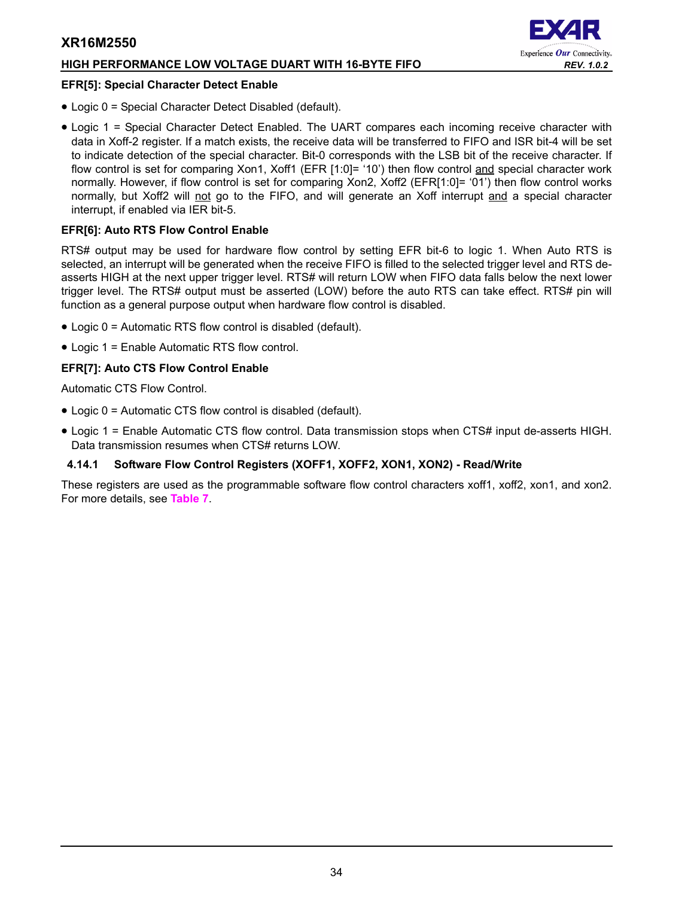**EFR[5]: Special Character Detect Enable**

- Logic 0 = Special Character Detect Disabled (default).
- Logic 1 = Special Character Detect Enabled. The UART compares each incoming receive character with data in Xoff-2 register. If a match exists, the receive data will be transferred to FIFO and ISR bit-4 will be set to indicate detection of the special character. Bit-0 corresponds with the LSB bit of the receive character. If flow control is set for comparing Xon1, Xoff1 (EFR [1:0]= '10') then flow control and special character work normally. However, if flow control is set for comparing Xon2, Xoff2 (EFR[1:0]= '01') then flow control works normally, but Xoff2 will not go to the FIFO, and will generate an Xoff interrupt and a special character interrupt, if enabled via IER bit-5.

**EFR[6]: Auto RTS Flow Control Enable**

RTS# output may be used for hardware flow control by setting EFR bit-6 to logic 1. When Auto RTS is selected, an interrupt will be generated when the receive FIFO is filled to the selected trigger level and RTS de-asserts HIGH at the next upper trigger level. RTS# will return LOW when FIFO data falls below the next lower trigger level. The RTS# output must be asserted (LOW) before the auto RTS can take effect. RTS# pin will function as a general purpose output when hardware flow control is disabled.

- Logic 0 = Automatic RTS flow control is disabled (default).
- Logic 1 = Enable Automatic RTS flow control.

**EFR[7]: Auto CTS Flow Control Enable**

Automatic CTS Flow Control.

- Logic 0 = Automatic CTS flow control is disabled (default).
- Logic 1 = Enable Automatic CTS flow control. Data transmission stops when CTS# input de-asserts HIGH. Data transmission resumes when CTS# returns LOW.

### 4.14.1 Software Flow Control Registers (XOFF1, XOFF2, XON1, XON2) - Read/Write

These registers are used as the programmable software flow control characters xoff1, xoff2, xon1, and xon2. For more details, see Table 7.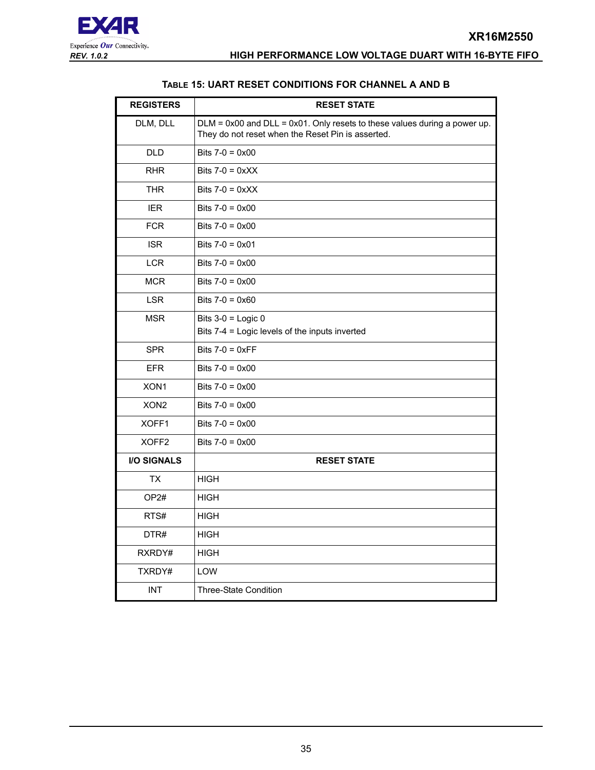**TABLE 15: UART RESET CONDITIONS FOR CHANNEL A AND B**

| REGISTERS | RESET STATE |
|---|---|
| DLM, DLL | DLM = 0x00 and DLL = 0x01. Only resets to these values during a power up. They do not reset when the Reset Pin is asserted. |
| DLD | Bits 7-0 = 0x00 |
| RHR | Bits 7-0 = 0xXX |
| THR | Bits 7-0 = 0xXX |
| IER | Bits 7-0 = 0x00 |
| FCR | Bits 7-0 = 0x00 |
| ISR | Bits 7-0 = 0x01 |
| LCR | Bits 7-0 = 0x00 |
| MCR | Bits 7-0 = 0x00 |
| LSR | Bits 7-0 = 0x60 |
| MSR | Bits 3-0 = Logic 0<br>Bits 7-4 = Logic levels of the inputs inverted |
| SPR | Bits 7-0 = 0xFF |
| EFR | Bits 7-0 = 0x00 |
| XON1 | Bits 7-0 = 0x00 |
| XON2 | Bits 7-0 = 0x00 |
| XOFF1 | Bits 7-0 = 0x00 |
| XOFF2 | Bits 7-0 = 0x00 |
| **I/O SIGNALS** | **RESET STATE** |
| TX | HIGH |
| OP2# | HIGH |
| RTS# | HIGH |
| DTR# | HIGH |
| RXRDY# | HIGH |
| TXRDY# | LOW |
| INT | Three-State Condition |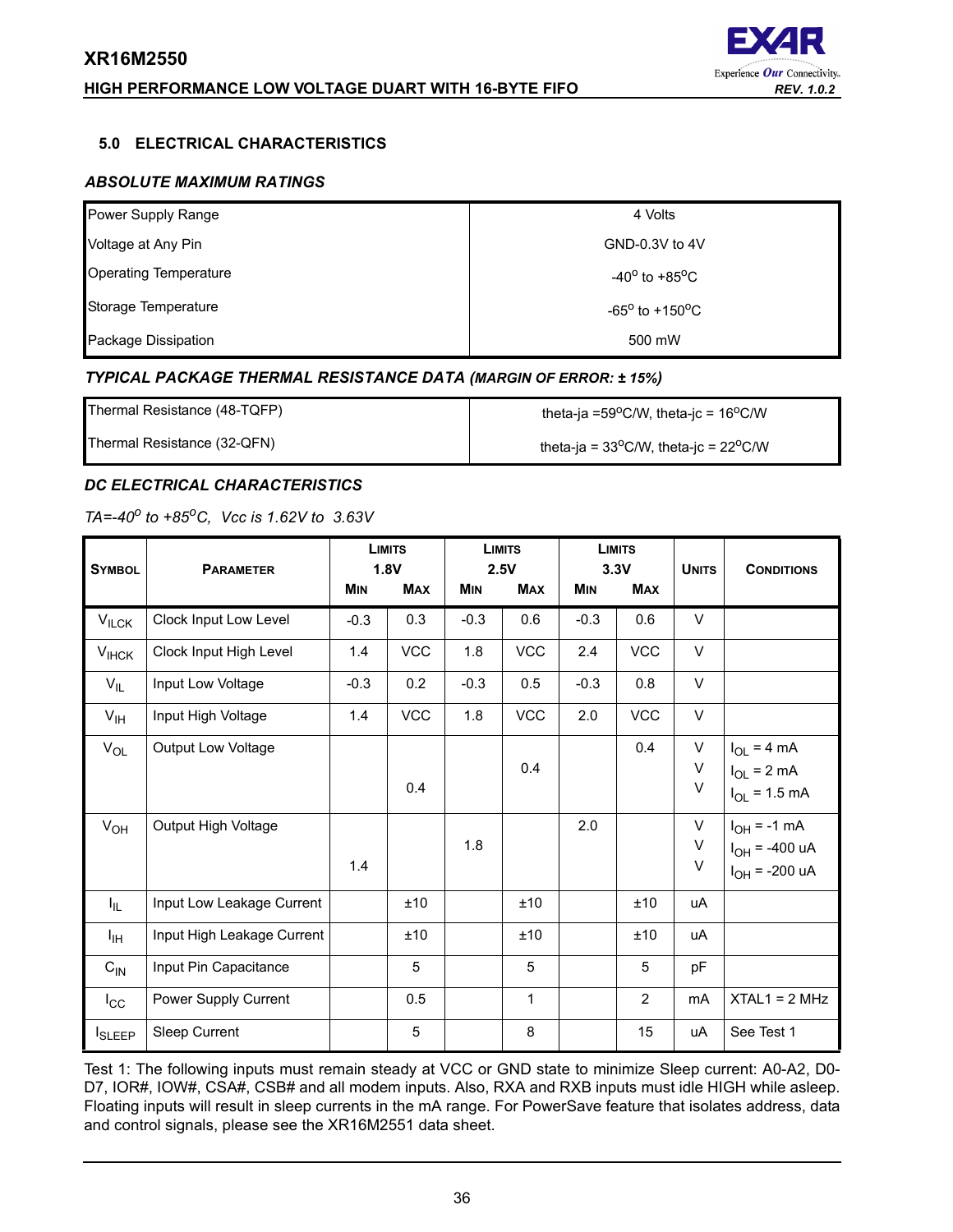## 5.0 ELECTRICAL CHARACTERISTICS

### *ABSOLUTE MAXIMUM RATINGS*

| | |
|---|---|
| Power Supply Range | 4 Volts |
| Voltage at Any Pin | GND-0.3V to 4V |
| Operating Temperature | -40° to +85°C |
| Storage Temperature | -65° to +150°C |
| Package Dissipation | 500 mW |

### *TYPICAL PACKAGE THERMAL RESISTANCE DATA (MARGIN OF ERROR: ± 15%)*

| | |
|---|---|
| Thermal Resistance (48-TQFP) | theta-ja =59°C/W, theta-jc = 16°C/W |
| Thermal Resistance (32-QFN) | theta-ja = 33°C/W, theta-jc = 22°C/W |

### *DC ELECTRICAL CHARACTERISTICS*

*TA=-40° to +85°C, Vcc is 1.62V to 3.63V*

| SYMBOL | PARAMETER | LIMITS 1.8V MIN | LIMITS 1.8V MAX | LIMITS 2.5V MIN | LIMITS 2.5V MAX | LIMITS 3.3V MIN | LIMITS 3.3V MAX | UNITS | CONDITIONS |
|---|---|---|---|---|---|---|---|---|---|
| $V_{ILCK}$ | Clock Input Low Level | -0.3 | 0.3 | -0.3 | 0.6 | -0.3 | 0.6 | V | |
| $V_{IHCK}$ | Clock Input High Level | 1.4 | VCC | 1.8 | VCC | 2.4 | VCC | V | |
| $V_{IL}$ | Input Low Voltage | -0.3 | 0.2 | -0.3 | 0.5 | -0.3 | 0.8 | V | |
| $V_{IH}$ | Input High Voltage | 1.4 | VCC | 1.8 | VCC | 2.0 | VCC | V | |
| $V_{OL}$ | Output Low Voltage | | | | | | 0.4 | V | $I_{OL}$ = 4 mA |
| | | | | | 0.4 | | | V | $I_{OL}$ = 2 mA |
| | | | 0.4 | | | | | V | $I_{OL}$ = 1.5 mA |
| $V_{OH}$ | Output High Voltage | | | | | 2.0 | | V | $I_{OH}$ = -1 mA |
| | | | | 1.8 | | | | V | $I_{OH}$ = -400 uA |
| | | 1.4 | | | | | | V | $I_{OH}$ = -200 uA |
| $I_{IL}$ | Input Low Leakage Current | | ±10 | | ±10 | | ±10 | uA | |
| $I_{IH}$ | Input High Leakage Current | | ±10 | | ±10 | | ±10 | uA | |
| $C_{IN}$ | Input Pin Capacitance | | 5 | | 5 | | 5 | pF | |
| $I_{CC}$ | Power Supply Current | | 0.5 | | 1 | | 2 | mA | XTAL1 = 2 MHz |
| $I_{SLEEP}$ | Sleep Current | | 5 | | 8 | | 15 | uA | See Test 1 |

Test 1: The following inputs must remain steady at VCC or GND state to minimize Sleep current: A0-A2, D0-D7, IOR#, IOW#, CSA#, CSB# and all modem inputs. Also, RXA and RXB inputs must idle HIGH while asleep. Floating inputs will result in sleep currents in the mA range. For PowerSave feature that isolates address, data and control signals, please see the XR16M2551 data sheet.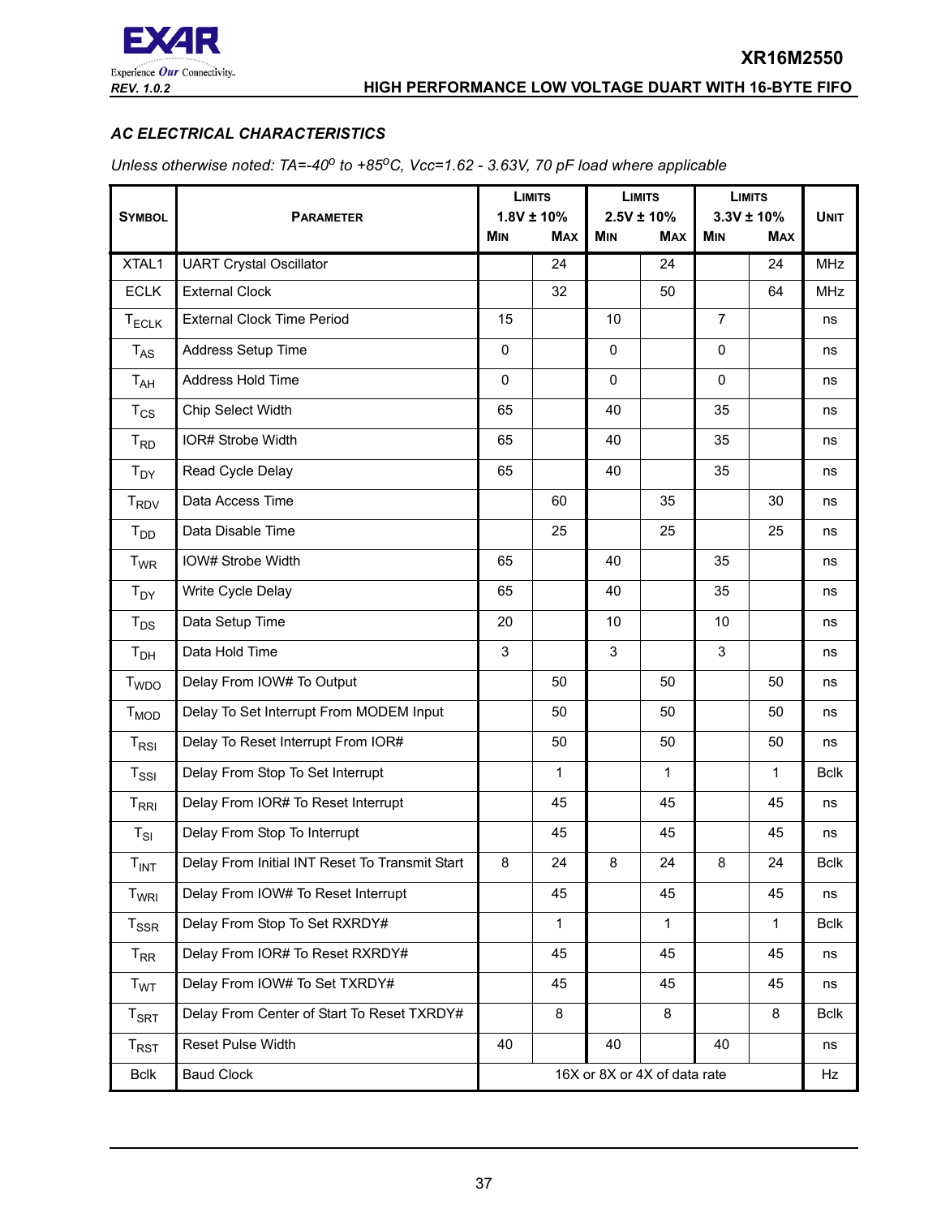## AC ELECTRICAL CHARACTERISTICS

*Unless otherwise noted: TA=-40° to +85°C, Vcc=1.62 - 3.63V, 70 pF load where applicable*

| Symbol | Parameter | Limits 1.8V ± 10% | | Limits 2.5V ± 10% | | Limits 3.3V ± 10% | | Unit |
|---|---|---|---|---|---|---|---|---|
| | | Min | Max | Min | Max | Min | Max | |
| XTAL1 | UART Crystal Oscillator | | 24 | | 24 | | 24 | MHz |
| ECLK | External Clock | | 32 | | 50 | | 64 | MHz |
| $T_{ECLK}$ | External Clock Time Period | 15 | | 10 | | 7 | | ns |
| $T_{AS}$ | Address Setup Time | 0 | | 0 | | 0 | | ns |
| $T_{AH}$ | Address Hold Time | 0 | | 0 | | 0 | | ns |
| $T_{CS}$ | Chip Select Width | 65 | | 40 | | 35 | | ns |
| $T_{RD}$ | IOR# Strobe Width | 65 | | 40 | | 35 | | ns |
| $T_{DY}$ | Read Cycle Delay | 65 | | 40 | | 35 | | ns |
| $T_{RDV}$ | Data Access Time | | 60 | | 35 | | 30 | ns |
| $T_{DD}$ | Data Disable Time | | 25 | | 25 | | 25 | ns |
| $T_{WR}$ | IOW# Strobe Width | 65 | | 40 | | 35 | | ns |
| $T_{DY}$ | Write Cycle Delay | 65 | | 40 | | 35 | | ns |
| $T_{DS}$ | Data Setup Time | 20 | | 10 | | 10 | | ns |
| $T_{DH}$ | Data Hold Time | 3 | | 3 | | 3 | | ns |
| $T_{WDO}$ | Delay From IOW# To Output | | 50 | | 50 | | 50 | ns |
| $T_{MOD}$ | Delay To Set Interrupt From MODEM Input | | 50 | | 50 | | 50 | ns |
| $T_{RSI}$ | Delay To Reset Interrupt From IOR# | | 50 | | 50 | | 50 | ns |
| $T_{SSI}$ | Delay From Stop To Set Interrupt | | 1 | | 1 | | 1 | Bclk |
| $T_{RRI}$ | Delay From IOR# To Reset Interrupt | | 45 | | 45 | | 45 | ns |
| $T_{SI}$ | Delay From Stop To Interrupt | | 45 | | 45 | | 45 | ns |
| $T_{INT}$ | Delay From Initial INT Reset To Transmit Start | 8 | 24 | 8 | 24 | 8 | 24 | Bclk |
| $T_{WRI}$ | Delay From IOW# To Reset Interrupt | | 45 | | 45 | | 45 | ns |
| $T_{SSR}$ | Delay From Stop To Set RXRDY# | | 1 | | 1 | | 1 | Bclk |
| $T_{RR}$ | Delay From IOR# To Reset RXRDY# | | 45 | | 45 | | 45 | ns |
| $T_{WT}$ | Delay From IOW# To Set TXRDY# | | 45 | | 45 | | 45 | ns |
| $T_{SRT}$ | Delay From Center of Start To Reset TXRDY# | | 8 | | 8 | | 8 | Bclk |
| $T_{RST}$ | Reset Pulse Width | 40 | | 40 | | 40 | | ns |
| Bclk | Baud Clock | 16X or 8X or 4X of data rate | | | | | | Hz |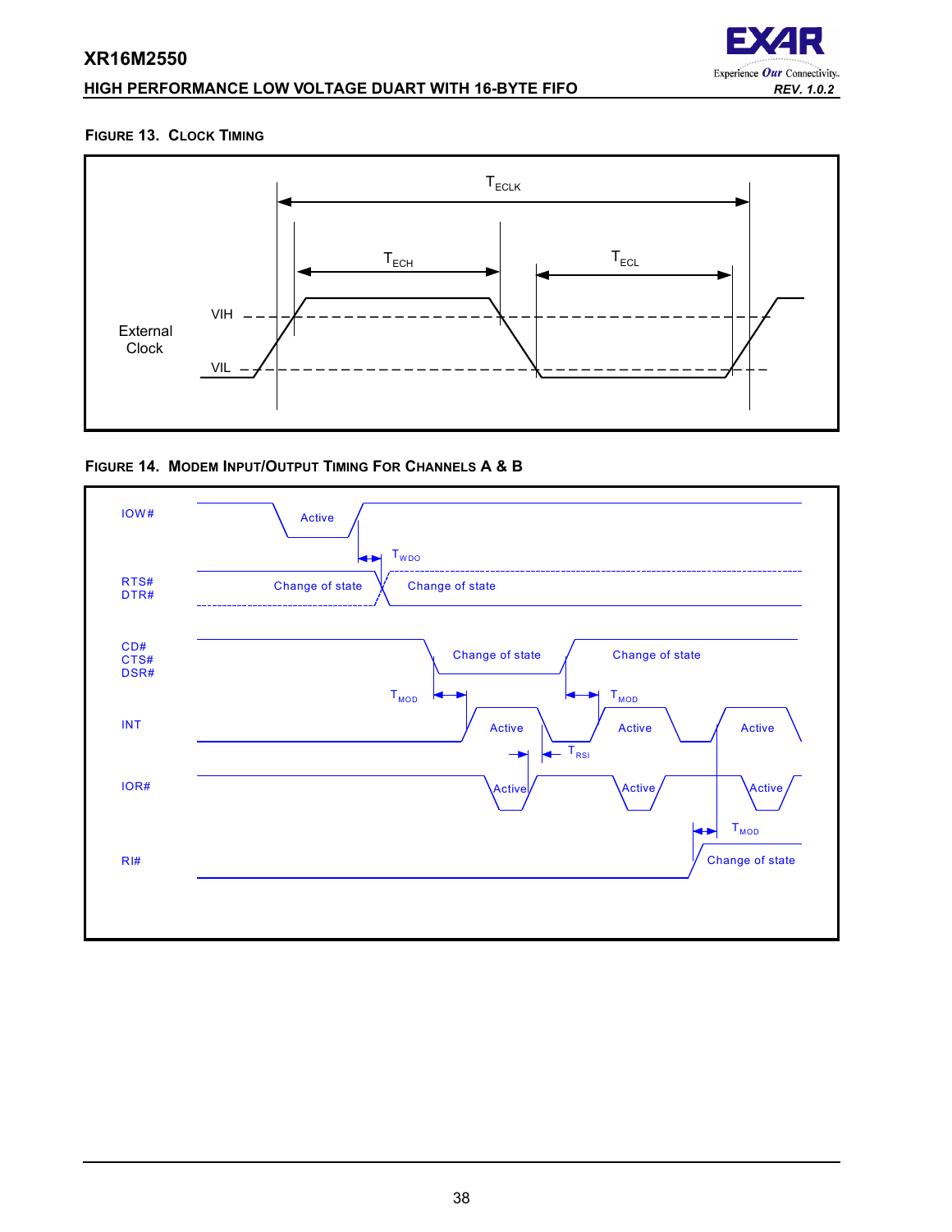#### Figure 13. Clock Timing

#### Figure 14. Modem Input/Output Timing For Channels A & B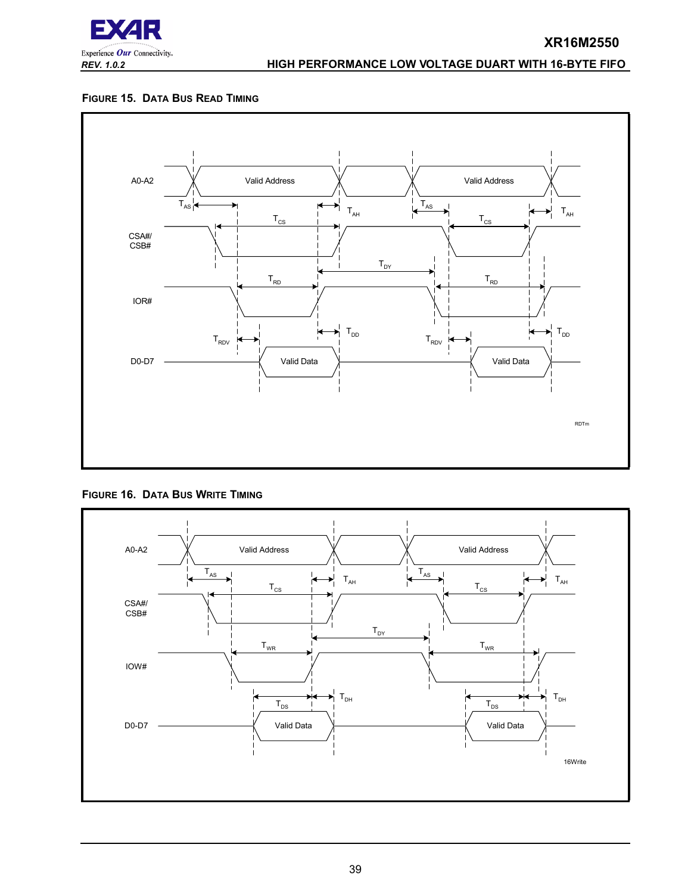### FIGURE 15. DATA BUS READ TIMING

### FIGURE 16. DATA BUS WRITE TIMING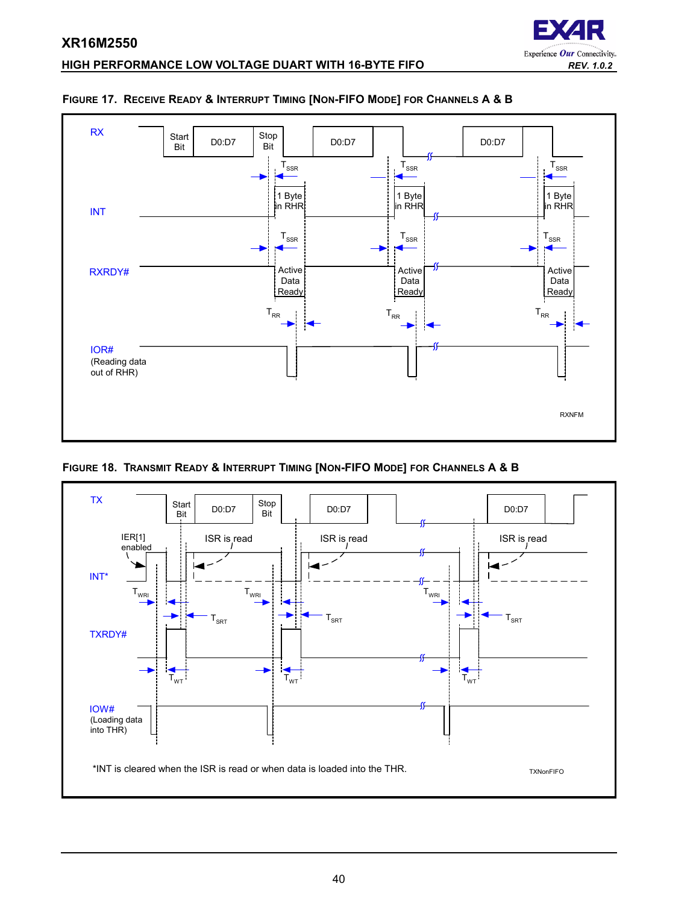**FIGURE 17. RECEIVE READY & INTERRUPT TIMING [NON-FIFO MODE] FOR CHANNELS A & B**

RX | Start Bit | D0:D7 | Stop Bit | D0:D7 | D0:D7

$T_{SSR}$

INT | 1 Byte in RHR

$T_{SSR}$

RXRDY# | Active Data Ready

$T_{RR}$

IOR# (Reading data out of RHR)

RXNFM

**FIGURE 18. TRANSMIT READY & INTERRUPT TIMING [NON-FIFO MODE] FOR CHANNELS A & B**

TX | Start Bit | D0:D7 | Stop Bit | D0:D7 | D0:D7

IER[1] enabled | ISR is read

INT*

$T_{WRI}$ | $T_{SRT}$

TXRDY#

$T_{WT}$

IOW# (Loading data into THR)

*INT is cleared when the ISR is read or when data is loaded into the THR.

TXNonFIFO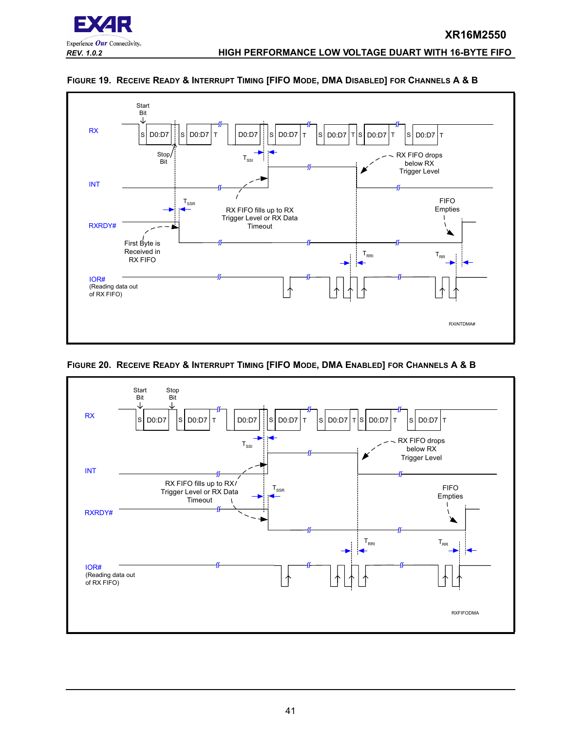**FIGURE 19. RECEIVE READY & INTERRUPT TIMING [FIFO MODE, DMA DISABLED] FOR CHANNELS A & B**

Start Bit

RX

S D0:D7 S D0:D7 T D0:D7 S D0:D7 T S D0:D7 T S D0:D7 T S D0:D7 T

Stop Bit

$T_{SSI}$

RX FIFO drops below RX Trigger Level

INT

RX FIFO fills up to RX Trigger Level or RX Data Timeout

$T_{SSR}$

FIFO Empties

RXRDY#

First Byte is Received in RX FIFO

$T_{RRI}$

$T_{RR}$

IOR# (Reading data out of RX FIFO)

RXINTDMA#

**FIGURE 20. RECEIVE READY & INTERRUPT TIMING [FIFO MODE, DMA ENABLED] FOR CHANNELS A & B**

Start Bit

Stop Bit

RX

S D0:D7 S D0:D7 T D0:D7 S D0:D7 T S D0:D7 T S D0:D7 T S D0:D7 T

$T_{SSI}$

RX FIFO drops below RX Trigger Level

INT

RX FIFO fills up to RX Trigger Level or RX Data Timeout

$T_{SSR}$

FIFO Empties

RXRDY#

$T_{RRI}$

$T_{RR}$

IOR# (Reading data out of RX FIFO)

RXFIFODMA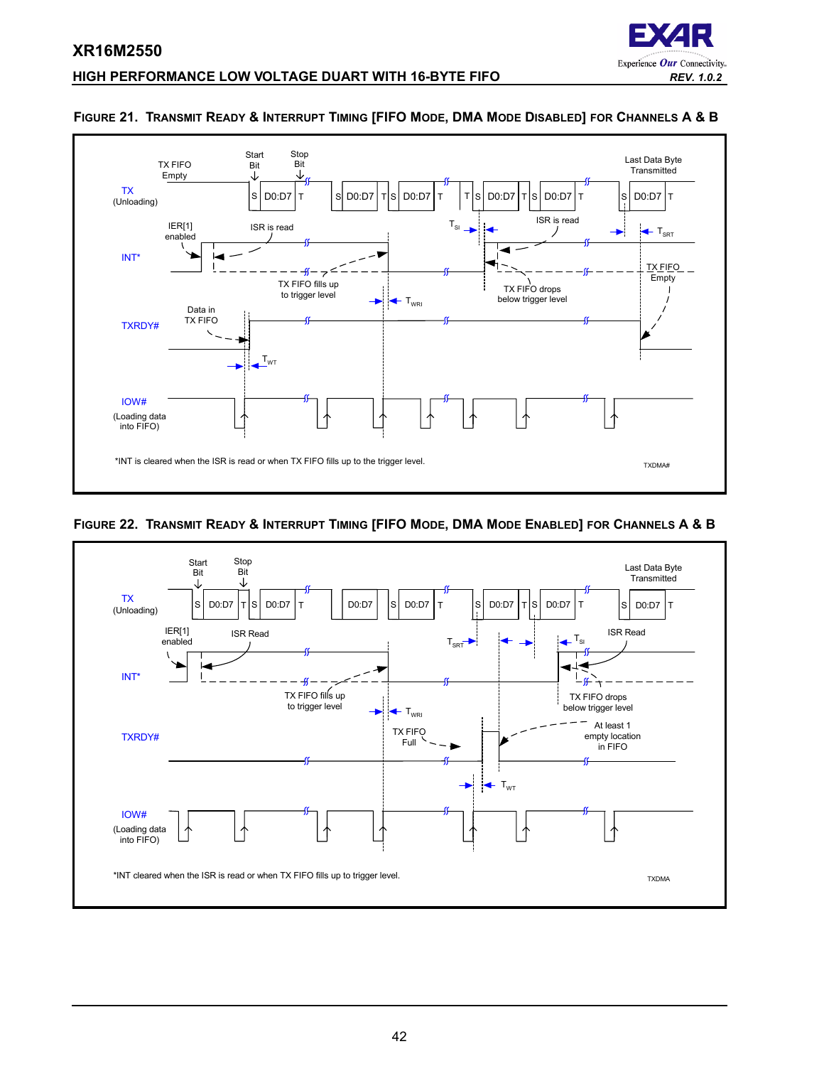**FIGURE 21. TRANSMIT READY & INTERRUPT TIMING [FIFO MODE, DMA MODE DISABLED] FOR CHANNELS A & B**

TX FIFO Empty

Start Bit

Stop Bit

Last Data Byte Transmitted

TX (Unloading)

S D0:D7 T S D0:D7 T S D0:D7 T T S D0:D7 T S D0:D7 T S D0:D7 T

IER[1] enabled

ISR is read

$T_{SI}$

ISR is read

$T_{SRT}$

INT*

TX FIFO fills up to trigger level

TX FIFO drops below trigger level

TX FIFO Empty

$T_{WRI}$

Data in TX FIFO

TXRDY#

$T_{WT}$

IOW# (Loading data into FIFO)

*INT is cleared when the ISR is read or when TX FIFO fills up to the trigger level.

TXDMA#

**FIGURE 22. TRANSMIT READY & INTERRUPT TIMING [FIFO MODE, DMA MODE ENABLED] FOR CHANNELS A & B**

Start Bit

Stop Bit

Last Data Byte Transmitted

TX (Unloading)

S D0:D7 T S D0:D7 T D0:D7 S D0:D7 T S D0:D7 T S D0:D7 T S D0:D7 T

IER[1] enabled

ISR Read

$T_{SRT}$

$T_{SI}$

ISR Read

INT*

TX FIFO fills up to trigger level

TX FIFO drops below trigger level

$T_{WRI}$

TX FIFO Full

At least 1 empty location in FIFO

TXRDY#

$T_{WT}$

IOW# (Loading data into FIFO)

*INT cleared when the ISR is read or when TX FIFO fills up to trigger level.

TXDMA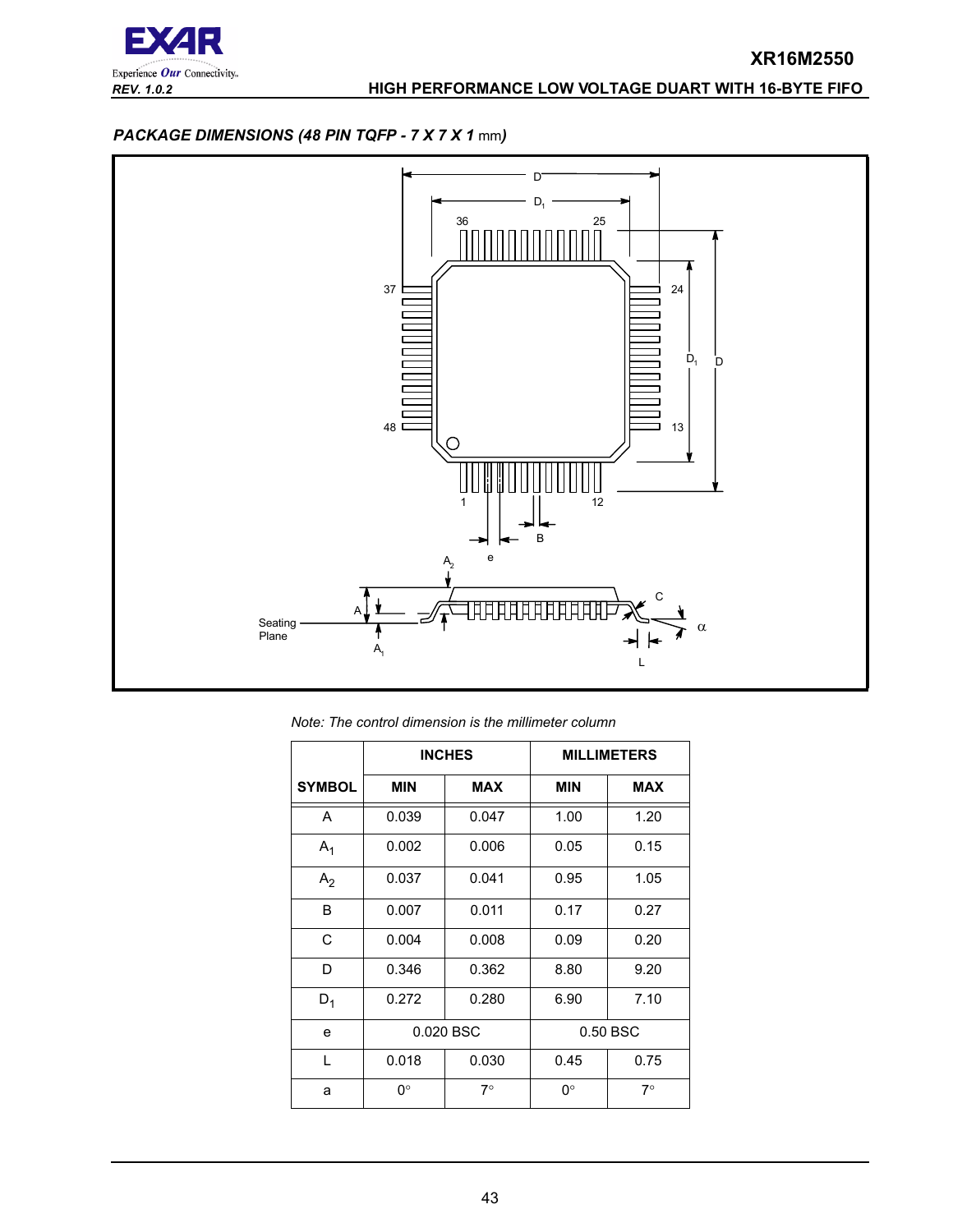### *PACKAGE DIMENSIONS (48 PIN TQFP - 7 X 7 X 1* mm*)*

*Note: The control dimension is the millimeter column*

| SYMBOL | INCHES | | MILLIMETERS | |
|---|---|---|---|---|
| | MIN | MAX | MIN | MAX |
| A | 0.039 | 0.047 | 1.00 | 1.20 |
| $A_1$ | 0.002 | 0.006 | 0.05 | 0.15 |
| $A_2$ | 0.037 | 0.041 | 0.95 | 1.05 |
| B | 0.007 | 0.011 | 0.17 | 0.27 |
| C | 0.004 | 0.008 | 0.09 | 0.20 |
| D | 0.346 | 0.362 | 8.80 | 9.20 |
| $D_1$ | 0.272 | 0.280 | 6.90 | 7.10 |
| e | 0.020 BSC | | 0.50 BSC | |
| L | 0.018 | 0.030 | 0.45 | 0.75 |
| a | 0° | 7° | 0° | 7° |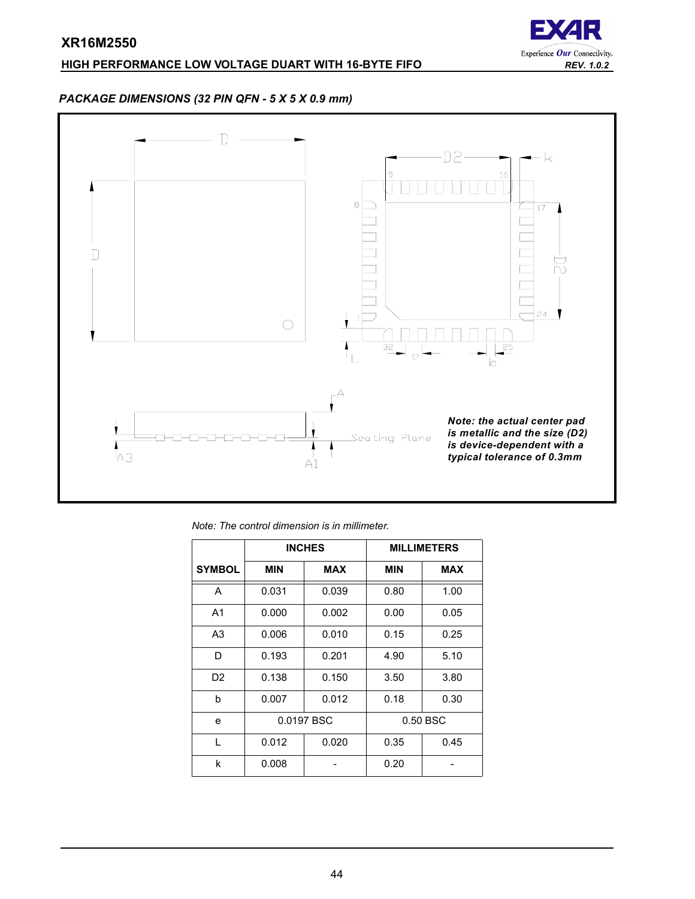### PACKAGE DIMENSIONS (32 PIN QFN - 5 X 5 X 0.9 mm)

*Note: the actual center pad is metallic and the size (D2) is device-dependent with a typical tolerance of 0.3mm*

*Note: The control dimension is in millimeter.*

| SYMBOL | INCHES | | MILLIMETERS | |
|---|---|---|---|---|
| | MIN | MAX | MIN | MAX |
| A | 0.031 | 0.039 | 0.80 | 1.00 |
| A1 | 0.000 | 0.002 | 0.00 | 0.05 |
| A3 | 0.006 | 0.010 | 0.15 | 0.25 |
| D | 0.193 | 0.201 | 4.90 | 5.10 |
| D2 | 0.138 | 0.150 | 3.50 | 3.80 |
| b | 0.007 | 0.012 | 0.18 | 0.30 |
| e | 0.0197 BSC | | 0.50 BSC | |
| L | 0.012 | 0.020 | 0.35 | 0.45 |
| k | 0.008 | - | 0.20 | - |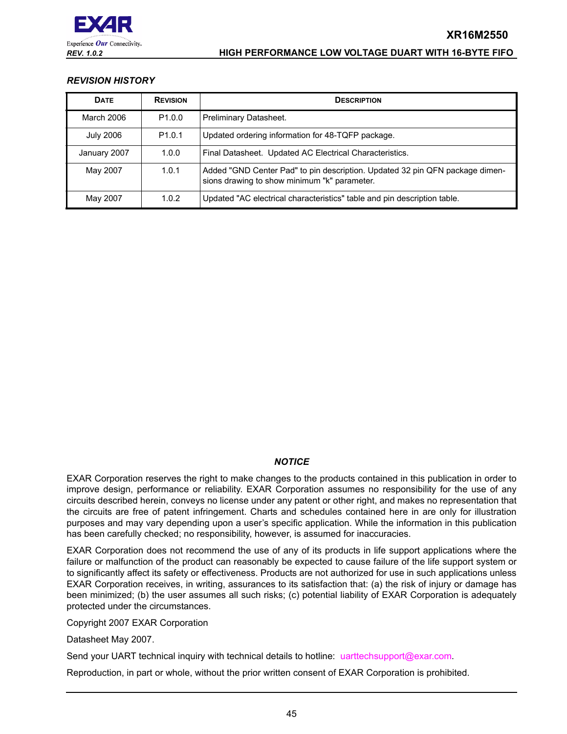### *REVISION HISTORY*

| DATE | REVISION | DESCRIPTION |
|---|---|---|
| March 2006 | P1.0.0 | Preliminary Datasheet. |
| July 2006 | P1.0.1 | Updated ordering information for 48-TQFP package. |
| January 2007 | 1.0.0 | Final Datasheet. Updated AC Electrical Characteristics. |
| May 2007 | 1.0.1 | Added "GND Center Pad" to pin description. Updated 32 pin QFN package dimensions drawing to show minimum "k" parameter. |
| May 2007 | 1.0.2 | Updated "AC electrical characteristics" table and pin description table. |

### *NOTICE*

EXAR Corporation reserves the right to make changes to the products contained in this publication in order to improve design, performance or reliability. EXAR Corporation assumes no responsibility for the use of any circuits described herein, conveys no license under any patent or other right, and makes no representation that the circuits are free of patent infringement. Charts and schedules contained here in are only for illustration purposes and may vary depending upon a user's specific application. While the information in this publication has been carefully checked; no responsibility, however, is assumed for inaccuracies.

EXAR Corporation does not recommend the use of any of its products in life support applications where the failure or malfunction of the product can reasonably be expected to cause failure of the life support system or to significantly affect its safety or effectiveness. Products are not authorized for use in such applications unless EXAR Corporation receives, in writing, assurances to its satisfaction that: (a) the risk of injury or damage has been minimized; (b) the user assumes all such risks; (c) potential liability of EXAR Corporation is adequately protected under the circumstances.

Copyright 2007 EXAR Corporation

Datasheet May 2007.

Send your UART technical inquiry with technical details to hotline: uarttechsupport@exar.com.

Reproduction, in part or whole, without the prior written consent of EXAR Corporation is prohibited.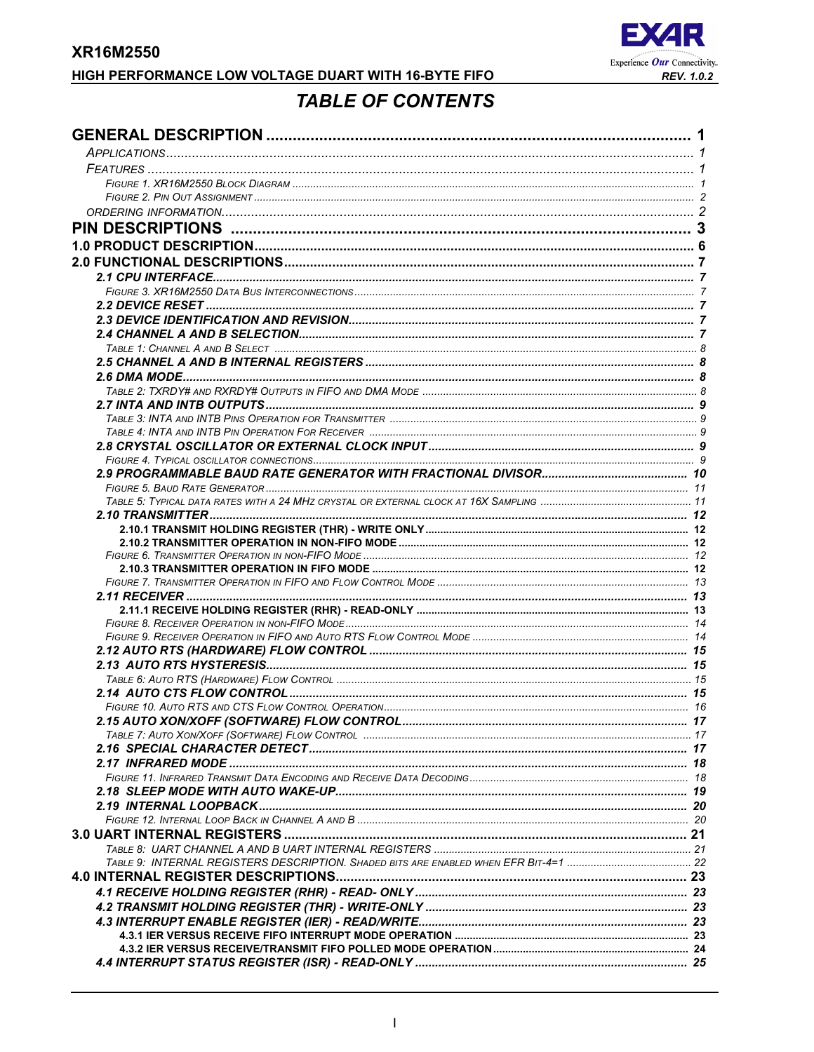# TABLE OF CONTENTS

GENERAL DESCRIPTION ..................................................................................... 1

*APPLICATIONS* ..................................................................................... 1

*FEATURES* ..................................................................................... 1

*FIGURE 1. XR16M2550 BLOCK DIAGRAM* ..................................................................................... 1

*FIGURE 2. PIN OUT ASSIGNMENT* ..................................................................................... 2

*ORDERING INFORMATION* ..................................................................................... 2

PIN DESCRIPTIONS ..................................................................................... 3

1.0 PRODUCT DESCRIPTION ..................................................................................... 6

2.0 FUNCTIONAL DESCRIPTIONS ..................................................................................... 7

*2.1 CPU INTERFACE* ..................................................................................... 7

*FIGURE 3. XR16M2550 DATA BUS INTERCONNECTIONS* ..................................................................................... 7

*2.2 DEVICE RESET* ..................................................................................... 7

*2.3 DEVICE IDENTIFICATION AND REVISION* ..................................................................................... 7

*2.4 CHANNEL A AND B SELECTION* ..................................................................................... 7

*TABLE 1: CHANNEL A AND B SELECT* ..................................................................................... 8

*2.5 CHANNEL A AND B INTERNAL REGISTERS* ..................................................................................... 8

*2.6 DMA MODE* ..................................................................................... 8

*TABLE 2: TXRDY# AND RXRDY# OUTPUTS IN FIFO AND DMA MODE* ..................................................................................... 8

*2.7 INTA AND INTB OUTPUTS* ..................................................................................... 9

*TABLE 3: INTA AND INTB PINS OPERATION FOR TRANSMITTER* ..................................................................................... 9

*TABLE 4: INTA AND INTB PIN OPERATION FOR RECEIVER* ..................................................................................... 9

*2.8 CRYSTAL OSCILLATOR OR EXTERNAL CLOCK INPUT* ..................................................................................... 9

*FIGURE 4. TYPICAL OSCILLATOR CONNECTIONS* ..................................................................................... 9

*2.9 PROGRAMMABLE BAUD RATE GENERATOR WITH FRACTIONAL DIVISOR* ..................................................................................... 10

*FIGURE 5. BAUD RATE GENERATOR* ..................................................................................... 11

*TABLE 5: TYPICAL DATA RATES WITH A 24 MHZ CRYSTAL OR EXTERNAL CLOCK AT 16X SAMPLING* ..................................................................................... 11

*2.10 TRANSMITTER* ..................................................................................... 12

2.10.1 TRANSMIT HOLDING REGISTER (THR) - WRITE ONLY ..................................................................................... 12

2.10.2 TRANSMITTER OPERATION IN NON-FIFO MODE ..................................................................................... 12

*FIGURE 6. TRANSMITTER OPERATION IN NON-FIFO MODE* ..................................................................................... 12

2.10.3 TRANSMITTER OPERATION IN FIFO MODE ..................................................................................... 12

*FIGURE 7. TRANSMITTER OPERATION IN FIFO AND FLOW CONTROL MODE* ..................................................................................... 13

*2.11 RECEIVER* ..................................................................................... 13

2.11.1 RECEIVE HOLDING REGISTER (RHR) - READ-ONLY ..................................................................................... 13

*FIGURE 8. RECEIVER OPERATION IN NON-FIFO MODE* ..................................................................................... 14

*FIGURE 9. RECEIVER OPERATION IN FIFO AND AUTO RTS FLOW CONTROL MODE* ..................................................................................... 14

*2.12 AUTO RTS (HARDWARE) FLOW CONTROL* ..................................................................................... 15

*2.13 AUTO RTS HYSTERESIS* ..................................................................................... 15

*TABLE 6: AUTO RTS (HARDWARE) FLOW CONTROL* ..................................................................................... 15

*2.14 AUTO CTS FLOW CONTROL* ..................................................................................... 15

*FIGURE 10. AUTO RTS AND CTS FLOW CONTROL OPERATION* ..................................................................................... 16

*2.15 AUTO XON/XOFF (SOFTWARE) FLOW CONTROL* ..................................................................................... 17

*TABLE 7: AUTO XON/XOFF (SOFTWARE) FLOW CONTROL* ..................................................................................... 17

*2.16 SPECIAL CHARACTER DETECT* ..................................................................................... 17

*2.17 INFRARED MODE* ..................................................................................... 18

*FIGURE 11. INFRARED TRANSMIT DATA ENCODING AND RECEIVE DATA DECODING* ..................................................................................... 18

*2.18 SLEEP MODE WITH AUTO WAKE-UP* ..................................................................................... 19

*2.19 INTERNAL LOOPBACK* ..................................................................................... 20

*FIGURE 12. INTERNAL LOOP BACK IN CHANNEL A AND B* ..................................................................................... 20

3.0 UART INTERNAL REGISTERS ..................................................................................... 21

*TABLE 8: UART CHANNEL A AND B UART INTERNAL REGISTERS* ..................................................................................... 21

*TABLE 9: INTERNAL REGISTERS DESCRIPTION. SHADED BITS ARE ENABLED WHEN EFR BIT-4=1* ..................................................................................... 22

4.0 INTERNAL REGISTER DESCRIPTIONS ..................................................................................... 23

*4.1 RECEIVE HOLDING REGISTER (RHR) - READ- ONLY* ..................................................................................... 23

*4.2 TRANSMIT HOLDING REGISTER (THR) - WRITE-ONLY* ..................................................................................... 23

*4.3 INTERRUPT ENABLE REGISTER (IER) - READ/WRITE* ..................................................................................... 23

4.3.1 IER VERSUS RECEIVE FIFO INTERRUPT MODE OPERATION ..................................................................................... 23

4.3.2 IER VERSUS RECEIVE/TRANSMIT FIFO POLLED MODE OPERATION ..................................................................................... 24

*4.4 INTERRUPT STATUS REGISTER (ISR) - READ-ONLY* ..................................................................................... 25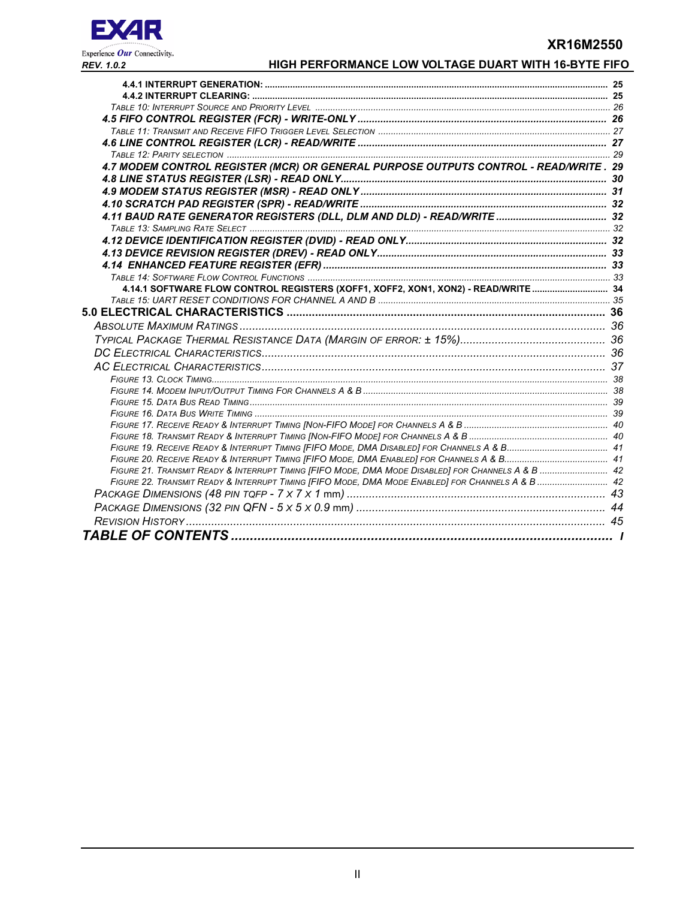4.4.1 INTERRUPT GENERATION: ........................................ 25
4.4.2 INTERRUPT CLEARING: ........................................ 25
*Table 10: Interrupt Source and Priority Level* ........................................ 26
***4.5 FIFO CONTROL REGISTER (FCR) - WRITE-ONLY*** ........................................ 26
*Table 11: Transmit and Receive FIFO Trigger Level Selection* ........................................ 27
***4.6 LINE CONTROL REGISTER (LCR) - READ/WRITE*** ........................................ 27
*Table 12: Parity selection* ........................................ 29
***4.7 MODEM CONTROL REGISTER (MCR) OR GENERAL PURPOSE OUTPUTS CONTROL - READ/WRITE*** . 29
***4.8 LINE STATUS REGISTER (LSR) - READ ONLY*** ........................................ 30
***4.9 MODEM STATUS REGISTER (MSR) - READ ONLY*** ........................................ 31
***4.10 SCRATCH PAD REGISTER (SPR) - READ/WRITE*** ........................................ 32
***4.11 BAUD RATE GENERATOR REGISTERS (DLL, DLM AND DLD) - READ/WRITE*** ........................................ 32
*Table 13: Sampling Rate Select* ........................................ 32
***4.12 DEVICE IDENTIFICATION REGISTER (DVID) - READ ONLY*** ........................................ 32
***4.13 DEVICE REVISION REGISTER (DREV) - READ ONLY*** ........................................ 33
***4.14 ENHANCED FEATURE REGISTER (EFR)*** ........................................ 33
*Table 14: Software Flow Control Functions* ........................................ 33
4.14.1 SOFTWARE FLOW CONTROL REGISTERS (XOFF1, XOFF2, XON1, XON2) - READ/WRITE ........................................ 34
*Table 15: UART Reset Conditions for Channel A and B* ........................................ 35
**5.0 ELECTRICAL CHARACTERISTICS** ........................................ 36
*Absolute Maximum Ratings* ........................................ 36
*Typical Package Thermal Resistance Data (Margin of error: ± 15%)* ........................................ 36
*DC Electrical Characteristics* ........................................ 36
*AC Electrical Characteristics* ........................................ 37
*Figure 13. Clock Timing* ........................................ 38
*Figure 14. Modem Input/Output Timing For Channels A & B* ........................................ 38
*Figure 15. Data Bus Read Timing* ........................................ 39
*Figure 16. Data Bus Write Timing* ........................................ 39
*Figure 17. Receive Ready & Interrupt Timing [Non-FIFO Mode] for Channels A & B* ........................................ 40
*Figure 18. Transmit Ready & Interrupt Timing [Non-FIFO Mode] for Channels A & B* ........................................ 40
*Figure 19. Receive Ready & Interrupt Timing [FIFO Mode, DMA Disabled] for Channels A & B* ........................................ 41
*Figure 20. Receive Ready & Interrupt Timing [FIFO Mode, DMA Enabled] for Channels A & B* ........................................ 41
*Figure 21. Transmit Ready & Interrupt Timing [FIFO Mode, DMA Mode Disabled] for Channels A & B* ........................................ 42
*Figure 22. Transmit Ready & Interrupt Timing [FIFO Mode, DMA Mode Enabled] for Channels A & B* ........................................ 42
*Package Dimensions (48 pin TQFP - 7 x 7 x 1 mm)* ........................................ 43
*Package Dimensions (32 pin QFN - 5 x 5 x 0.9 mm)* ........................................ 44
*Revision History* ........................................ 45
***TABLE OF CONTENTS*** ........................................ I